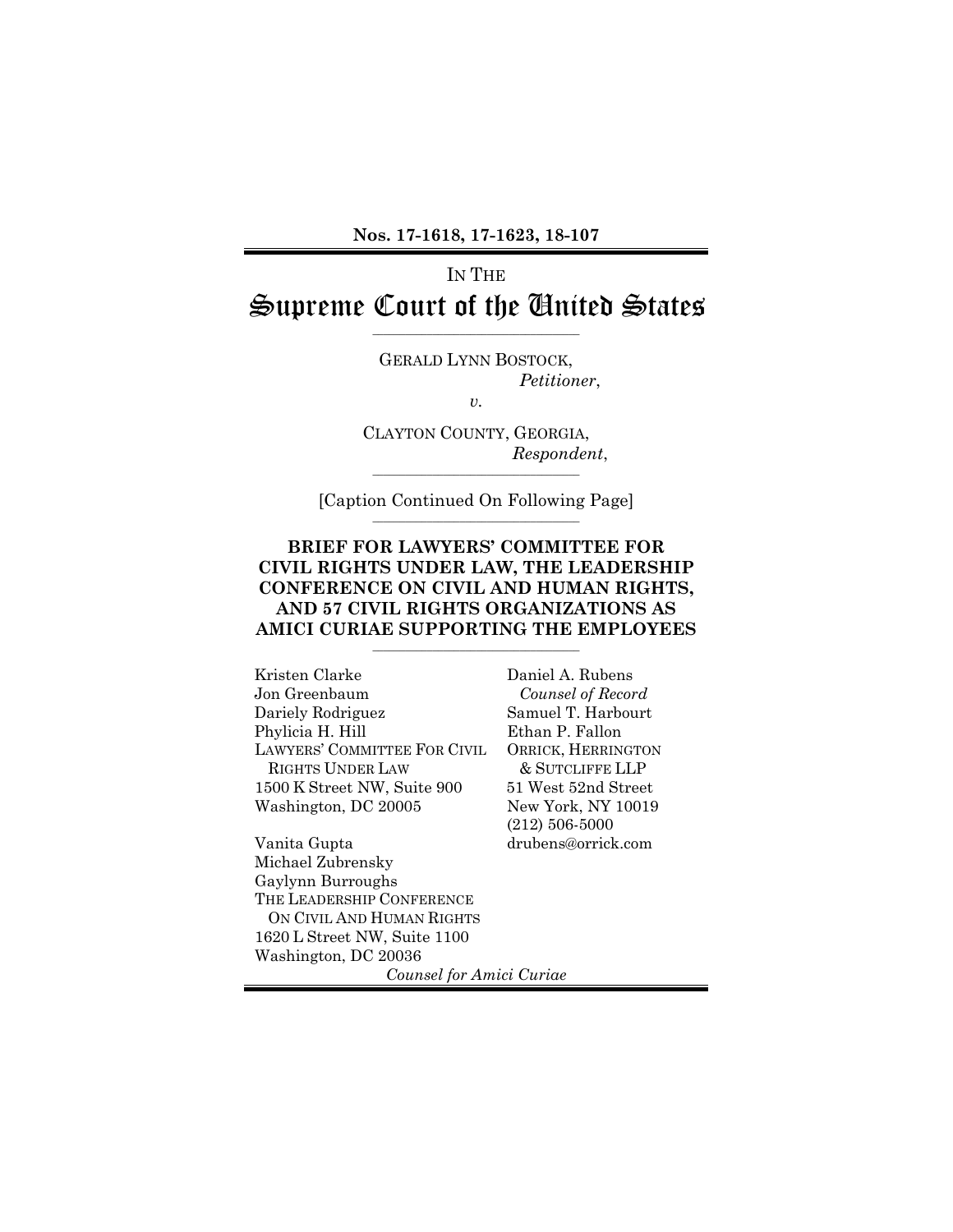**Nos. 17-1618, 17-1623, 18-107**

IN THE

# Supreme Court of the United States

---

GERALD LYNN BOSTOCK,
*Petitioner*,

*v.*

CLAYTON COUNTY, GEORGIA,
*Respondent*,

---

[Caption Continued On Following Page]

---

**BRIEF FOR LAWYERS' COMMITTEE FOR CIVIL RIGHTS UNDER LAW, THE LEADERSHIP CONFERENCE ON CIVIL AND HUMAN RIGHTS, AND 57 CIVIL RIGHTS ORGANIZATIONS AS AMICI CURIAE SUPPORTING THE EMPLOYEES**

---

Kristen Clarke
Jon Greenbaum
Dariely Rodriguez
Phylicia H. Hill
LAWYERS' COMMITTEE FOR CIVIL RIGHTS UNDER LAW
1500 K Street NW, Suite 900
Washington, DC 20005

Vanita Gupta
Michael Zubrensky
Gaylynn Burroughs
THE LEADERSHIP CONFERENCE ON CIVIL AND HUMAN RIGHTS
1620 L Street NW, Suite 1100
Washington, DC 20036

Daniel A. Rubens
*Counsel of Record*
Samuel T. Harbourt
Ethan P. Fallon
ORRICK, HERRINGTON & SUTCLIFFE LLP
51 West 52nd Street
New York, NY 10019
(212) 506-5000
drubens@orrick.com

*Counsel for Amici Curiae*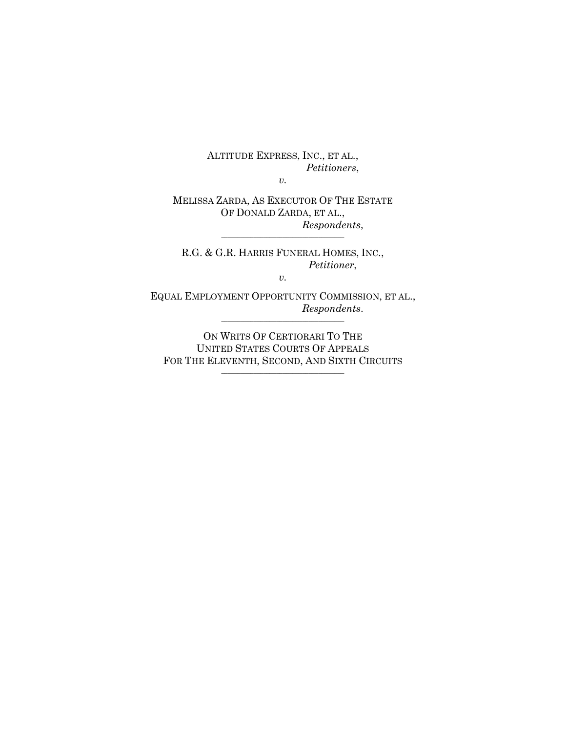---

ALTITUDE EXPRESS, INC., ET AL.,
*Petitioners*,

*v.*

MELISSA ZARDA, AS EXECUTOR OF THE ESTATE OF DONALD ZARDA, ET AL.,
*Respondents*,

---

R.G. & G.R. HARRIS FUNERAL HOMES, INC.,
*Petitioner*,

*v.*

EQUAL EMPLOYMENT OPPORTUNITY COMMISSION, ET AL.,
*Respondents*.

---

ON WRITS OF CERTIORARI TO THE UNITED STATES COURTS OF APPEALS FOR THE ELEVENTH, SECOND, AND SIXTH CIRCUITS

---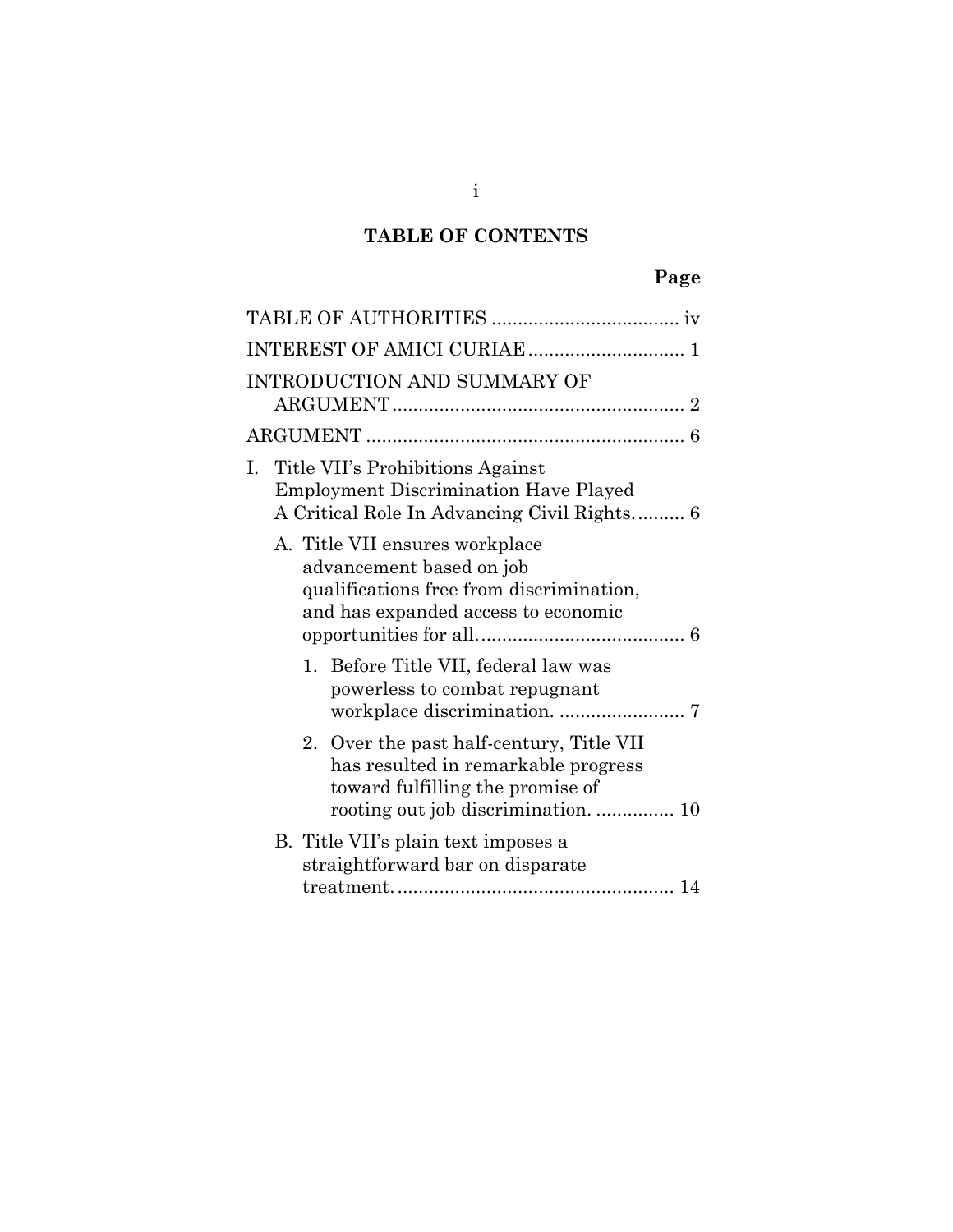## TABLE OF CONTENTS

| | Page |
|---|---|
| TABLE OF AUTHORITIES | iv |
| INTEREST OF AMICI CURIAE | 1 |
| INTRODUCTION AND SUMMARY OF ARGUMENT | 2 |
| ARGUMENT | 6 |
| I. Title VII's Prohibitions Against Employment Discrimination Have Played A Critical Role In Advancing Civil Rights. | 6 |
| A. Title VII ensures workplace advancement based on job qualifications free from discrimination, and has expanded access to economic opportunities for all. | 6 |
| 1. Before Title VII, federal law was powerless to combat repugnant workplace discrimination. | 7 |
| 2. Over the past half-century, Title VII has resulted in remarkable progress toward fulfilling the promise of rooting out job discrimination. | 10 |
| B. Title VII's plain text imposes a straightforward bar on disparate treatment. | 14 |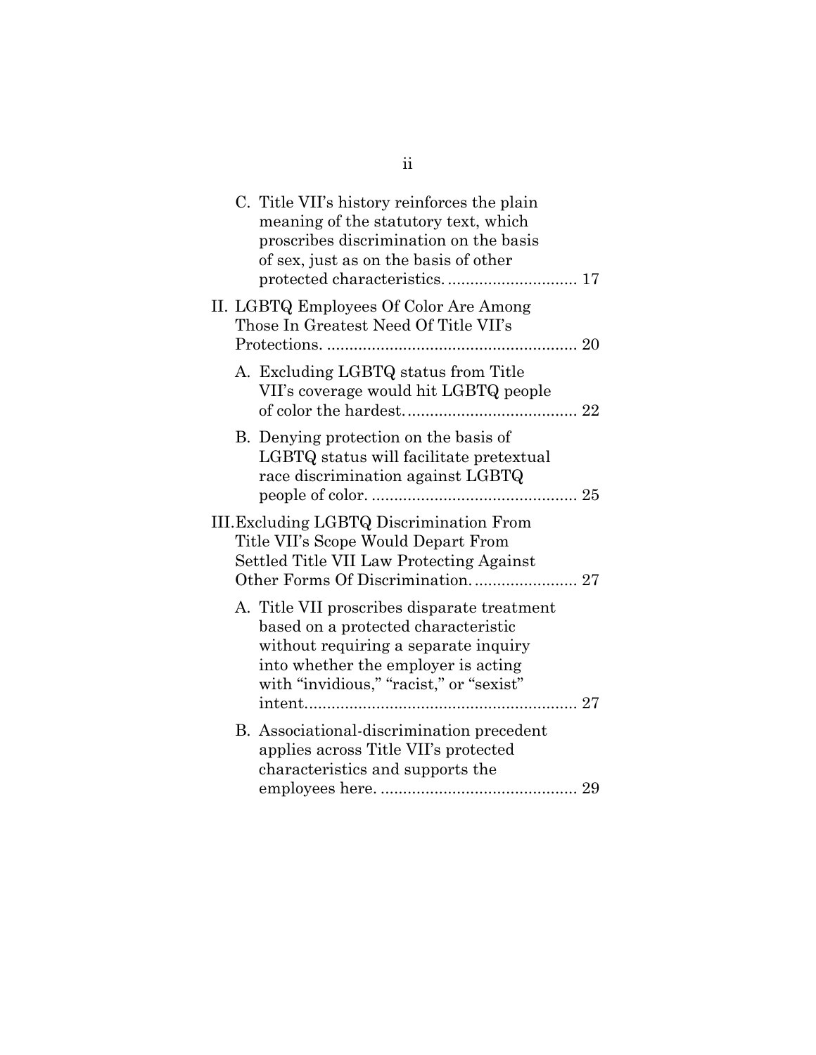C. Title VII's history reinforces the plain meaning of the statutory text, which proscribes discrimination on the basis of sex, just as on the basis of other protected characteristics. ............................ 17

II. LGBTQ Employees Of Color Are Among Those In Greatest Need Of Title VII's Protections. ........................................................ 20

A. Excluding LGBTQ status from Title VII's coverage would hit LGBTQ people of color the hardest. ..................................... 22

B. Denying protection on the basis of LGBTQ status will facilitate pretextual race discrimination against LGBTQ people of color. ............................................. 25

III. Excluding LGBTQ Discrimination From Title VII's Scope Would Depart From Settled Title VII Law Protecting Against Other Forms Of Discrimination. ...................... 27

A. Title VII proscribes disparate treatment based on a protected characteristic without requiring a separate inquiry into whether the employer is acting with "invidious," "racist," or "sexist" intent. ........................................................... 27

B. Associational-discrimination precedent applies across Title VII's protected characteristics and supports the employees here. ........................................... 29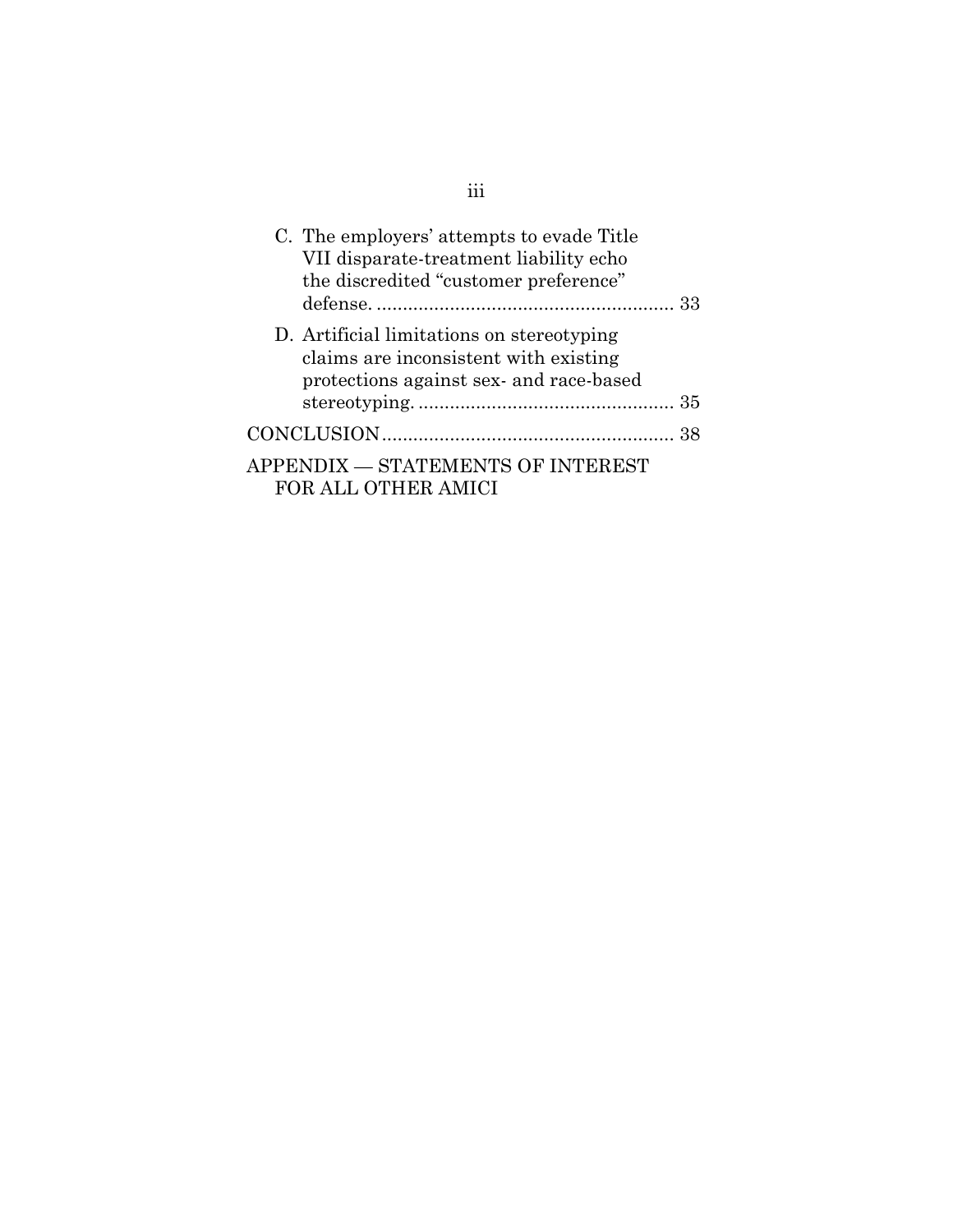C. The employers' attempts to evade Title VII disparate-treatment liability echo the discredited "customer preference" defense. ........................................................ 33

D. Artificial limitations on stereotyping claims are inconsistent with existing protections against sex- and race-based stereotyping. ................................................ 35

CONCLUSION ....................................................... 38

APPENDIX — STATEMENTS OF INTEREST FOR ALL OTHER AMICI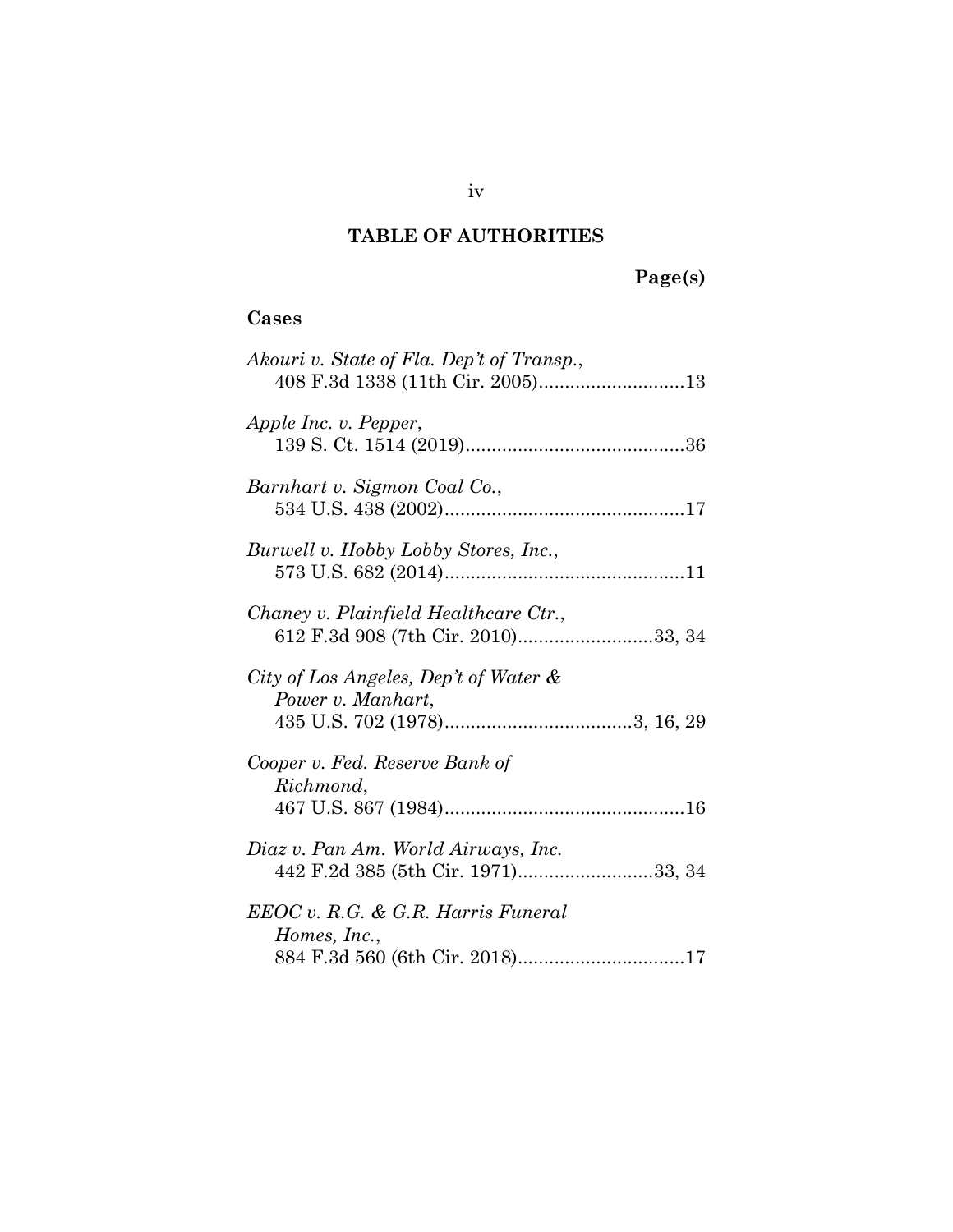## TABLE OF AUTHORITIES

**Page(s)**

### Cases

*Akouri v. State of Fla. Dep't of Transp.*, 408 F.3d 1338 (11th Cir. 2005)............................13

*Apple Inc. v. Pepper*, 139 S. Ct. 1514 (2019)..........................................36

*Barnhart v. Sigmon Coal Co.*, 534 U.S. 438 (2002)..............................................17

*Burwell v. Hobby Lobby Stores, Inc.*, 573 U.S. 682 (2014)..............................................11

*Chaney v. Plainfield Healthcare Ctr.*, 612 F.3d 908 (7th Cir. 2010)..........................33, 34

*City of Los Angeles, Dep't of Water & Power v. Manhart*, 435 U.S. 702 (1978)....................................3, 16, 29

*Cooper v. Fed. Reserve Bank of Richmond*, 467 U.S. 867 (1984)..............................................16

*Diaz v. Pan Am. World Airways, Inc.* 442 F.2d 385 (5th Cir. 1971)..........................33, 34

*EEOC v. R.G. & G.R. Harris Funeral Homes, Inc.*, 884 F.3d 560 (6th Cir. 2018)................................17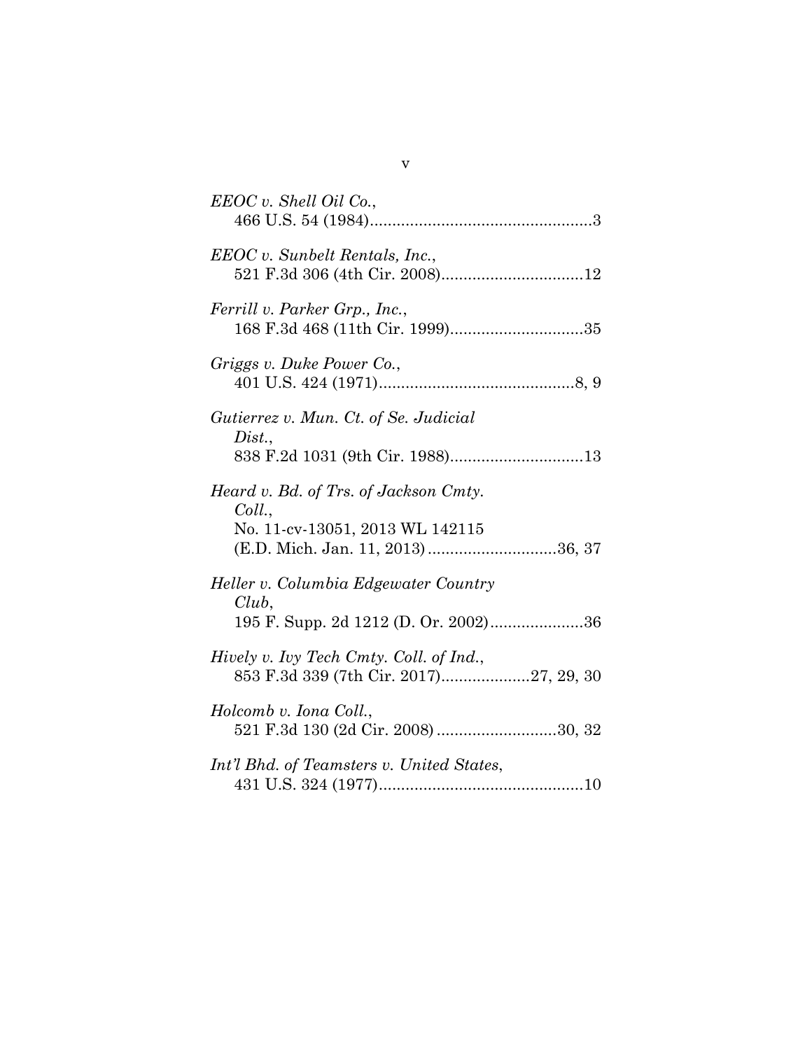*EEOC v. Shell Oil Co.*,
466 U.S. 54 (1984)..................................................3

*EEOC v. Sunbelt Rentals, Inc.*,
521 F.3d 306 (4th Cir. 2008)................................12

*Ferrill v. Parker Grp., Inc.*,
168 F.3d 468 (11th Cir. 1999)..............................35

*Griggs v. Duke Power Co.*,
401 U.S. 424 (1971)............................................8, 9

*Gutierrez v. Mun. Ct. of Se. Judicial Dist.*,
838 F.2d 1031 (9th Cir. 1988)..............................13

*Heard v. Bd. of Trs. of Jackson Cmty. Coll.*,
No. 11-cv-13051, 2013 WL 142115
(E.D. Mich. Jan. 11, 2013).............................36, 37

*Heller v. Columbia Edgewater Country Club*,
195 F. Supp. 2d 1212 (D. Or. 2002).....................36

*Hively v. Ivy Tech Cmty. Coll. of Ind.*,
853 F.3d 339 (7th Cir. 2017)....................27, 29, 30

*Holcomb v. Iona Coll.*,
521 F.3d 130 (2d Cir. 2008)...........................30, 32

*Int'l Bhd. of Teamsters v. United States*,
431 U.S. 324 (1977)..............................................10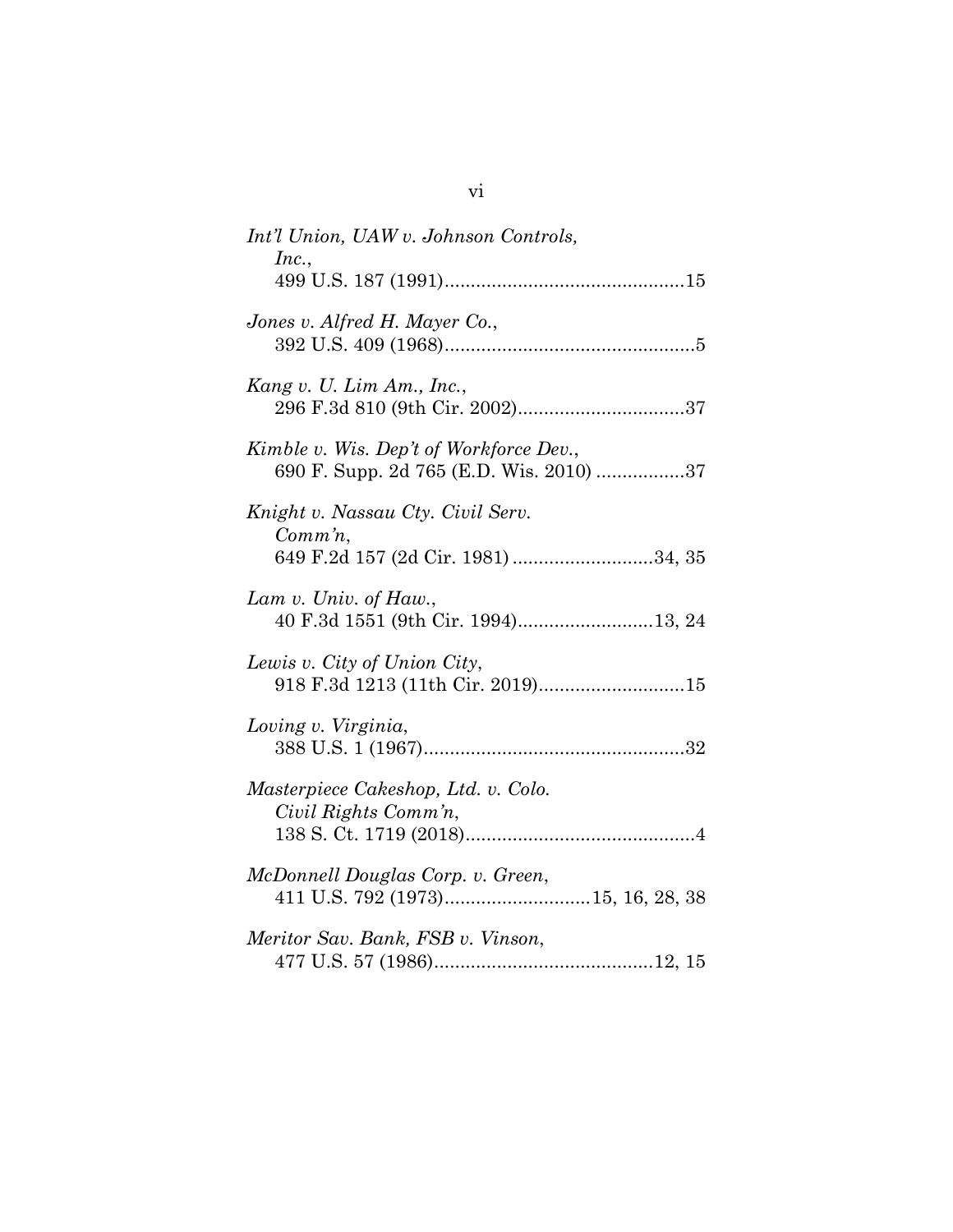*Int'l Union, UAW v. Johnson Controls, Inc.*,
499 U.S. 187 (1991)..............................................15

*Jones v. Alfred H. Mayer Co.*,
392 U.S. 409 (1968)................................................5

*Kang v. U. Lim Am., Inc.*,
296 F.3d 810 (9th Cir. 2002)................................37

*Kimble v. Wis. Dep't of Workforce Dev.*,
690 F. Supp. 2d 765 (E.D. Wis. 2010) .................37

*Knight v. Nassau Cty. Civil Serv. Comm'n*,
649 F.2d 157 (2d Cir. 1981) ...........................34, 35

*Lam v. Univ. of Haw.*,
40 F.3d 1551 (9th Cir. 1994)..........................13, 24

*Lewis v. City of Union City*,
918 F.3d 1213 (11th Cir. 2019)............................15

*Loving v. Virginia*,
388 U.S. 1 (1967)..................................................32

*Masterpiece Cakeshop, Ltd. v. Colo. Civil Rights Comm'n*,
138 S. Ct. 1719 (2018)............................................4

*McDonnell Douglas Corp. v. Green*,
411 U.S. 792 (1973)............................15, 16, 28, 38

*Meritor Sav. Bank, FSB v. Vinson*,
477 U.S. 57 (1986)..........................................12, 15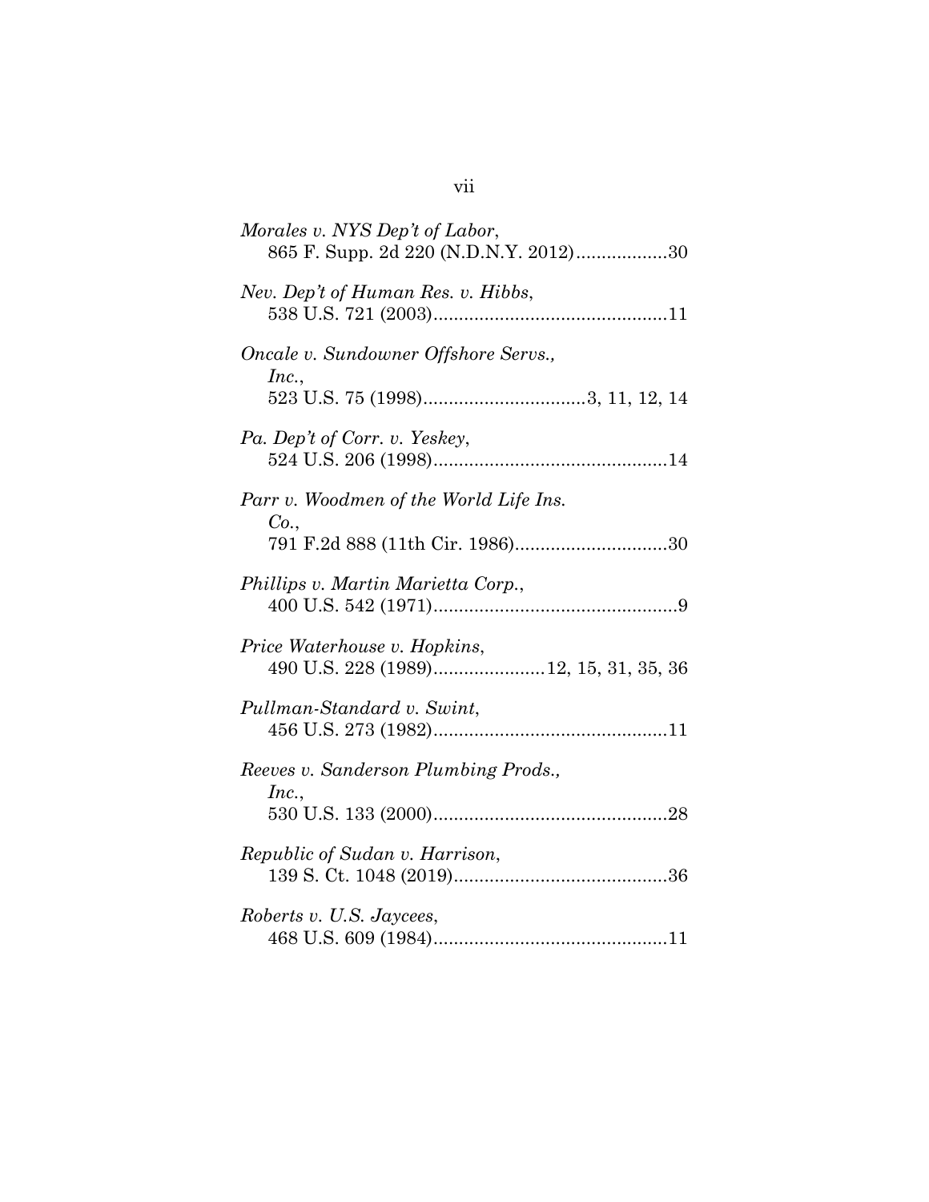*Morales v. NYS Dep't of Labor*,
865 F. Supp. 2d 220 (N.D.N.Y. 2012)..................30

*Nev. Dep't of Human Res. v. Hibbs*,
538 U.S. 721 (2003)..............................................11

*Oncale v. Sundowner Offshore Servs., Inc.*,
523 U.S. 75 (1998)................................3, 11, 12, 14

*Pa. Dep't of Corr. v. Yeskey*,
524 U.S. 206 (1998)..............................................14

*Parr v. Woodmen of the World Life Ins. Co.*,
791 F.2d 888 (11th Cir. 1986)..............................30

*Phillips v. Martin Marietta Corp.*,
400 U.S. 542 (1971)................................................9

*Price Waterhouse v. Hopkins*,
490 U.S. 228 (1989)......................12, 15, 31, 35, 36

*Pullman-Standard v. Swint*,
456 U.S. 273 (1982)..............................................11

*Reeves v. Sanderson Plumbing Prods., Inc.*,
530 U.S. 133 (2000)..............................................28

*Republic of Sudan v. Harrison*,
139 S. Ct. 1048 (2019)..........................................36

*Roberts v. U.S. Jaycees*,
468 U.S. 609 (1984)..............................................11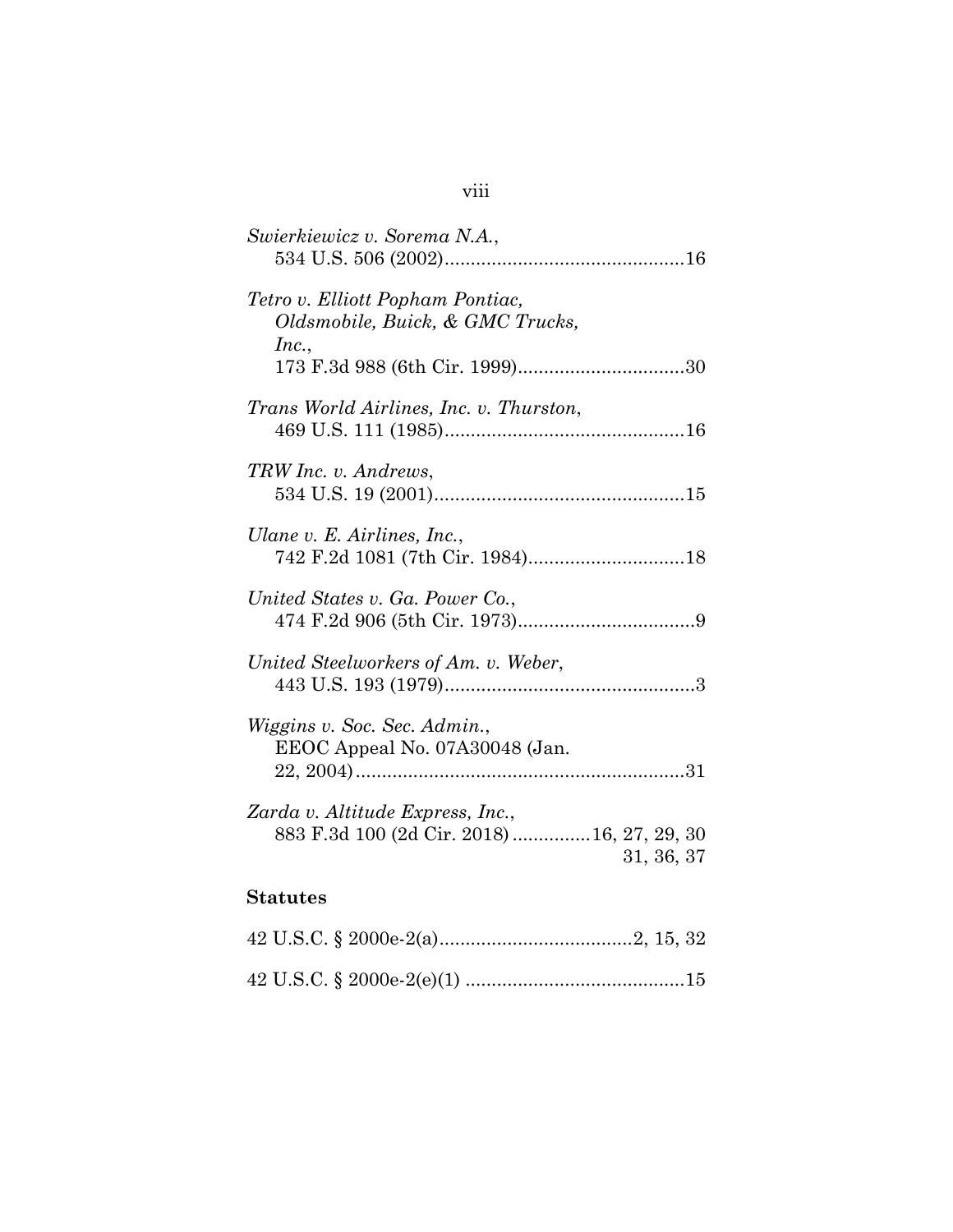*Swierkiewicz v. Sorema N.A.*,
534 U.S. 506 (2002)..............................................16

*Tetro v. Elliott Popham Pontiac, Oldsmobile, Buick, & GMC Trucks, Inc.*,
173 F.3d 988 (6th Cir. 1999)................................30

*Trans World Airlines, Inc. v. Thurston*,
469 U.S. 111 (1985)..............................................16

*TRW Inc. v. Andrews*,
534 U.S. 19 (2001)................................................15

*Ulane v. E. Airlines, Inc.*,
742 F.2d 1081 (7th Cir. 1984)..............................18

*United States v. Ga. Power Co.*,
474 F.2d 906 (5th Cir. 1973)..................................9

*United Steelworkers of Am. v. Weber*,
443 U.S. 193 (1979)................................................3

*Wiggins v. Soc. Sec. Admin.*,
EEOC Appeal No. 07A30048 (Jan. 22, 2004)...............................................................31

*Zarda v. Altitude Express, Inc.*,
883 F.3d 100 (2d Cir. 2018)...............16, 27, 29, 30, 31, 36, 37

## Statutes

42 U.S.C. § 2000e-2(a).....................................2, 15, 32

42 U.S.C. § 2000e-2(e)(1) ..........................................15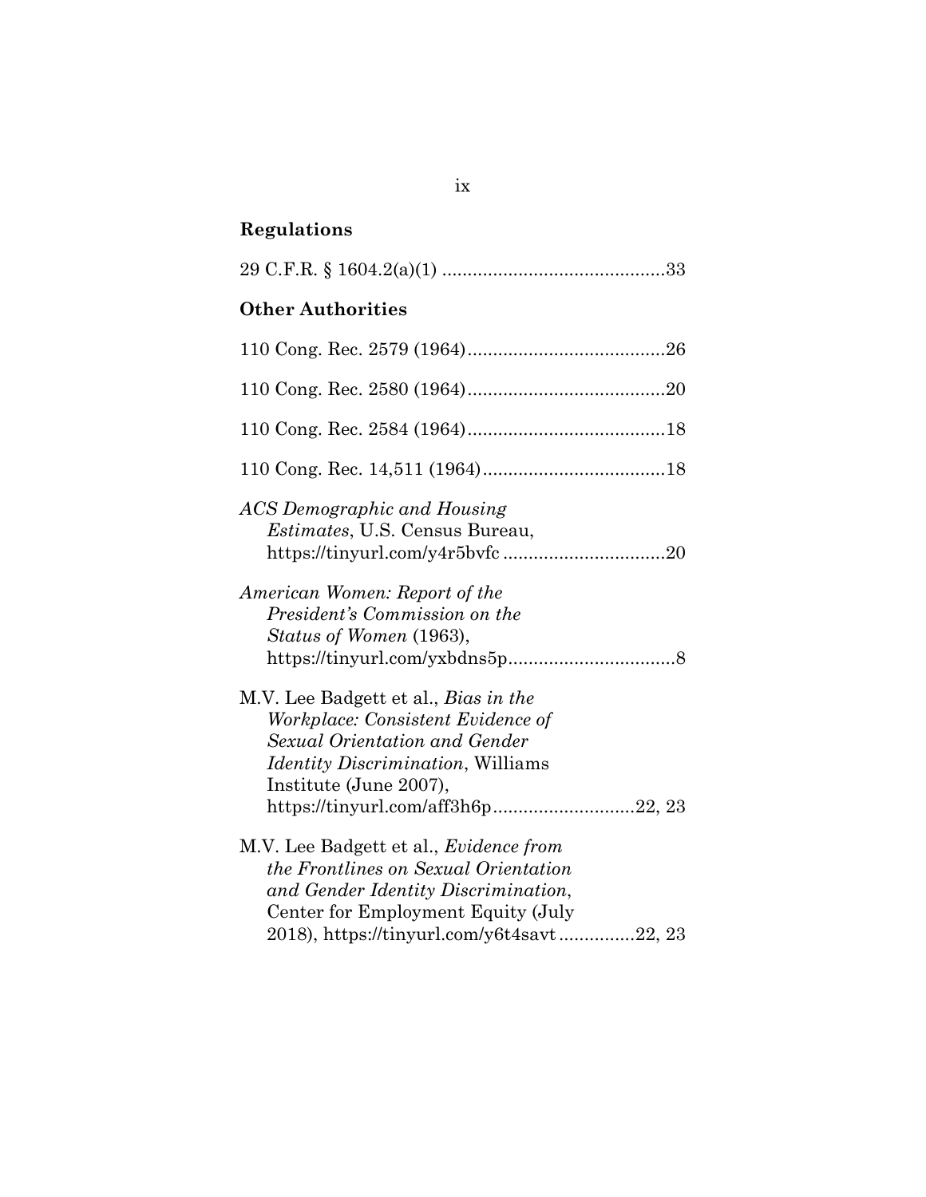## Regulations

29 C.F.R. § 1604.2(a)(1) ............................................33

## Other Authorities

110 Cong. Rec. 2579 (1964).......................................26

110 Cong. Rec. 2580 (1964).......................................20

110 Cong. Rec. 2584 (1964).......................................18

110 Cong. Rec. 14,511 (1964)....................................18

*ACS Demographic and Housing Estimates*, U.S. Census Bureau, https://tinyurl.com/y4r5bvfc ................................20

*American Women: Report of the President's Commission on the Status of Women* (1963), https://tinyurl.com/yxbdns5p.................................8

M.V. Lee Badgett et al., *Bias in the Workplace: Consistent Evidence of Sexual Orientation and Gender Identity Discrimination*, Williams Institute (June 2007), https://tinyurl.com/aff3h6p............................22, 23

M.V. Lee Badgett et al., *Evidence from the Frontlines on Sexual Orientation and Gender Identity Discrimination*, Center for Employment Equity (July 2018), https://tinyurl.com/y6t4savt...............22, 23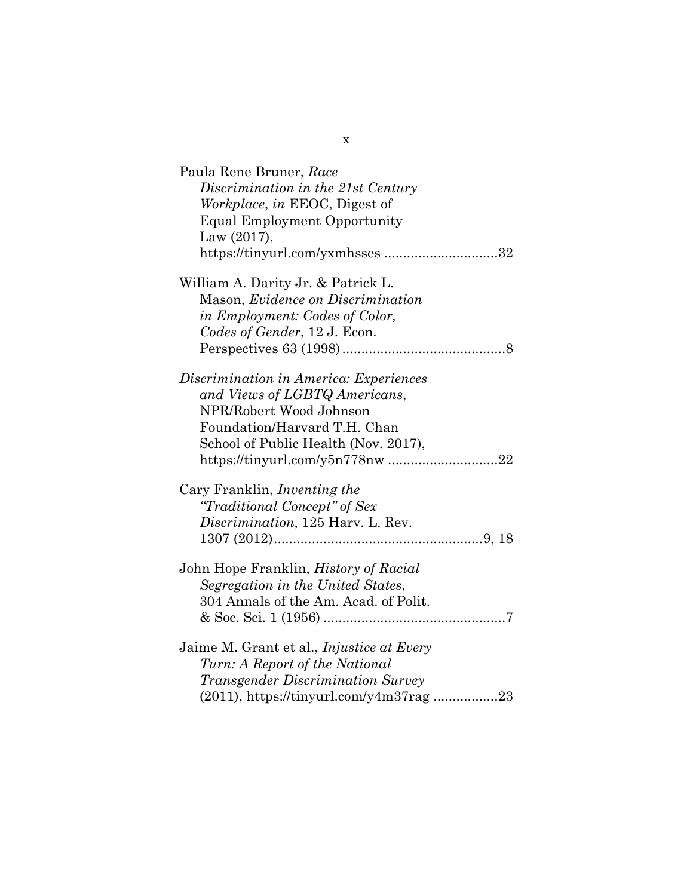Paula Rene Bruner, *Race Discrimination in the 21st Century Workplace*, *in* EEOC, Digest of Equal Employment Opportunity Law (2017), https://tinyurl.com/yxmhsses ..............................32

William A. Darity Jr. & Patrick L. Mason, *Evidence on Discrimination in Employment: Codes of Color, Codes of Gender*, 12 J. Econ. Perspectives 63 (1998)...........................................8

*Discrimination in America: Experiences and Views of LGBTQ Americans*, NPR/Robert Wood Johnson Foundation/Harvard T.H. Chan School of Public Health (Nov. 2017), https://tinyurl.com/y5n778nw .............................22

Cary Franklin, *Inventing the "Traditional Concept" of Sex Discrimination*, 125 Harv. L. Rev. 1307 (2012).......................................................9, 18

John Hope Franklin, *History of Racial Segregation in the United States*, 304 Annals of the Am. Acad. of Polit. & Soc. Sci. 1 (1956) ................................................7

Jaime M. Grant et al., *Injustice at Every Turn: A Report of the National Transgender Discrimination Survey* (2011), https://tinyurl.com/y4m37rag .................23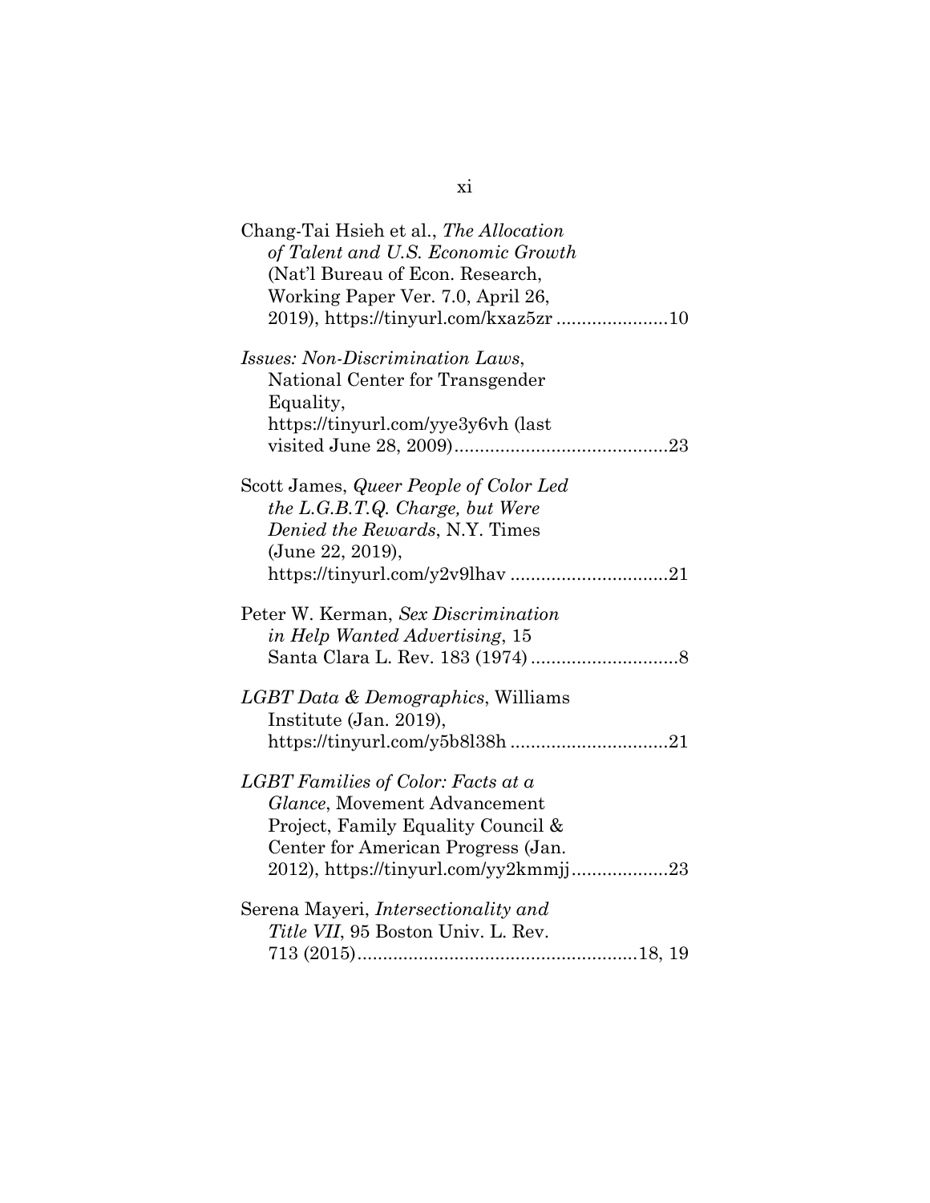Chang-Tai Hsieh et al., *The Allocation of Talent and U.S. Economic Growth* (Nat'l Bureau of Econ. Research, Working Paper Ver. 7.0, April 26, 2019), https://tinyurl.com/kxaz5zr ......................10

*Issues: Non-Discrimination Laws*, National Center for Transgender Equality, https://tinyurl.com/yye3y6vh (last visited June 28, 2009)..........................................23

Scott James, *Queer People of Color Led the L.G.B.T.Q. Charge, but Were Denied the Rewards*, N.Y. Times (June 22, 2019), https://tinyurl.com/y2v9lhav ...............................21

Peter W. Kerman, *Sex Discrimination in Help Wanted Advertising*, 15 Santa Clara L. Rev. 183 (1974) .............................8

*LGBT Data & Demographics*, Williams Institute (Jan. 2019), https://tinyurl.com/y5b8l38h ...............................21

*LGBT Families of Color: Facts at a Glance*, Movement Advancement Project, Family Equality Council & Center for American Progress (Jan. 2012), https://tinyurl.com/yy2kmmjj...................23

Serena Mayeri, *Intersectionality and Title VII*, 95 Boston Univ. L. Rev. 713 (2015).......................................................18, 19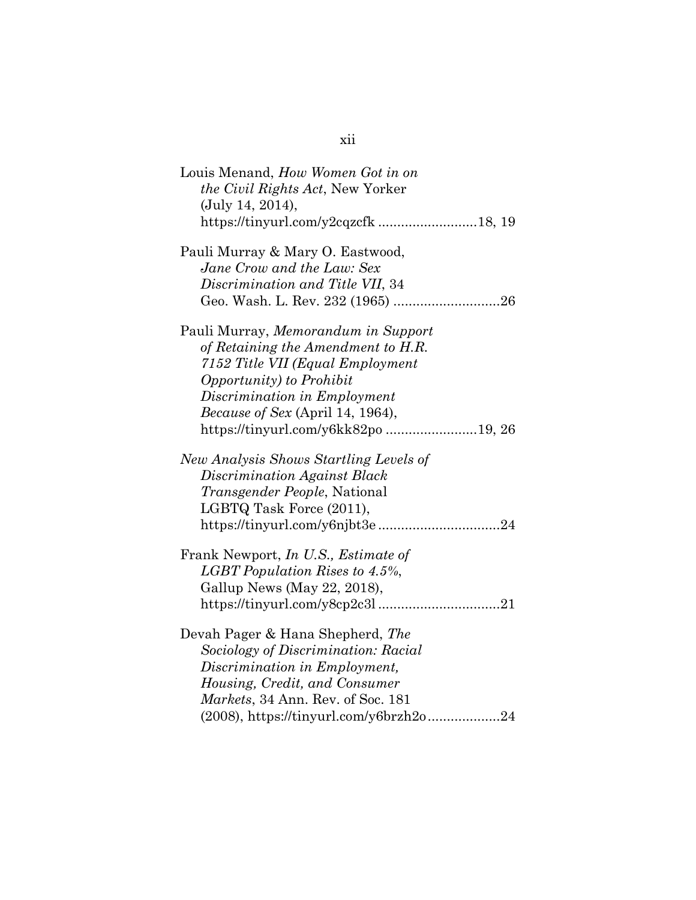Louis Menand, *How Women Got in on the Civil Rights Act*, New Yorker (July 14, 2014), https://tinyurl.com/y2cqzcfk .........................18, 19

Pauli Murray & Mary O. Eastwood, *Jane Crow and the Law: Sex Discrimination and Title VII*, 34 Geo. Wash. L. Rev. 232 (1965) ............................26

Pauli Murray, *Memorandum in Support of Retaining the Amendment to H.R. 7152 Title VII (Equal Employment Opportunity) to Prohibit Discrimination in Employment Because of Sex* (April 14, 1964), https://tinyurl.com/y6kk82po ........................19, 26

*New Analysis Shows Startling Levels of Discrimination Against Black Transgender People*, National LGBTQ Task Force (2011), https://tinyurl.com/y6njbt3e ................................24

Frank Newport, *In U.S., Estimate of LGBT Population Rises to 4.5%*, Gallup News (May 22, 2018), https://tinyurl.com/y8cp2c3l ................................21

Devah Pager & Hana Shepherd, *The Sociology of Discrimination: Racial Discrimination in Employment, Housing, Credit, and Consumer Markets*, 34 Ann. Rev. of Soc. 181 (2008), https://tinyurl.com/y6brzh2o...................24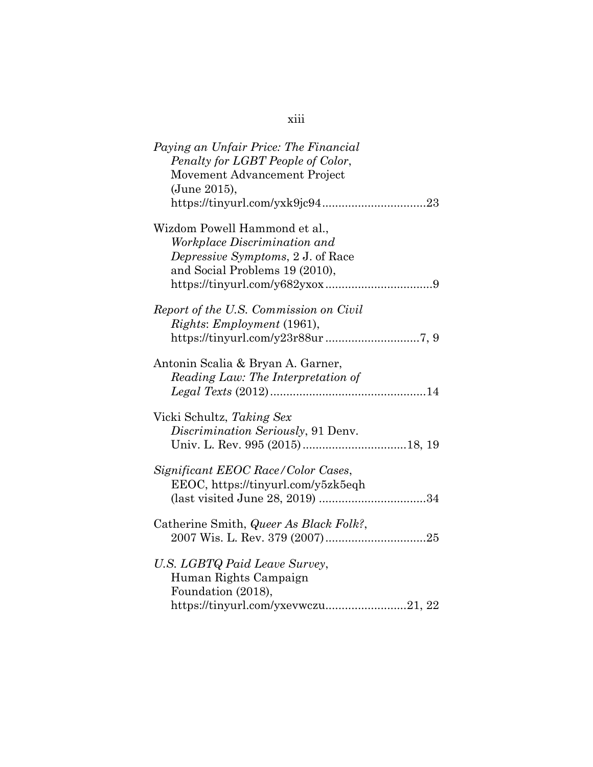*Paying an Unfair Price: The Financial Penalty for LGBT People of Color*, Movement Advancement Project (June 2015), https://tinyurl.com/yxk9jc94................................23

Wizdom Powell Hammond et al., *Workplace Discrimination and Depressive Symptoms*, 2 J. of Race and Social Problems 19 (2010), https://tinyurl.com/y682yxox.................................9

*Report of the U.S. Commission on Civil Rights*: *Employment* (1961), https://tinyurl.com/y23r88ur.............................7, 9

Antonin Scalia & Bryan A. Garner, *Reading Law: The Interpretation of Legal Texts* (2012)................................................14

Vicki Schultz, *Taking Sex Discrimination Seriously*, 91 Denv. Univ. L. Rev. 995 (2015)................................18, 19

*Significant EEOC Race/Color Cases*, EEOC, https://tinyurl.com/y5zk5eqh (last visited June 28, 2019) .................................34

Catherine Smith, *Queer As Black Folk?*, 2007 Wis. L. Rev. 379 (2007)...............................25

*U.S. LGBTQ Paid Leave Survey*, Human Rights Campaign Foundation (2018), https://tinyurl.com/yxevwczu.........................21, 22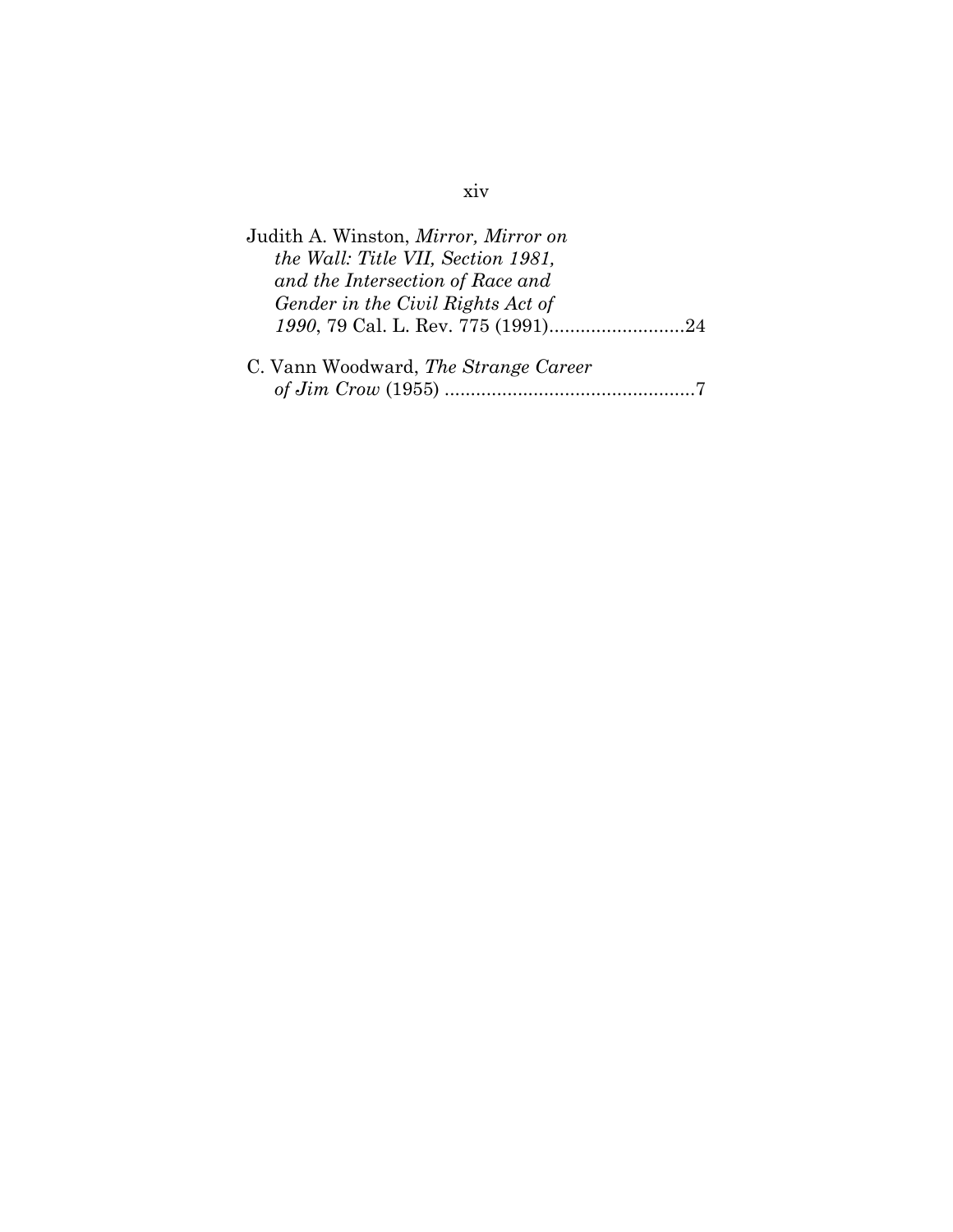Judith A. Winston, *Mirror, Mirror on the Wall: Title VII, Section 1981, and the Intersection of Race and Gender in the Civil Rights Act of 1990*, 79 Cal. L. Rev. 775 (1991)..........................24

C. Vann Woodward, *The Strange Career of Jim Crow* (1955) ................................................7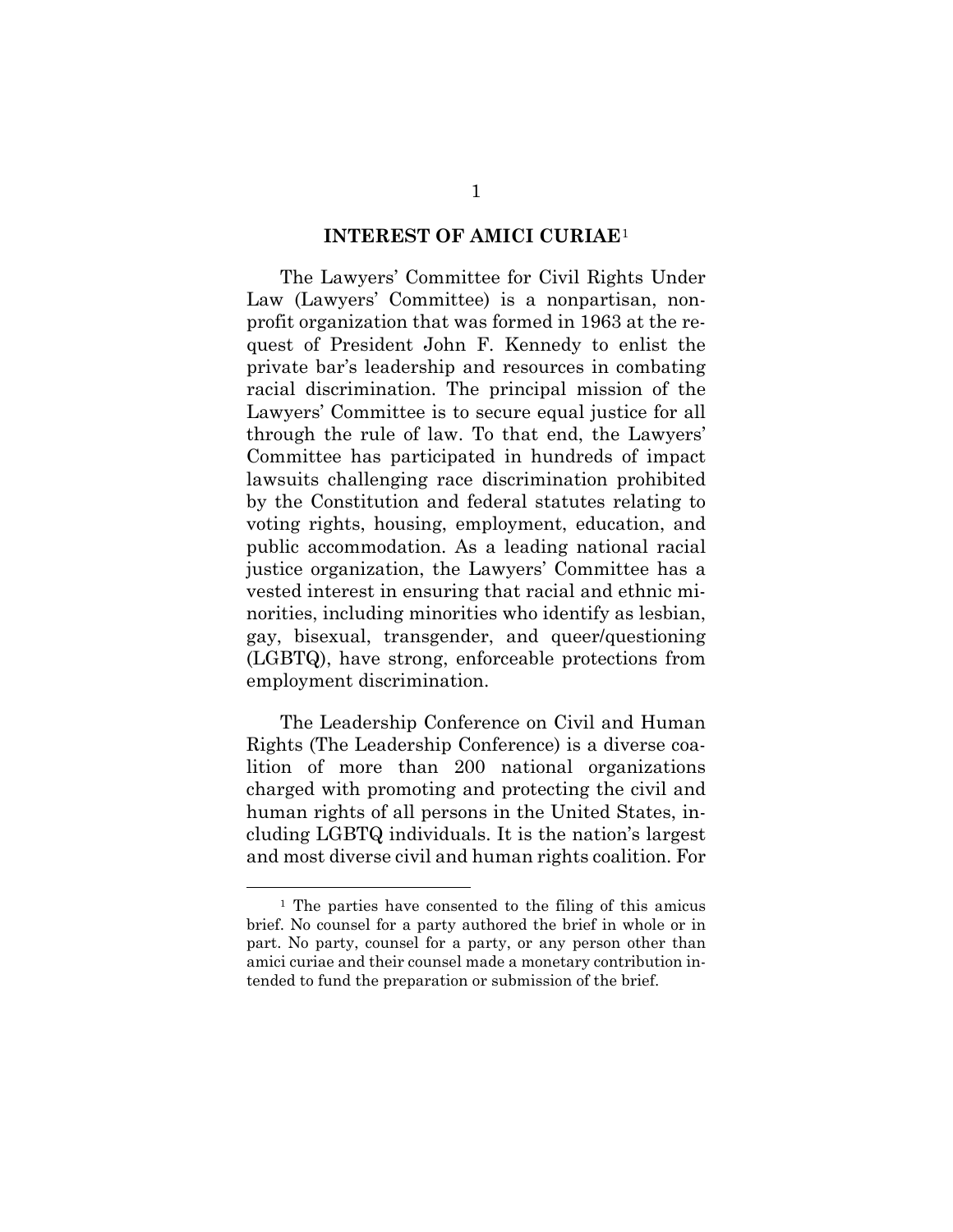## INTEREST OF AMICI CURIAE[1]

The Lawyers' Committee for Civil Rights Under Law (Lawyers' Committee) is a nonpartisan, nonprofit organization that was formed in 1963 at the request of President John F. Kennedy to enlist the private bar's leadership and resources in combating racial discrimination. The principal mission of the Lawyers' Committee is to secure equal justice for all through the rule of law. To that end, the Lawyers' Committee has participated in hundreds of impact lawsuits challenging race discrimination prohibited by the Constitution and federal statutes relating to voting rights, housing, employment, education, and public accommodation. As a leading national racial justice organization, the Lawyers' Committee has a vested interest in ensuring that racial and ethnic minorities, including minorities who identify as lesbian, gay, bisexual, transgender, and queer/questioning (LGBTQ), have strong, enforceable protections from employment discrimination.

The Leadership Conference on Civil and Human Rights (The Leadership Conference) is a diverse coalition of more than 200 national organizations charged with promoting and protecting the civil and human rights of all persons in the United States, including LGBTQ individuals. It is the nation's largest and most diverse civil and human rights coalition. For

[1] The parties have consented to the filing of this amicus brief. No counsel for a party authored the brief in whole or in part. No party, counsel for a party, or any person other than amici curiae and their counsel made a monetary contribution intended to fund the preparation or submission of the brief.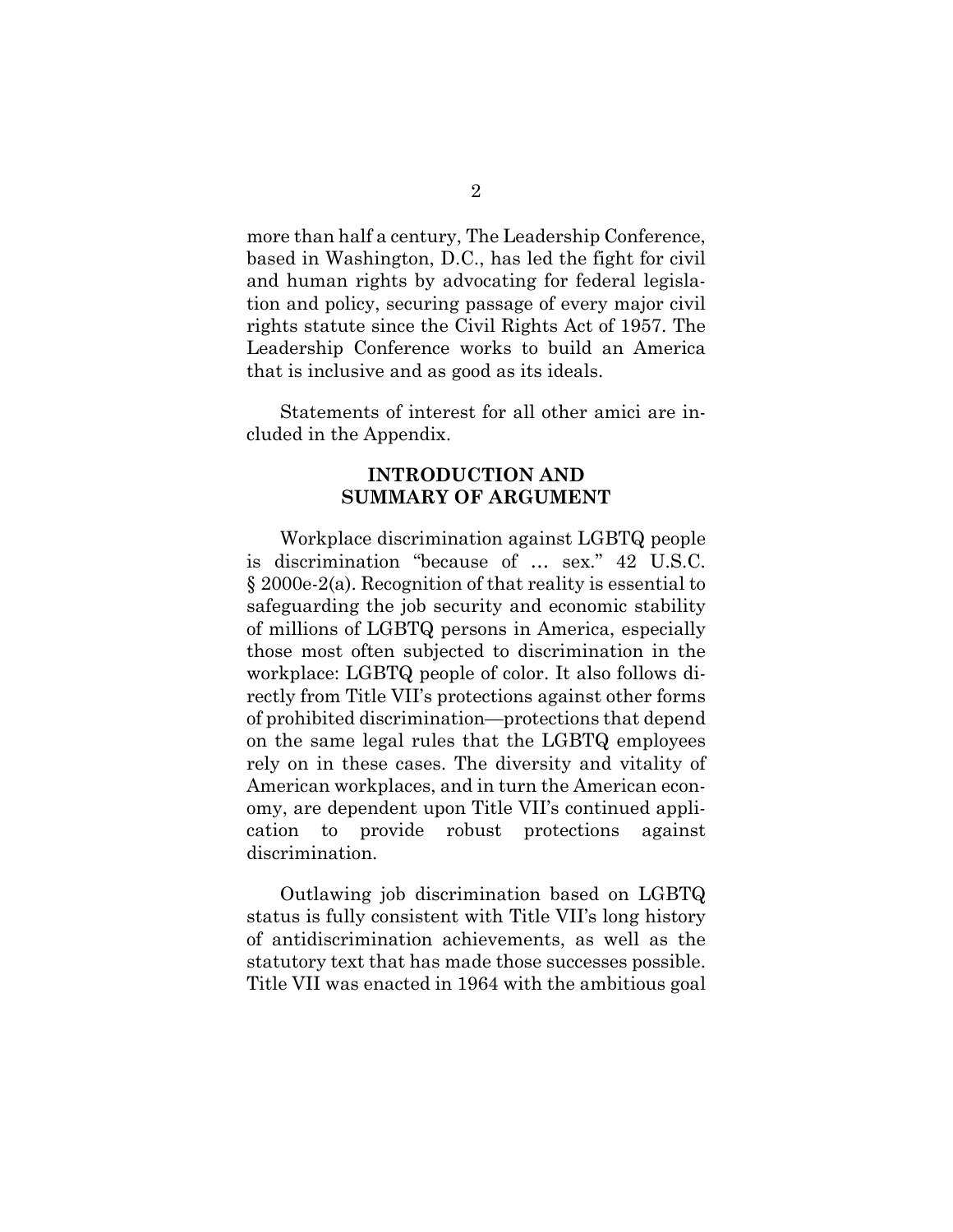more than half a century, The Leadership Conference, based in Washington, D.C., has led the fight for civil and human rights by advocating for federal legislation and policy, securing passage of every major civil rights statute since the Civil Rights Act of 1957. The Leadership Conference works to build an America that is inclusive and as good as its ideals.

Statements of interest for all other amici are included in the Appendix.

## INTRODUCTION AND SUMMARY OF ARGUMENT

Workplace discrimination against LGBTQ people is discrimination "because of … sex." 42 U.S.C. § 2000e-2(a). Recognition of that reality is essential to safeguarding the job security and economic stability of millions of LGBTQ persons in America, especially those most often subjected to discrimination in the workplace: LGBTQ people of color. It also follows directly from Title VII's protections against other forms of prohibited discrimination—protections that depend on the same legal rules that the LGBTQ employees rely on in these cases. The diversity and vitality of American workplaces, and in turn the American economy, are dependent upon Title VII's continued application to provide robust protections against discrimination.

Outlawing job discrimination based on LGBTQ status is fully consistent with Title VII's long history of antidiscrimination achievements, as well as the statutory text that has made those successes possible. Title VII was enacted in 1964 with the ambitious goal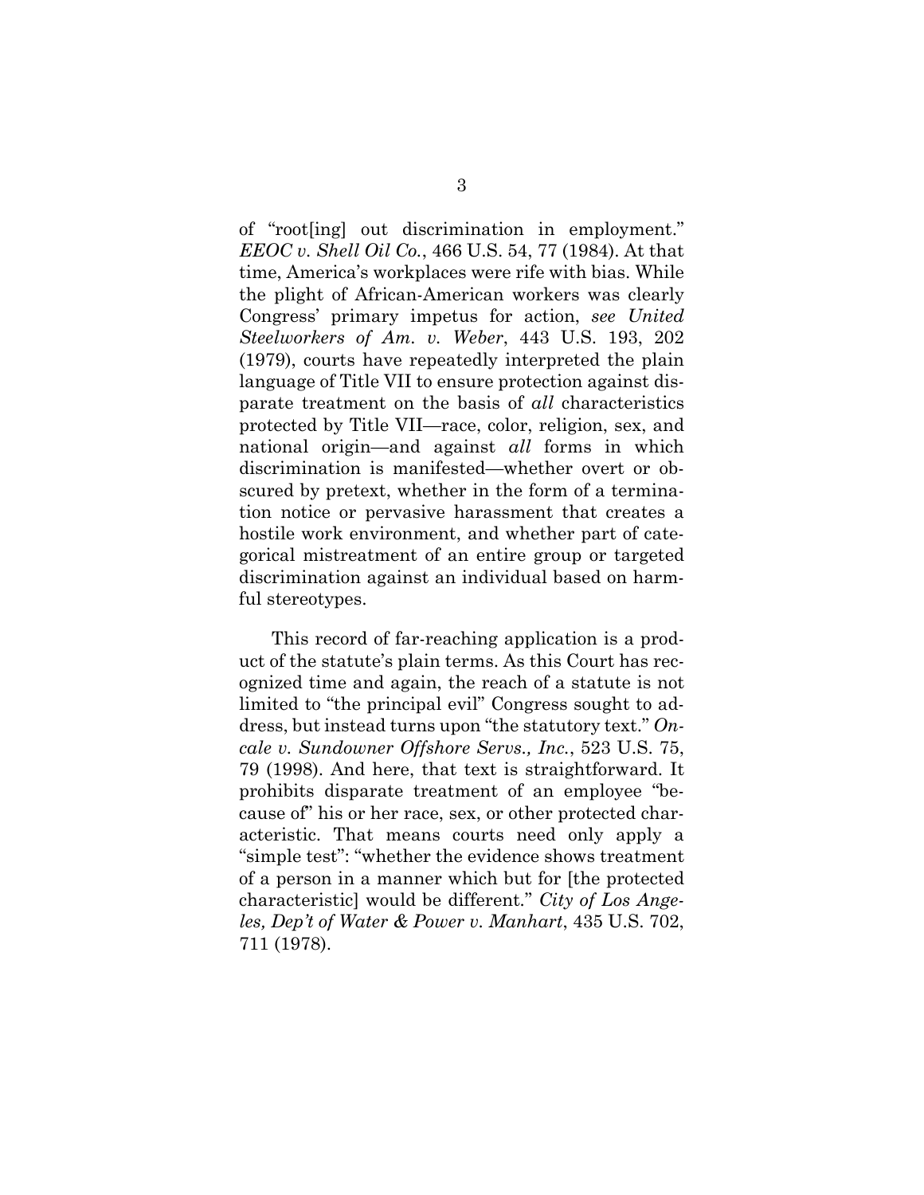of "root[ing] out discrimination in employment." *EEOC v. Shell Oil Co.*, 466 U.S. 54, 77 (1984). At that time, America's workplaces were rife with bias. While the plight of African-American workers was clearly Congress' primary impetus for action, *see United Steelworkers of Am. v. Weber*, 443 U.S. 193, 202 (1979), courts have repeatedly interpreted the plain language of Title VII to ensure protection against disparate treatment on the basis of *all* characteristics protected by Title VII—race, color, religion, sex, and national origin—and against *all* forms in which discrimination is manifested—whether overt or obscured by pretext, whether in the form of a termination notice or pervasive harassment that creates a hostile work environment, and whether part of categorical mistreatment of an entire group or targeted discrimination against an individual based on harmful stereotypes.

This record of far-reaching application is a product of the statute's plain terms. As this Court has recognized time and again, the reach of a statute is not limited to "the principal evil" Congress sought to address, but instead turns upon "the statutory text." *Oncale v. Sundowner Offshore Servs., Inc.*, 523 U.S. 75, 79 (1998). And here, that text is straightforward. It prohibits disparate treatment of an employee "because of" his or her race, sex, or other protected characteristic. That means courts need only apply a "simple test": "whether the evidence shows treatment of a person in a manner which but for [the protected characteristic] would be different." *City of Los Angeles, Dep't of Water & Power v. Manhart*, 435 U.S. 702, 711 (1978).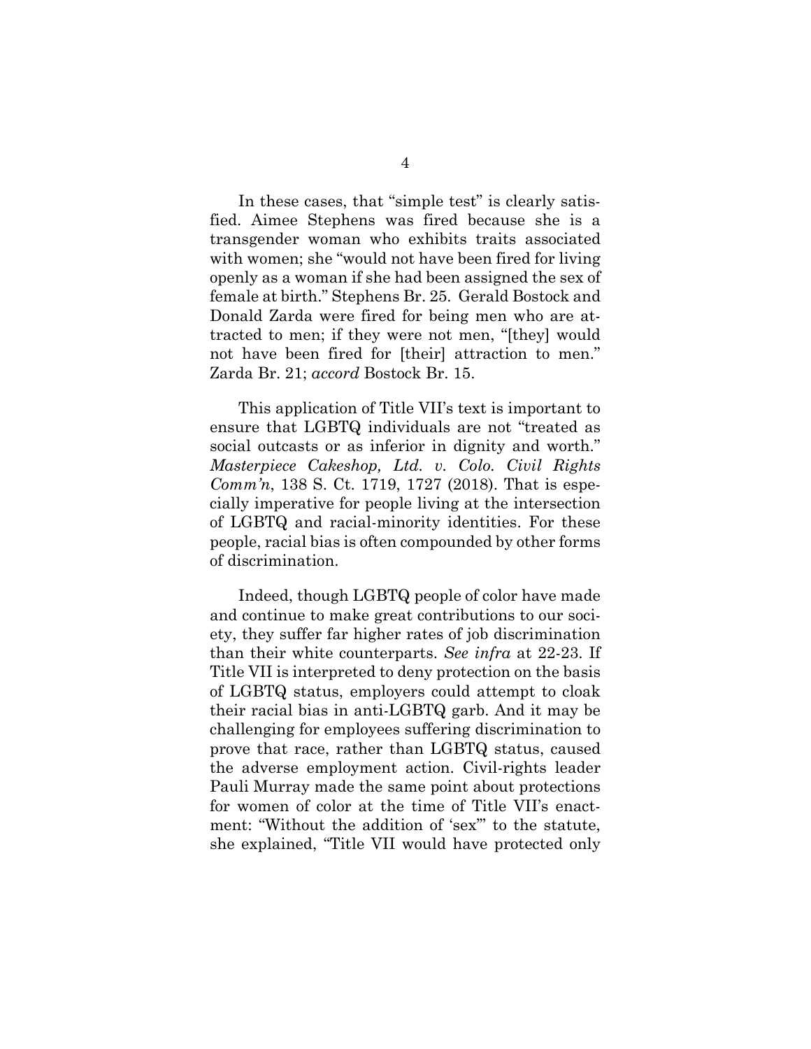In these cases, that "simple test" is clearly satisfied. Aimee Stephens was fired because she is a transgender woman who exhibits traits associated with women; she "would not have been fired for living openly as a woman if she had been assigned the sex of female at birth." Stephens Br. 25. Gerald Bostock and Donald Zarda were fired for being men who are attracted to men; if they were not men, "[they] would not have been fired for [their] attraction to men." Zarda Br. 21; *accord* Bostock Br. 15.

This application of Title VII's text is important to ensure that LGBTQ individuals are not "treated as social outcasts or as inferior in dignity and worth." *Masterpiece Cakeshop, Ltd. v. Colo. Civil Rights Comm'n*, 138 S. Ct. 1719, 1727 (2018). That is especially imperative for people living at the intersection of LGBTQ and racial-minority identities. For these people, racial bias is often compounded by other forms of discrimination.

Indeed, though LGBTQ people of color have made and continue to make great contributions to our society, they suffer far higher rates of job discrimination than their white counterparts. *See infra* at 22-23. If Title VII is interpreted to deny protection on the basis of LGBTQ status, employers could attempt to cloak their racial bias in anti-LGBTQ garb. And it may be challenging for employees suffering discrimination to prove that race, rather than LGBTQ status, caused the adverse employment action. Civil-rights leader Pauli Murray made the same point about protections for women of color at the time of Title VII's enactment: "Without the addition of 'sex'" to the statute, she explained, "Title VII would have protected only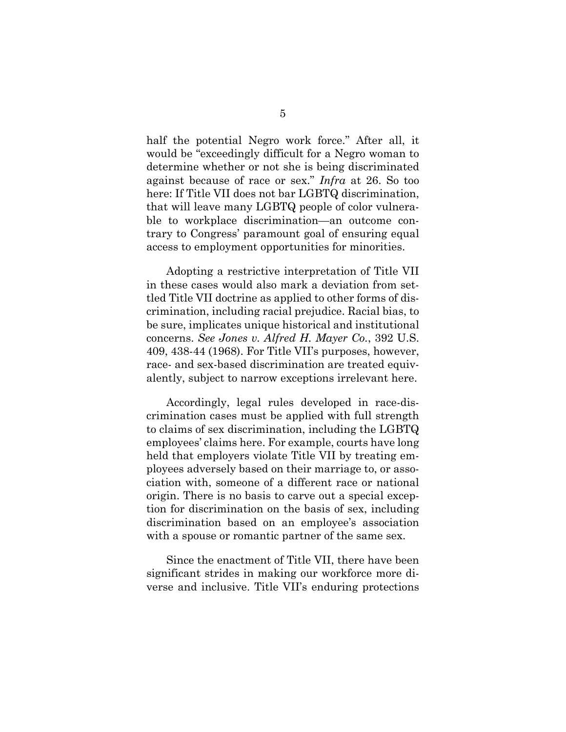half the potential Negro work force." After all, it would be "exceedingly difficult for a Negro woman to determine whether or not she is being discriminated against because of race or sex." *Infra* at 26. So too here: If Title VII does not bar LGBTQ discrimination, that will leave many LGBTQ people of color vulnerable to workplace discrimination—an outcome contrary to Congress' paramount goal of ensuring equal access to employment opportunities for minorities.

Adopting a restrictive interpretation of Title VII in these cases would also mark a deviation from settled Title VII doctrine as applied to other forms of discrimination, including racial prejudice. Racial bias, to be sure, implicates unique historical and institutional concerns. *See Jones v. Alfred H. Mayer Co.*, 392 U.S. 409, 438-44 (1968). For Title VII's purposes, however, race- and sex-based discrimination are treated equivalently, subject to narrow exceptions irrelevant here.

Accordingly, legal rules developed in race-discrimination cases must be applied with full strength to claims of sex discrimination, including the LGBTQ employees' claims here. For example, courts have long held that employers violate Title VII by treating employees adversely based on their marriage to, or association with, someone of a different race or national origin. There is no basis to carve out a special exception for discrimination on the basis of sex, including discrimination based on an employee's association with a spouse or romantic partner of the same sex.

Since the enactment of Title VII, there have been significant strides in making our workforce more diverse and inclusive. Title VII's enduring protections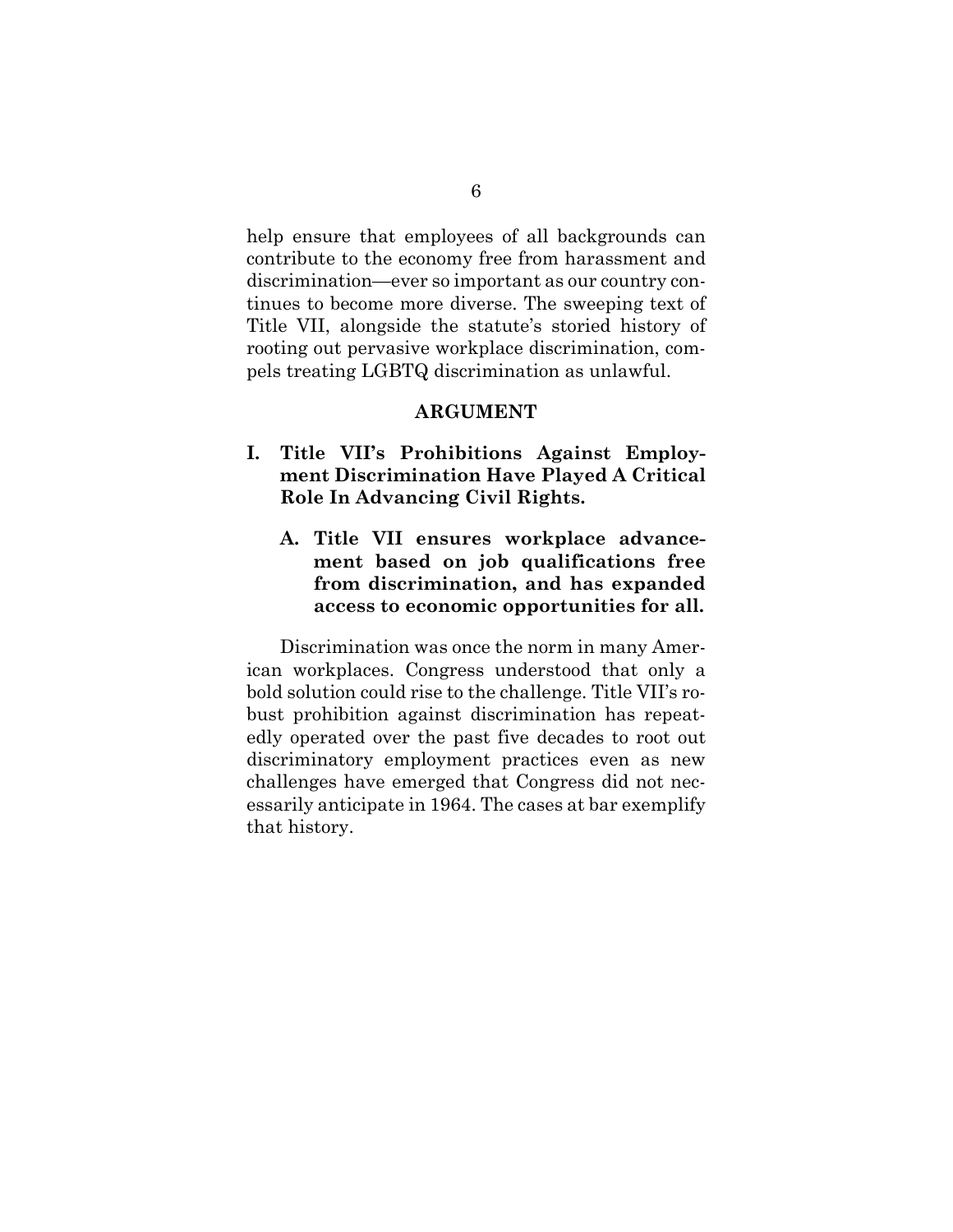help ensure that employees of all backgrounds can contribute to the economy free from harassment and discrimination—ever so important as our country continues to become more diverse. The sweeping text of Title VII, alongside the statute's storied history of rooting out pervasive workplace discrimination, compels treating LGBTQ discrimination as unlawful.

## ARGUMENT

### I. Title VII's Prohibitions Against Employment Discrimination Have Played A Critical Role In Advancing Civil Rights.

#### A. Title VII ensures workplace advancement based on job qualifications free from discrimination, and has expanded access to economic opportunities for all.

Discrimination was once the norm in many American workplaces. Congress understood that only a bold solution could rise to the challenge. Title VII's robust prohibition against discrimination has repeatedly operated over the past five decades to root out discriminatory employment practices even as new challenges have emerged that Congress did not necessarily anticipate in 1964. The cases at bar exemplify that history.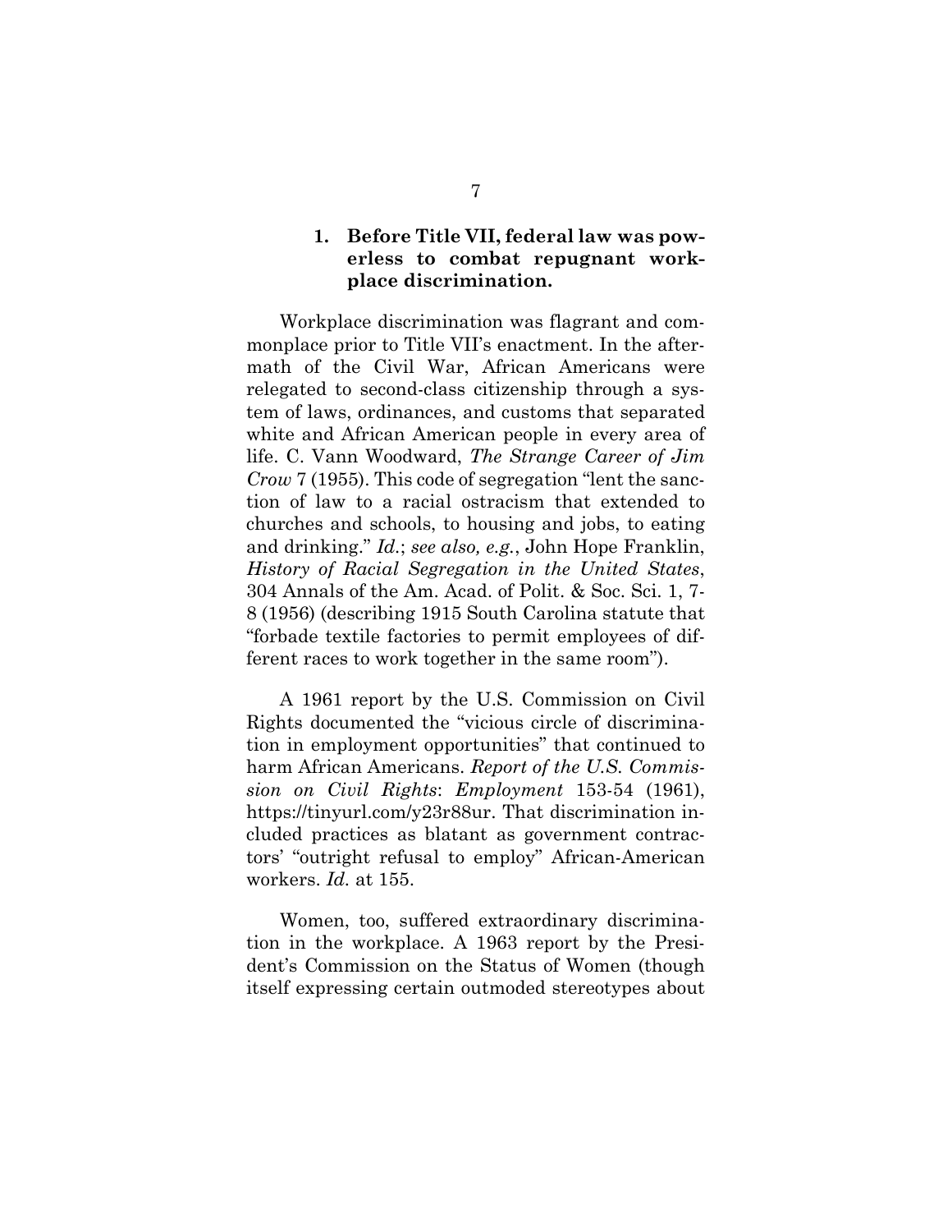### 1. Before Title VII, federal law was powerless to combat repugnant workplace discrimination.

Workplace discrimination was flagrant and commonplace prior to Title VII's enactment. In the aftermath of the Civil War, African Americans were relegated to second-class citizenship through a system of laws, ordinances, and customs that separated white and African American people in every area of life. C. Vann Woodward, *The Strange Career of Jim Crow* 7 (1955). This code of segregation "lent the sanction of law to a racial ostracism that extended to churches and schools, to housing and jobs, to eating and drinking." *Id.*; *see also, e.g.*, John Hope Franklin, *History of Racial Segregation in the United States*, 304 Annals of the Am. Acad. of Polit. & Soc. Sci. 1, 7-8 (1956) (describing 1915 South Carolina statute that "forbade textile factories to permit employees of different races to work together in the same room").

A 1961 report by the U.S. Commission on Civil Rights documented the "vicious circle of discrimination in employment opportunities" that continued to harm African Americans. *Report of the U.S. Commission on Civil Rights*: *Employment* 153-54 (1961), https://tinyurl.com/y23r88ur. That discrimination included practices as blatant as government contractors' "outright refusal to employ" African-American workers. *Id.* at 155.

Women, too, suffered extraordinary discrimination in the workplace. A 1963 report by the President's Commission on the Status of Women (though itself expressing certain outmoded stereotypes about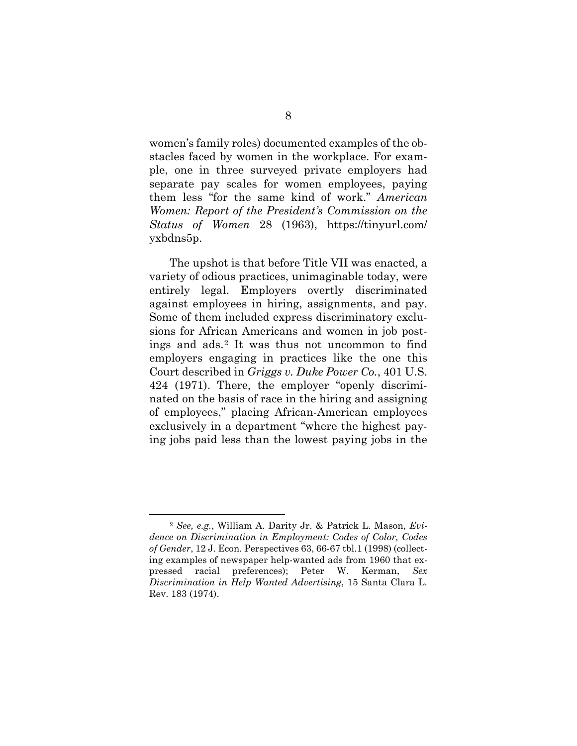women's family roles) documented examples of the obstacles faced by women in the workplace. For example, one in three surveyed private employers had separate pay scales for women employees, paying them less "for the same kind of work." *American Women: Report of the President's Commission on the Status of Women* 28 (1963), https://tinyurl.com/yxbdns5p.

The upshot is that before Title VII was enacted, a variety of odious practices, unimaginable today, were entirely legal. Employers overtly discriminated against employees in hiring, assignments, and pay. Some of them included express discriminatory exclusions for African Americans and women in job postings and ads.[2] It was thus not uncommon to find employers engaging in practices like the one this Court described in *Griggs v. Duke Power Co.*, 401 U.S. 424 (1971). There, the employer "openly discriminated on the basis of race in the hiring and assigning of employees," placing African-American employees exclusively in a department "where the highest paying jobs paid less than the lowest paying jobs in the

---

[2] *See, e.g.*, William A. Darity Jr. & Patrick L. Mason, *Evidence on Discrimination in Employment: Codes of Color, Codes of Gender*, 12 J. Econ. Perspectives 63, 66-67 tbl.1 (1998) (collecting examples of newspaper help-wanted ads from 1960 that expressed racial preferences); Peter W. Kerman, *Sex Discrimination in Help Wanted Advertising*, 15 Santa Clara L. Rev. 183 (1974).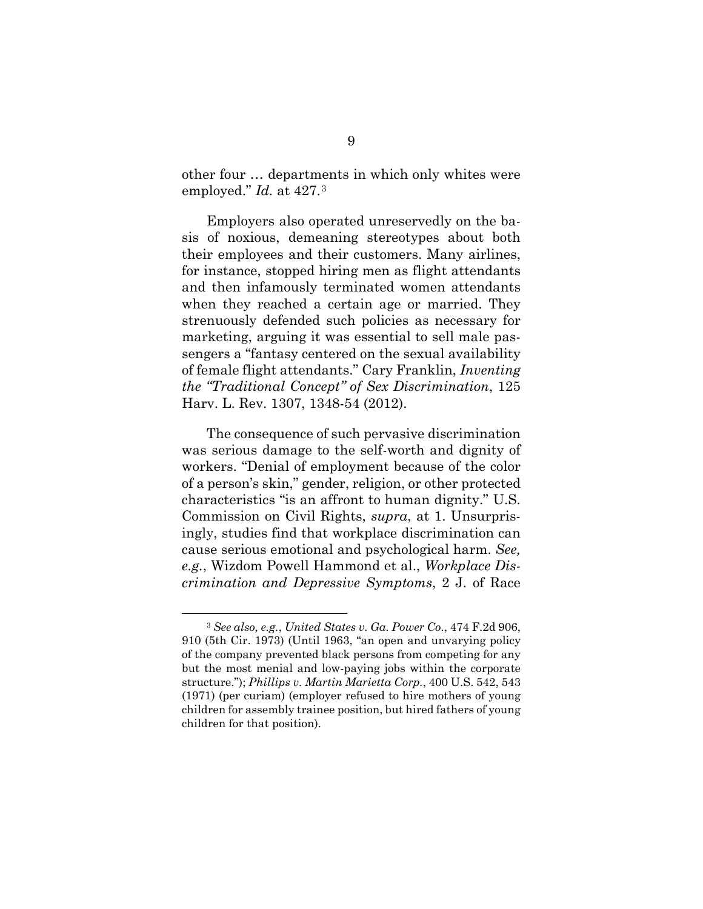other four … departments in which only whites were employed." *Id.* at 427.[3]

Employers also operated unreservedly on the basis of noxious, demeaning stereotypes about both their employees and their customers. Many airlines, for instance, stopped hiring men as flight attendants and then infamously terminated women attendants when they reached a certain age or married. They strenuously defended such policies as necessary for marketing, arguing it was essential to sell male passengers a "fantasy centered on the sexual availability of female flight attendants." Cary Franklin, *Inventing the "Traditional Concept" of Sex Discrimination*, 125 Harv. L. Rev. 1307, 1348-54 (2012).

The consequence of such pervasive discrimination was serious damage to the self-worth and dignity of workers. "Denial of employment because of the color of a person's skin," gender, religion, or other protected characteristics "is an affront to human dignity." U.S. Commission on Civil Rights, *supra*, at 1. Unsurprisingly, studies find that workplace discrimination can cause serious emotional and psychological harm. *See, e.g.*, Wizdom Powell Hammond et al., *Workplace Discrimination and Depressive Symptoms*, 2 J. of Race

---

[3] *See also, e.g.*, *United States v. Ga. Power Co.*, 474 F.2d 906, 910 (5th Cir. 1973) (Until 1963, "an open and unvarying policy of the company prevented black persons from competing for any but the most menial and low-paying jobs within the corporate structure."); *Phillips v. Martin Marietta Corp.*, 400 U.S. 542, 543 (1971) (per curiam) (employer refused to hire mothers of young children for assembly trainee position, but hired fathers of young children for that position).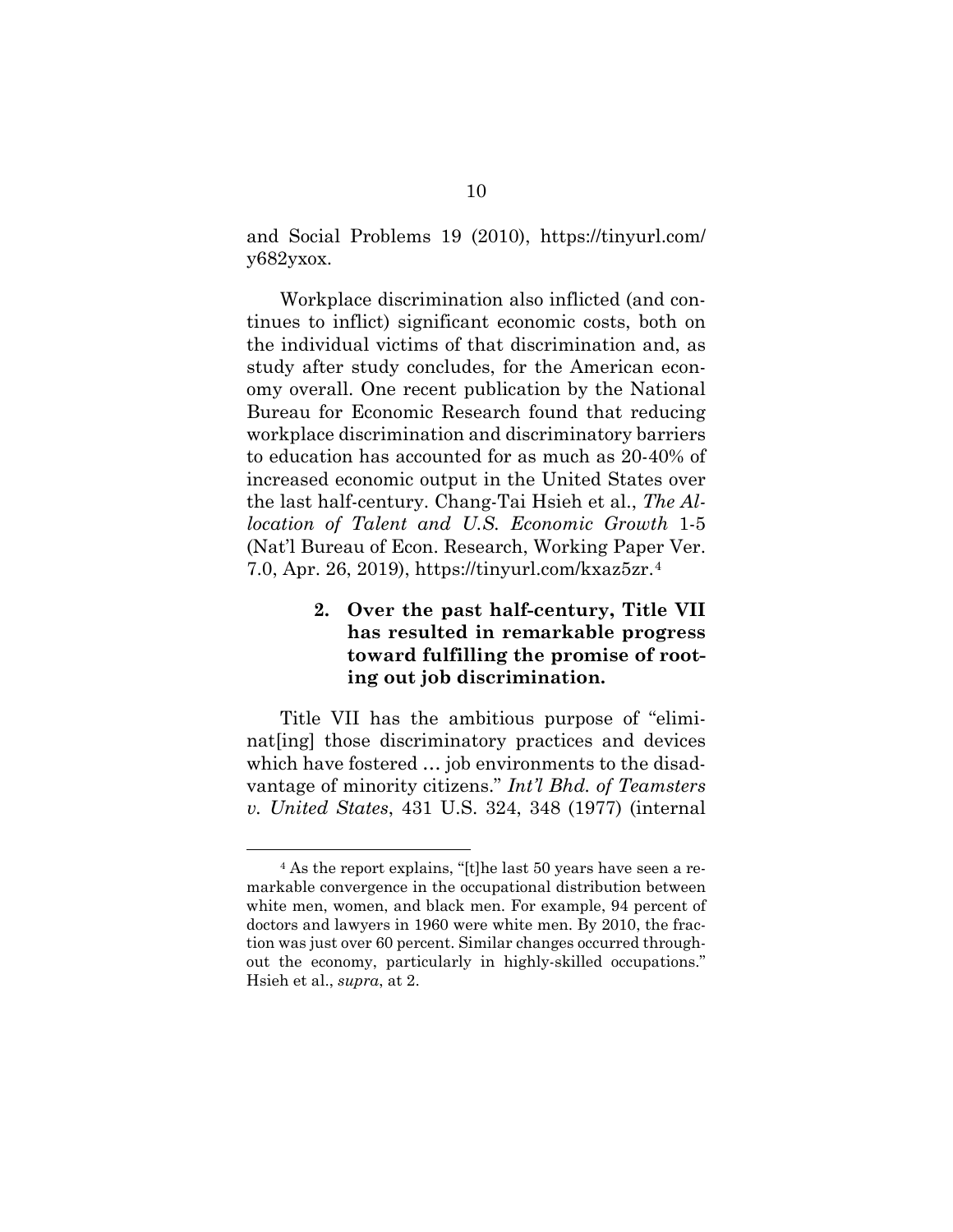and Social Problems 19 (2010), https://tinyurl.com/y682yxox.

Workplace discrimination also inflicted (and continues to inflict) significant economic costs, both on the individual victims of that discrimination and, as study after study concludes, for the American economy overall. One recent publication by the National Bureau for Economic Research found that reducing workplace discrimination and discriminatory barriers to education has accounted for as much as 20-40% of increased economic output in the United States over the last half-century. Chang-Tai Hsieh et al., *The Allocation of Talent and U.S. Economic Growth* 1-5 (Nat'l Bureau of Econ. Research, Working Paper Ver. 7.0, Apr. 26, 2019), https://tinyurl.com/kxaz5zr.[4]

### 2. Over the past half-century, Title VII has resulted in remarkable progress toward fulfilling the promise of rooting out job discrimination.

Title VII has the ambitious purpose of "eliminat[ing] those discriminatory practices and devices which have fostered … job environments to the disadvantage of minority citizens." *Int'l Bhd. of Teamsters v. United States*, 431 U.S. 324, 348 (1977) (internal

[4] As the report explains, "[t]he last 50 years have seen a remarkable convergence in the occupational distribution between white men, women, and black men. For example, 94 percent of doctors and lawyers in 1960 were white men. By 2010, the fraction was just over 60 percent. Similar changes occurred throughout the economy, particularly in highly-skilled occupations." Hsieh et al., *supra*, at 2.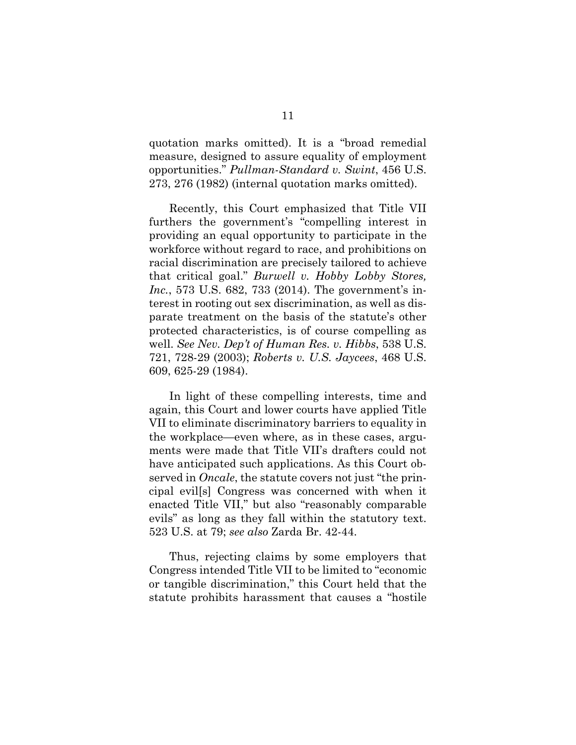quotation marks omitted). It is a "broad remedial measure, designed to assure equality of employment opportunities." *Pullman-Standard v. Swint*, 456 U.S. 273, 276 (1982) (internal quotation marks omitted).

Recently, this Court emphasized that Title VII furthers the government's "compelling interest in providing an equal opportunity to participate in the workforce without regard to race, and prohibitions on racial discrimination are precisely tailored to achieve that critical goal." *Burwell v. Hobby Lobby Stores, Inc.*, 573 U.S. 682, 733 (2014). The government's interest in rooting out sex discrimination, as well as disparate treatment on the basis of the statute's other protected characteristics, is of course compelling as well. *See Nev. Dep't of Human Res. v. Hibbs*, 538 U.S. 721, 728-29 (2003); *Roberts v. U.S. Jaycees*, 468 U.S. 609, 625-29 (1984).

In light of these compelling interests, time and again, this Court and lower courts have applied Title VII to eliminate discriminatory barriers to equality in the workplace—even where, as in these cases, arguments were made that Title VII's drafters could not have anticipated such applications. As this Court observed in *Oncale*, the statute covers not just "the principal evil[s] Congress was concerned with when it enacted Title VII," but also "reasonably comparable evils" as long as they fall within the statutory text. 523 U.S. at 79; *see also* Zarda Br. 42-44.

Thus, rejecting claims by some employers that Congress intended Title VII to be limited to "economic or tangible discrimination," this Court held that the statute prohibits harassment that causes a "hostile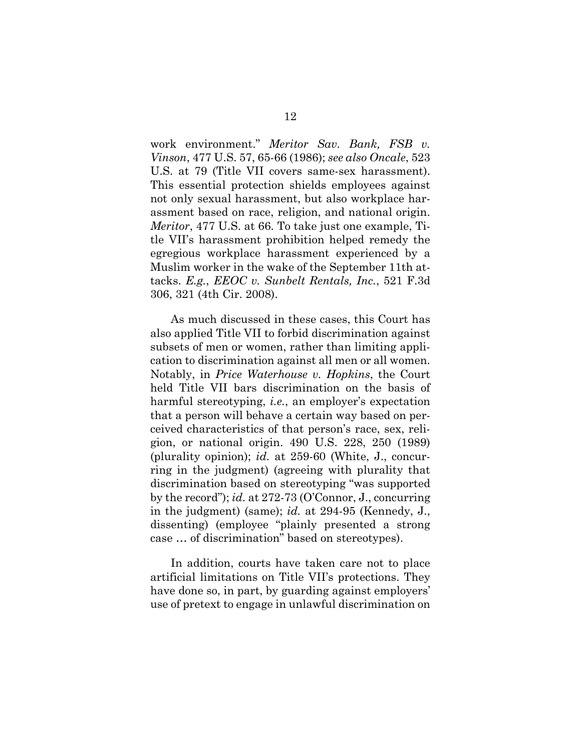work environment." *Meritor Sav. Bank, FSB v. Vinson*, 477 U.S. 57, 65-66 (1986); *see also Oncale*, 523 U.S. at 79 (Title VII covers same-sex harassment). This essential protection shields employees against not only sexual harassment, but also workplace harassment based on race, religion, and national origin. *Meritor*, 477 U.S. at 66. To take just one example, Title VII's harassment prohibition helped remedy the egregious workplace harassment experienced by a Muslim worker in the wake of the September 11th attacks. *E.g.*, *EEOC v. Sunbelt Rentals, Inc.*, 521 F.3d 306, 321 (4th Cir. 2008).

As much discussed in these cases, this Court has also applied Title VII to forbid discrimination against subsets of men or women, rather than limiting application to discrimination against all men or all women. Notably, in *Price Waterhouse v. Hopkins*, the Court held Title VII bars discrimination on the basis of harmful stereotyping, *i.e.*, an employer's expectation that a person will behave a certain way based on perceived characteristics of that person's race, sex, religion, or national origin. 490 U.S. 228, 250 (1989) (plurality opinion); *id.* at 259-60 (White, J., concurring in the judgment) (agreeing with plurality that discrimination based on stereotyping "was supported by the record"); *id.* at 272-73 (O'Connor, J., concurring in the judgment) (same); *id.* at 294-95 (Kennedy, J., dissenting) (employee "plainly presented a strong case … of discrimination" based on stereotypes).

In addition, courts have taken care not to place artificial limitations on Title VII's protections. They have done so, in part, by guarding against employers' use of pretext to engage in unlawful discrimination on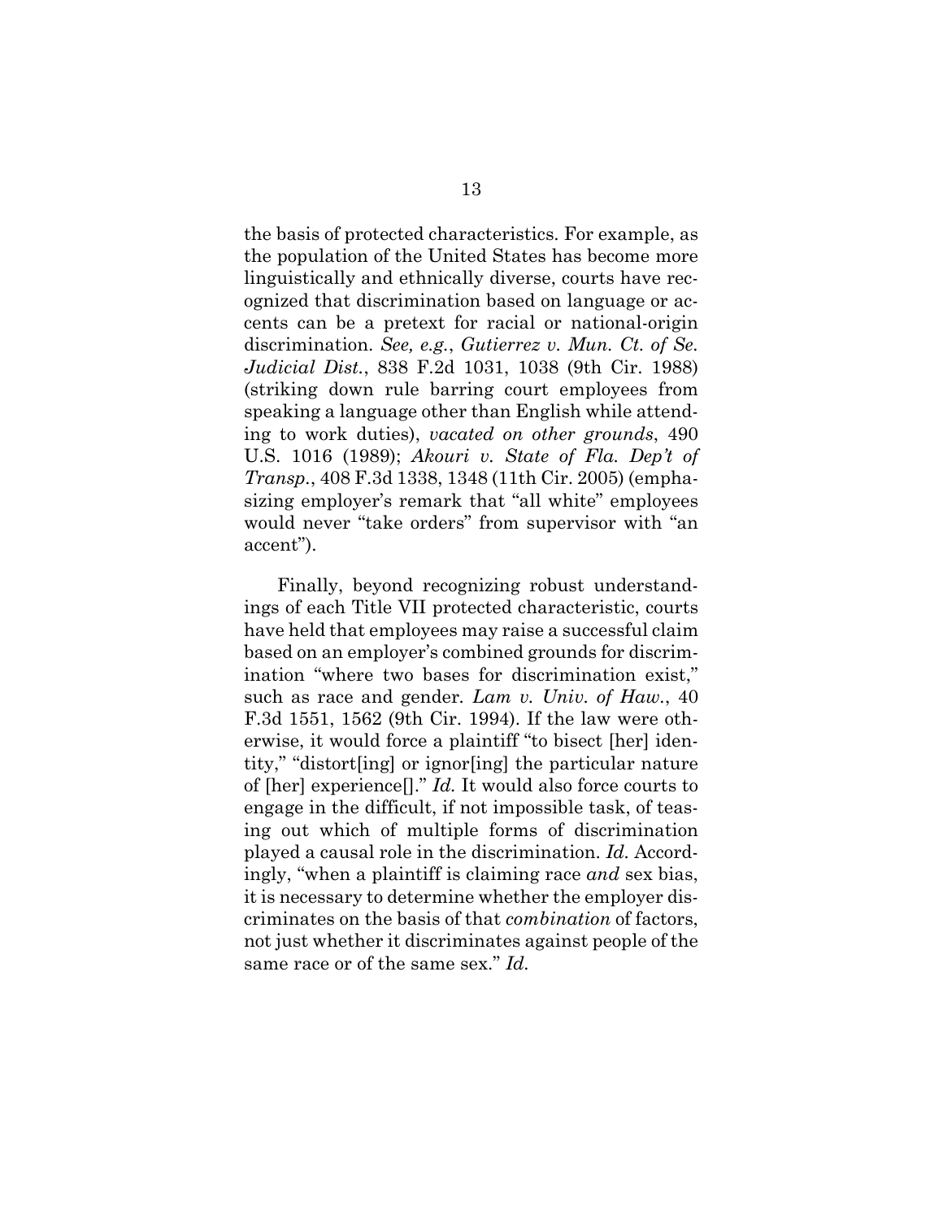the basis of protected characteristics. For example, as the population of the United States has become more linguistically and ethnically diverse, courts have recognized that discrimination based on language or accents can be a pretext for racial or national-origin discrimination. *See, e.g.*, *Gutierrez v. Mun. Ct. of Se. Judicial Dist.*, 838 F.2d 1031, 1038 (9th Cir. 1988) (striking down rule barring court employees from speaking a language other than English while attending to work duties), *vacated on other grounds*, 490 U.S. 1016 (1989); *Akouri v. State of Fla. Dep't of Transp.*, 408 F.3d 1338, 1348 (11th Cir. 2005) (emphasizing employer's remark that "all white" employees would never "take orders" from supervisor with "an accent").

Finally, beyond recognizing robust understandings of each Title VII protected characteristic, courts have held that employees may raise a successful claim based on an employer's combined grounds for discrimination "where two bases for discrimination exist," such as race and gender. *Lam v. Univ. of Haw.*, 40 F.3d 1551, 1562 (9th Cir. 1994). If the law were otherwise, it would force a plaintiff "to bisect [her] identity," "distort[ing] or ignor[ing] the particular nature of [her] experience[]." *Id.* It would also force courts to engage in the difficult, if not impossible task, of teasing out which of multiple forms of discrimination played a causal role in the discrimination. *Id.* Accordingly, "when a plaintiff is claiming race *and* sex bias, it is necessary to determine whether the employer discriminates on the basis of that *combination* of factors, not just whether it discriminates against people of the same race or of the same sex." *Id.*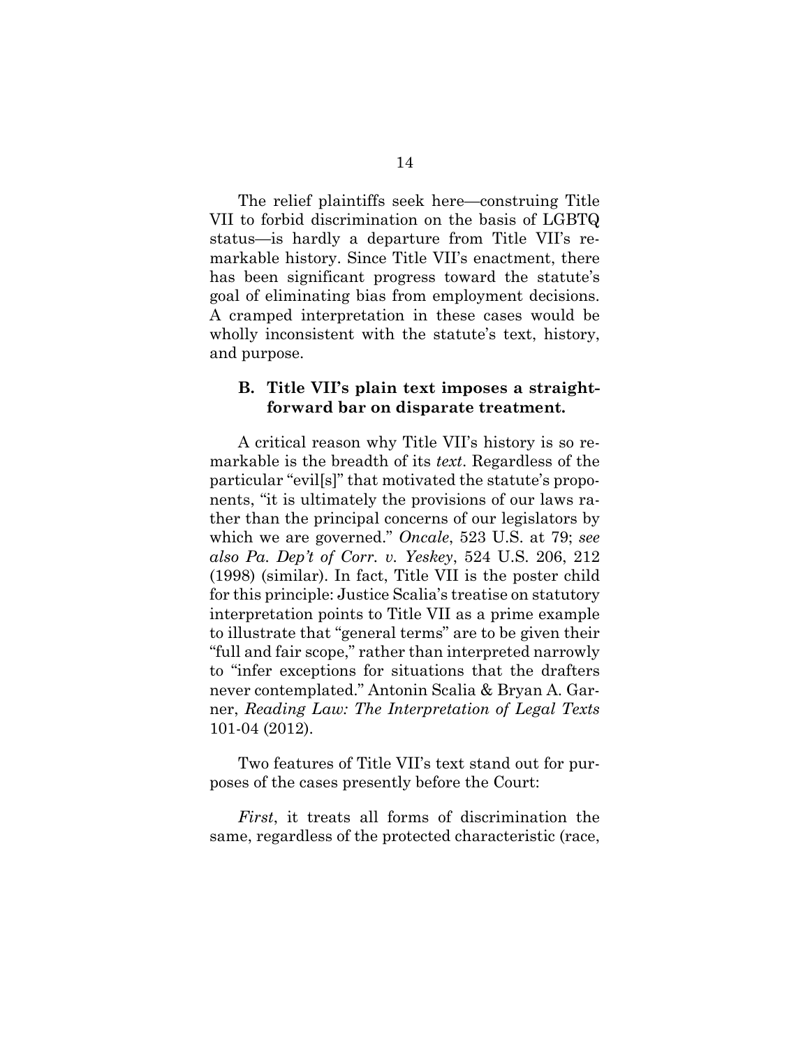The relief plaintiffs seek here—construing Title VII to forbid discrimination on the basis of LGBTQ status—is hardly a departure from Title VII's remarkable history. Since Title VII's enactment, there has been significant progress toward the statute's goal of eliminating bias from employment decisions. A cramped interpretation in these cases would be wholly inconsistent with the statute's text, history, and purpose.

### B. Title VII's plain text imposes a straightforward bar on disparate treatment.

A critical reason why Title VII's history is so remarkable is the breadth of its *text*. Regardless of the particular "evil[s]" that motivated the statute's proponents, "it is ultimately the provisions of our laws rather than the principal concerns of our legislators by which we are governed." *Oncale*, 523 U.S. at 79; *see also Pa. Dep't of Corr. v. Yeskey*, 524 U.S. 206, 212 (1998) (similar). In fact, Title VII is the poster child for this principle: Justice Scalia's treatise on statutory interpretation points to Title VII as a prime example to illustrate that "general terms" are to be given their "full and fair scope," rather than interpreted narrowly to "infer exceptions for situations that the drafters never contemplated." Antonin Scalia & Bryan A. Garner, *Reading Law: The Interpretation of Legal Texts* 101-04 (2012).

Two features of Title VII's text stand out for purposes of the cases presently before the Court:

*First*, it treats all forms of discrimination the same, regardless of the protected characteristic (race,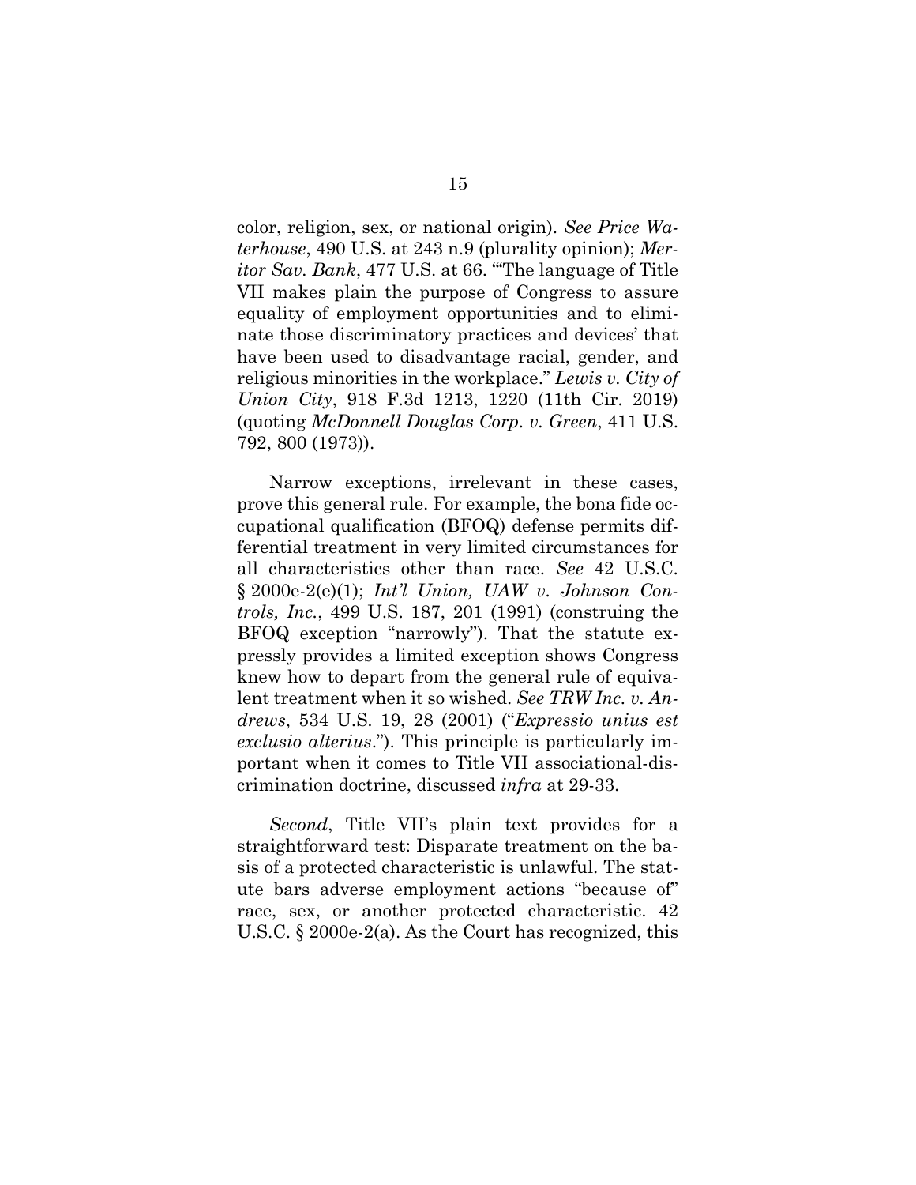color, religion, sex, or national origin). *See Price Waterhouse*, 490 U.S. at 243 n.9 (plurality opinion); *Meritor Sav. Bank*, 477 U.S. at 66. "'The language of Title VII makes plain the purpose of Congress to assure equality of employment opportunities and to eliminate those discriminatory practices and devices' that have been used to disadvantage racial, gender, and religious minorities in the workplace." *Lewis v. City of Union City*, 918 F.3d 1213, 1220 (11th Cir. 2019) (quoting *McDonnell Douglas Corp. v. Green*, 411 U.S. 792, 800 (1973)).

Narrow exceptions, irrelevant in these cases, prove this general rule. For example, the bona fide occupational qualification (BFOQ) defense permits differential treatment in very limited circumstances for all characteristics other than race. *See* 42 U.S.C. § 2000e-2(e)(1); *Int'l Union, UAW v. Johnson Controls, Inc.*, 499 U.S. 187, 201 (1991) (construing the BFOQ exception "narrowly"). That the statute expressly provides a limited exception shows Congress knew how to depart from the general rule of equivalent treatment when it so wished. *See TRW Inc. v. Andrews*, 534 U.S. 19, 28 (2001) ("*Expressio unius est exclusio alterius*."). This principle is particularly important when it comes to Title VII associational-discrimination doctrine, discussed *infra* at 29-33.

*Second*, Title VII's plain text provides for a straightforward test: Disparate treatment on the basis of a protected characteristic is unlawful. The statute bars adverse employment actions "because of" race, sex, or another protected characteristic. 42 U.S.C. § 2000e-2(a). As the Court has recognized, this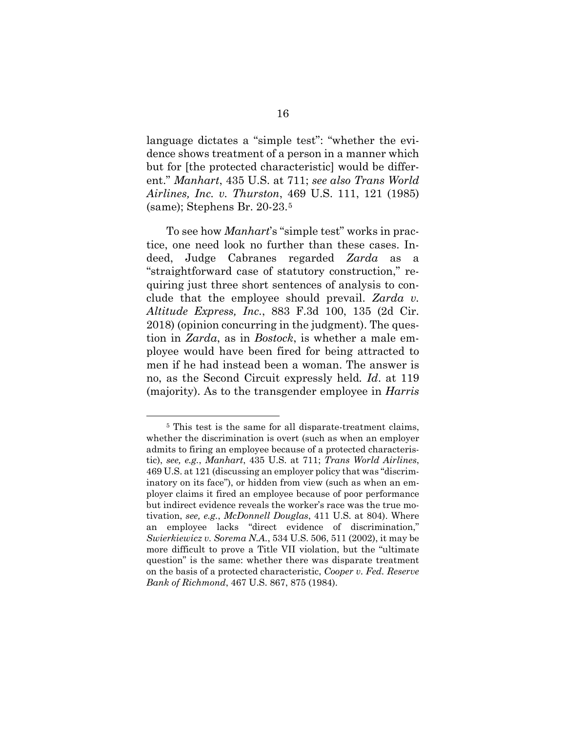language dictates a "simple test": "whether the evidence shows treatment of a person in a manner which but for [the protected characteristic] would be different." *Manhart*, 435 U.S. at 711; *see also Trans World Airlines, Inc. v. Thurston*, 469 U.S. 111, 121 (1985) (same); Stephens Br. 20-23.[5]

To see how *Manhart*'s "simple test" works in practice, one need look no further than these cases. Indeed, Judge Cabranes regarded *Zarda* as a "straightforward case of statutory construction," requiring just three short sentences of analysis to conclude that the employee should prevail. *Zarda v. Altitude Express, Inc.*, 883 F.3d 100, 135 (2d Cir. 2018) (opinion concurring in the judgment). The question in *Zarda*, as in *Bostock*, is whether a male employee would have been fired for being attracted to men if he had instead been a woman. The answer is no, as the Second Circuit expressly held. *Id*. at 119 (majority). As to the transgender employee in *Harris*

---

[5] This test is the same for all disparate-treatment claims, whether the discrimination is overt (such as when an employer admits to firing an employee because of a protected characteristic), *see, e.g.*, *Manhart*, 435 U.S. at 711; *Trans World Airlines*, 469 U.S. at 121 (discussing an employer policy that was "discriminatory on its face"), or hidden from view (such as when an employer claims it fired an employee because of poor performance but indirect evidence reveals the worker's race was the true motivation, *see, e.g.*, *McDonnell Douglas*, 411 U.S. at 804). Where an employee lacks "direct evidence of discrimination," *Swierkiewicz v. Sorema N.A.*, 534 U.S. 506, 511 (2002), it may be more difficult to prove a Title VII violation, but the "ultimate question" is the same: whether there was disparate treatment on the basis of a protected characteristic, *Cooper v. Fed. Reserve Bank of Richmond*, 467 U.S. 867, 875 (1984).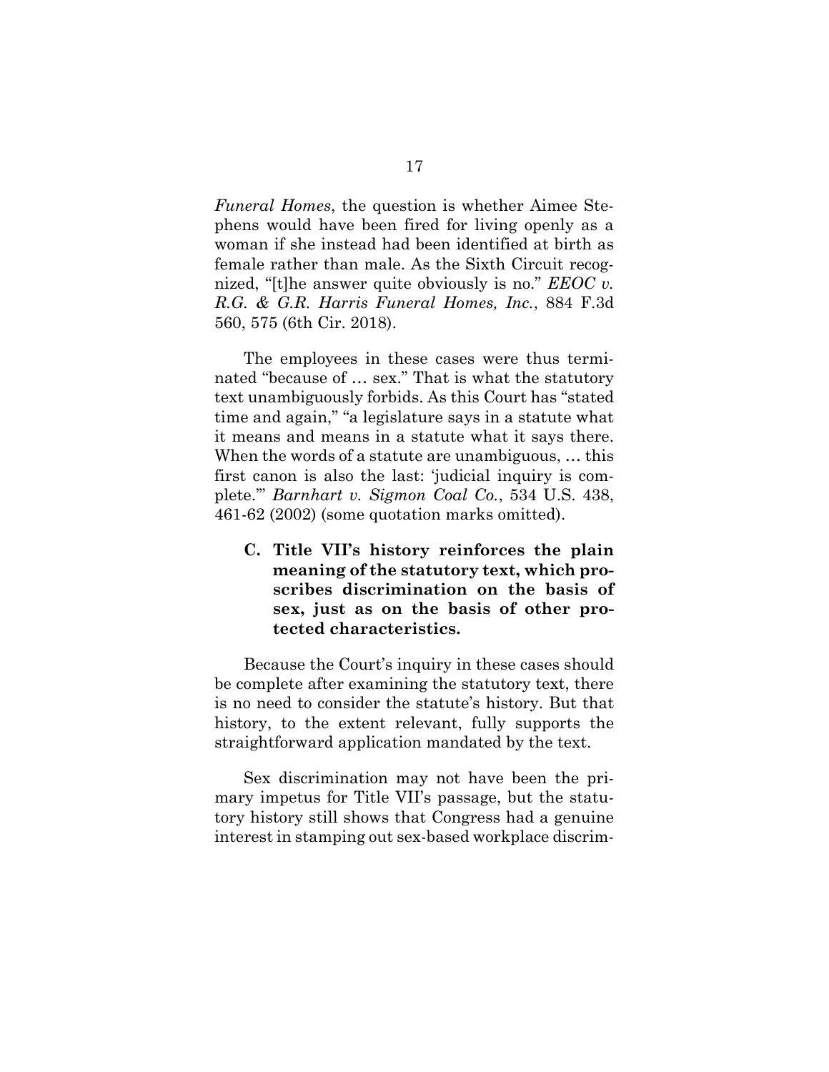*Funeral Homes*, the question is whether Aimee Stephens would have been fired for living openly as a woman if she instead had been identified at birth as female rather than male. As the Sixth Circuit recognized, "[t]he answer quite obviously is no." *EEOC v. R.G. & G.R. Harris Funeral Homes, Inc.*, 884 F.3d 560, 575 (6th Cir. 2018).

The employees in these cases were thus terminated "because of … sex." That is what the statutory text unambiguously forbids. As this Court has "stated time and again," "a legislature says in a statute what it means and means in a statute what it says there. When the words of a statute are unambiguous, … this first canon is also the last: 'judicial inquiry is complete.'" *Barnhart v. Sigmon Coal Co.*, 534 U.S. 438, 461-62 (2002) (some quotation marks omitted).

### C. Title VII's history reinforces the plain meaning of the statutory text, which proscribes discrimination on the basis of sex, just as on the basis of other protected characteristics.

Because the Court's inquiry in these cases should be complete after examining the statutory text, there is no need to consider the statute's history. But that history, to the extent relevant, fully supports the straightforward application mandated by the text.

Sex discrimination may not have been the primary impetus for Title VII's passage, but the statutory history still shows that Congress had a genuine interest in stamping out sex-based workplace discrim-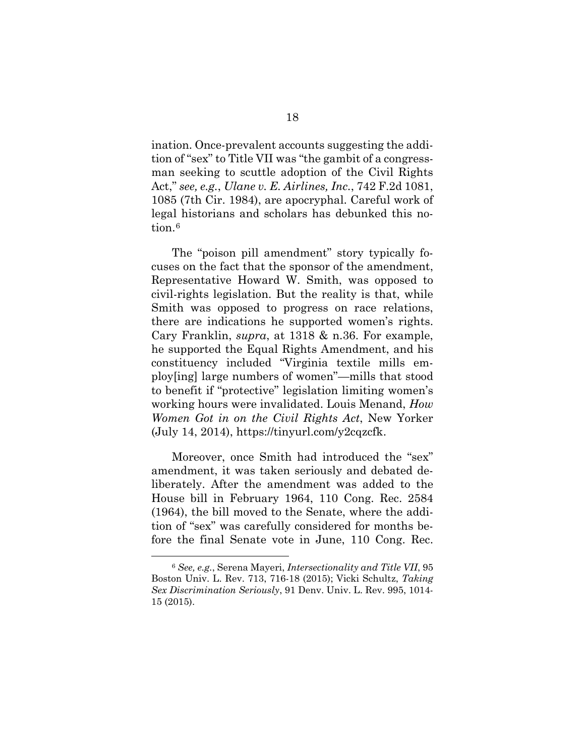ination. Once-prevalent accounts suggesting the addition of "sex" to Title VII was "the gambit of a congressman seeking to scuttle adoption of the Civil Rights Act," *see, e.g.*, *Ulane v. E. Airlines, Inc.*, 742 F.2d 1081, 1085 (7th Cir. 1984), are apocryphal. Careful work of legal historians and scholars has debunked this notion.[6]

The "poison pill amendment" story typically focuses on the fact that the sponsor of the amendment, Representative Howard W. Smith, was opposed to civil-rights legislation. But the reality is that, while Smith was opposed to progress on race relations, there are indications he supported women's rights. Cary Franklin, *supra*, at 1318 & n.36. For example, he supported the Equal Rights Amendment, and his constituency included "Virginia textile mills employ[ing] large numbers of women"—mills that stood to benefit if "protective" legislation limiting women's working hours were invalidated. Louis Menand, *How Women Got in on the Civil Rights Act*, New Yorker (July 14, 2014), https://tinyurl.com/y2cqzcfk.

Moreover, once Smith had introduced the "sex" amendment, it was taken seriously and debated deliberately. After the amendment was added to the House bill in February 1964, 110 Cong. Rec. 2584 (1964), the bill moved to the Senate, where the addition of "sex" was carefully considered for months before the final Senate vote in June, 110 Cong. Rec.

---

[6] *See, e.g.*, Serena Mayeri, *Intersectionality and Title VII*, 95 Boston Univ. L. Rev. 713, 716-18 (2015); Vicki Schultz, *Taking Sex Discrimination Seriously*, 91 Denv. Univ. L. Rev. 995, 1014-15 (2015).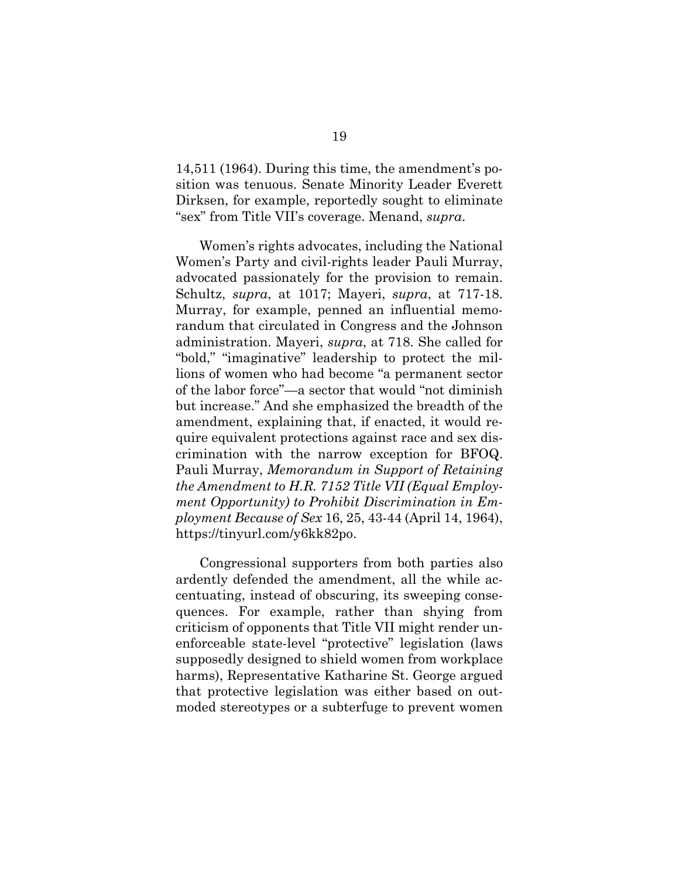14,511 (1964). During this time, the amendment's position was tenuous. Senate Minority Leader Everett Dirksen, for example, reportedly sought to eliminate "sex" from Title VII's coverage. Menand, *supra*.

Women's rights advocates, including the National Women's Party and civil-rights leader Pauli Murray, advocated passionately for the provision to remain. Schultz, *supra*, at 1017; Mayeri, *supra*, at 717-18. Murray, for example, penned an influential memorandum that circulated in Congress and the Johnson administration. Mayeri, *supra*, at 718. She called for "bold," "imaginative" leadership to protect the millions of women who had become "a permanent sector of the labor force"—a sector that would "not diminish but increase." And she emphasized the breadth of the amendment, explaining that, if enacted, it would require equivalent protections against race and sex discrimination with the narrow exception for BFOQ. Pauli Murray, *Memorandum in Support of Retaining the Amendment to H.R. 7152 Title VII (Equal Employment Opportunity) to Prohibit Discrimination in Employment Because of Sex* 16, 25, 43-44 (April 14, 1964), https://tinyurl.com/y6kk82po.

Congressional supporters from both parties also ardently defended the amendment, all the while accentuating, instead of obscuring, its sweeping consequences. For example, rather than shying from criticism of opponents that Title VII might render unenforceable state-level "protective" legislation (laws supposedly designed to shield women from workplace harms), Representative Katharine St. George argued that protective legislation was either based on outmoded stereotypes or a subterfuge to prevent women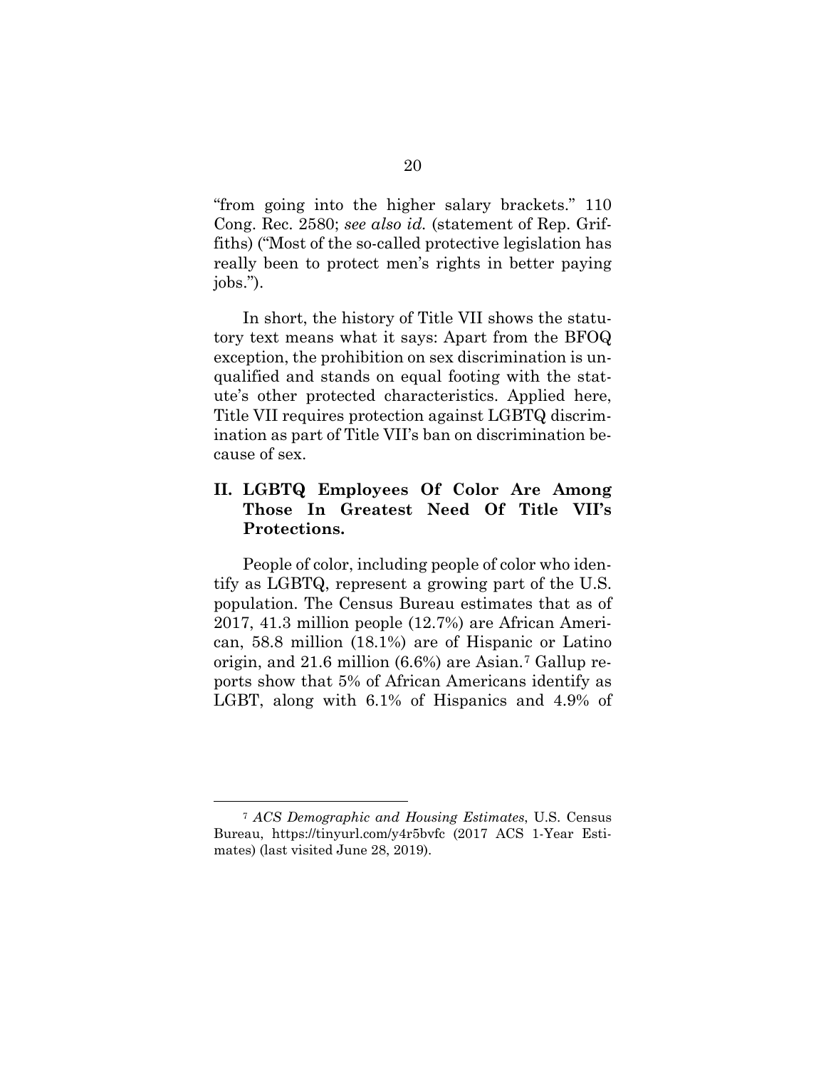"from going into the higher salary brackets." 110 Cong. Rec. 2580; *see also id.* (statement of Rep. Griffiths) ("Most of the so-called protective legislation has really been to protect men's rights in better paying jobs.").

In short, the history of Title VII shows the statutory text means what it says: Apart from the BFOQ exception, the prohibition on sex discrimination is unqualified and stands on equal footing with the statute's other protected characteristics. Applied here, Title VII requires protection against LGBTQ discrimination as part of Title VII's ban on discrimination because of sex.

## II. LGBTQ Employees Of Color Are Among Those In Greatest Need Of Title VII's Protections.

People of color, including people of color who identify as LGBTQ, represent a growing part of the U.S. population. The Census Bureau estimates that as of 2017, 41.3 million people (12.7%) are African American, 58.8 million (18.1%) are of Hispanic or Latino origin, and 21.6 million (6.6%) are Asian.[7] Gallup reports show that 5% of African Americans identify as LGBT, along with 6.1% of Hispanics and 4.9% of

---

[7] *ACS Demographic and Housing Estimates*, U.S. Census Bureau, https://tinyurl.com/y4r5bvfc (2017 ACS 1-Year Estimates) (last visited June 28, 2019).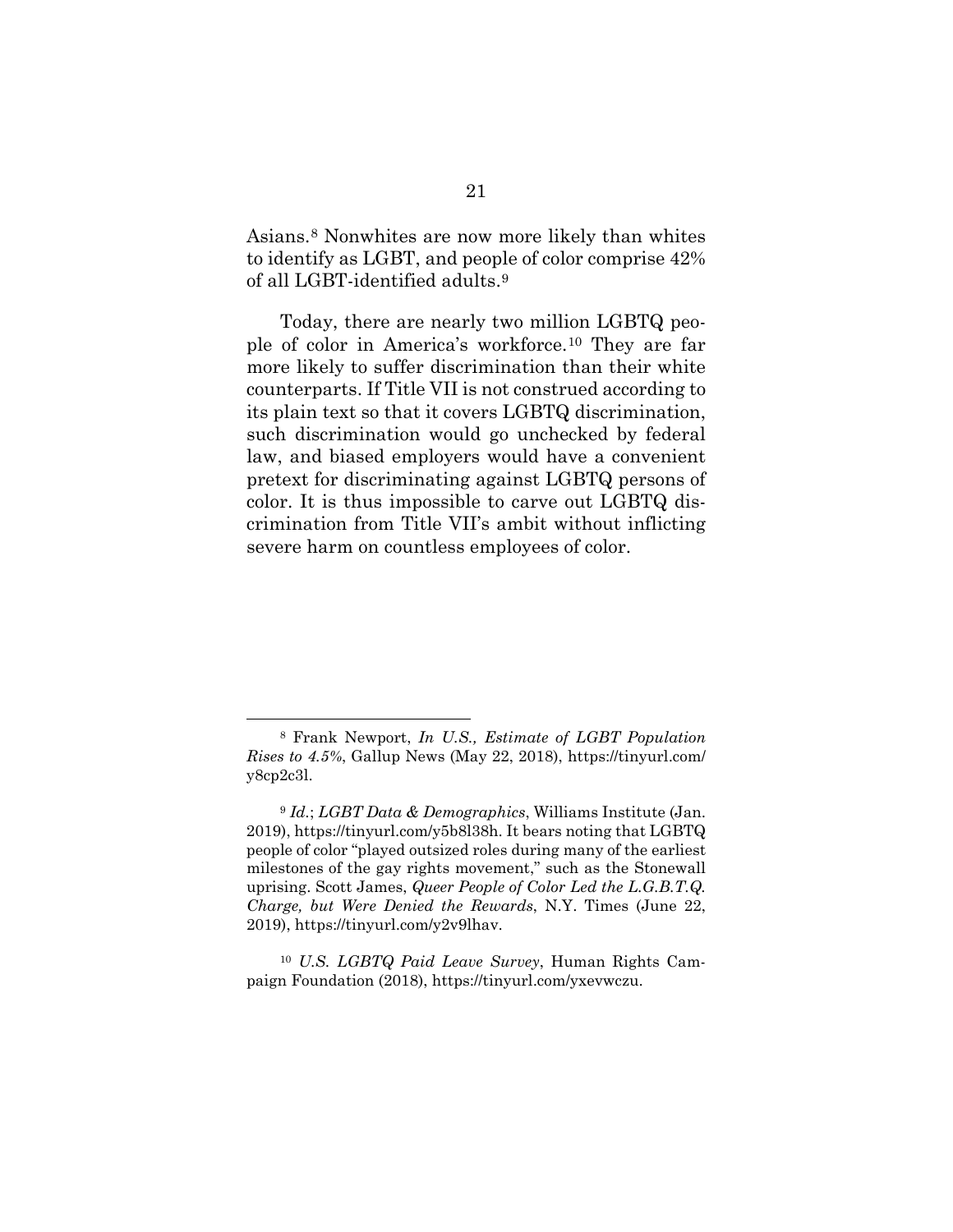Asians.[8] Nonwhites are now more likely than whites to identify as LGBT, and people of color comprise 42% of all LGBT-identified adults.[9]

Today, there are nearly two million LGBTQ people of color in America's workforce.[10] They are far more likely to suffer discrimination than their white counterparts. If Title VII is not construed according to its plain text so that it covers LGBTQ discrimination, such discrimination would go unchecked by federal law, and biased employers would have a convenient pretext for discriminating against LGBTQ persons of color. It is thus impossible to carve out LGBTQ discrimination from Title VII's ambit without inflicting severe harm on countless employees of color.

---

[8] Frank Newport, *In U.S., Estimate of LGBT Population Rises to 4.5%*, Gallup News (May 22, 2018), https://tinyurl.com/y8cp2c3l.

[9] *Id.*; *LGBT Data & Demographics*, Williams Institute (Jan. 2019), https://tinyurl.com/y5b8l38h. It bears noting that LGBTQ people of color "played outsized roles during many of the earliest milestones of the gay rights movement," such as the Stonewall uprising. Scott James, *Queer People of Color Led the L.G.B.T.Q. Charge, but Were Denied the Rewards*, N.Y. Times (June 22, 2019), https://tinyurl.com/y2v9lhav.

[10] *U.S. LGBTQ Paid Leave Survey*, Human Rights Campaign Foundation (2018), https://tinyurl.com/yxevwczu.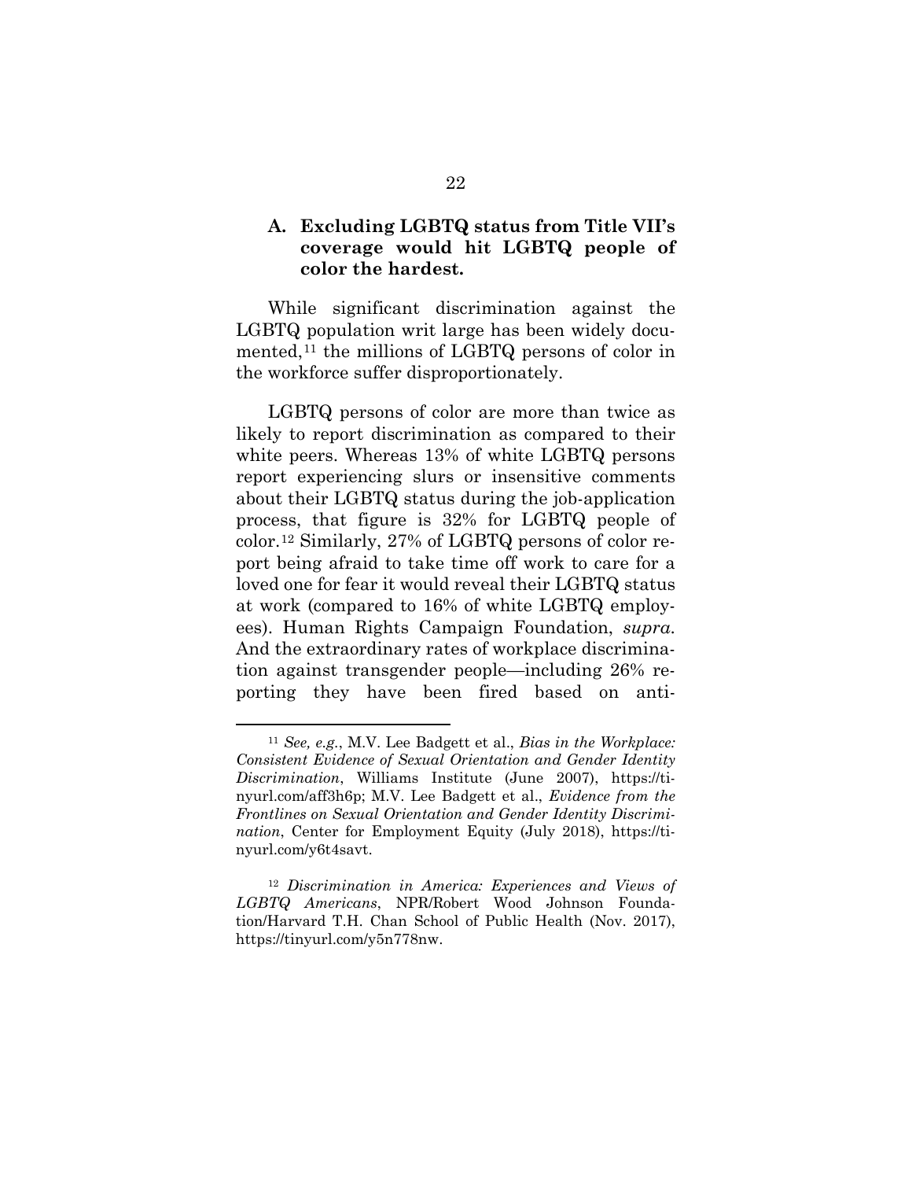### A. Excluding LGBTQ status from Title VII's coverage would hit LGBTQ people of color the hardest.

While significant discrimination against the LGBTQ population writ large has been widely documented,[11] the millions of LGBTQ persons of color in the workforce suffer disproportionately.

LGBTQ persons of color are more than twice as likely to report discrimination as compared to their white peers. Whereas 13% of white LGBTQ persons report experiencing slurs or insensitive comments about their LGBTQ status during the job-application process, that figure is 32% for LGBTQ people of color.[12] Similarly, 27% of LGBTQ persons of color report being afraid to take time off work to care for a loved one for fear it would reveal their LGBTQ status at work (compared to 16% of white LGBTQ employees). Human Rights Campaign Foundation, *supra*. And the extraordinary rates of workplace discrimination against transgender people—including 26% reporting they have been fired based on anti-

---

[11] *See, e.g.*, M.V. Lee Badgett et al., *Bias in the Workplace: Consistent Evidence of Sexual Orientation and Gender Identity Discrimination*, Williams Institute (June 2007), https://tinyurl.com/aff3h6p; M.V. Lee Badgett et al., *Evidence from the Frontlines on Sexual Orientation and Gender Identity Discrimination*, Center for Employment Equity (July 2018), https://tinyurl.com/y6t4savt.

[12] *Discrimination in America: Experiences and Views of LGBTQ Americans*, NPR/Robert Wood Johnson Foundation/Harvard T.H. Chan School of Public Health (Nov. 2017), https://tinyurl.com/y5n778nw.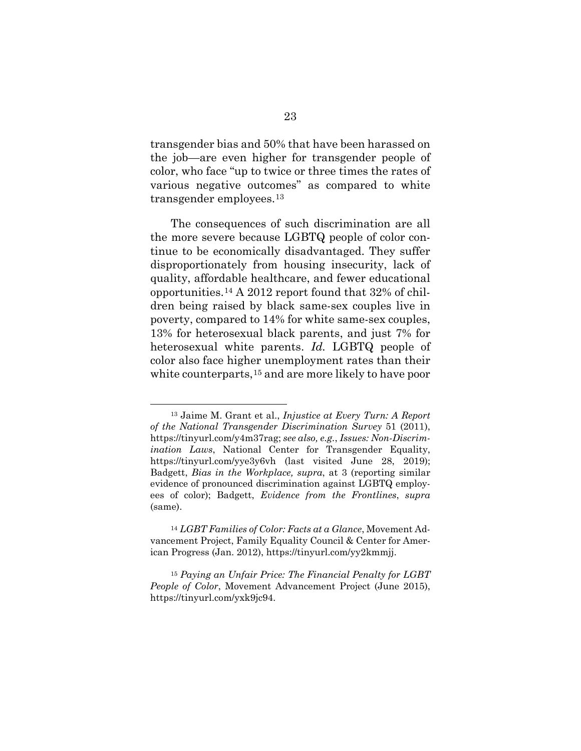transgender bias and 50% that have been harassed on the job—are even higher for transgender people of color, who face "up to twice or three times the rates of various negative outcomes" as compared to white transgender employees.[13]

The consequences of such discrimination are all the more severe because LGBTQ people of color continue to be economically disadvantaged. They suffer disproportionately from housing insecurity, lack of quality, affordable healthcare, and fewer educational opportunities.[14] A 2012 report found that 32% of children being raised by black same-sex couples live in poverty, compared to 14% for white same-sex couples, 13% for heterosexual black parents, and just 7% for heterosexual white parents. *Id.* LGBTQ people of color also face higher unemployment rates than their white counterparts,[15] and are more likely to have poor

---

[13] Jaime M. Grant et al., *Injustice at Every Turn: A Report of the National Transgender Discrimination Survey* 51 (2011), https://tinyurl.com/y4m37rag; *see also, e.g.*, *Issues: Non-Discrimination Laws*, National Center for Transgender Equality, https://tinyurl.com/yye3y6vh (last visited June 28, 2019); Badgett, *Bias in the Workplace, supra*, at 3 (reporting similar evidence of pronounced discrimination against LGBTQ employees of color); Badgett, *Evidence from the Frontlines*, *supra* (same).

[14] *LGBT Families of Color: Facts at a Glance*, Movement Advancement Project, Family Equality Council & Center for American Progress (Jan. 2012), https://tinyurl.com/yy2kmmjj.

[15] *Paying an Unfair Price: The Financial Penalty for LGBT People of Color*, Movement Advancement Project (June 2015), https://tinyurl.com/yxk9jc94.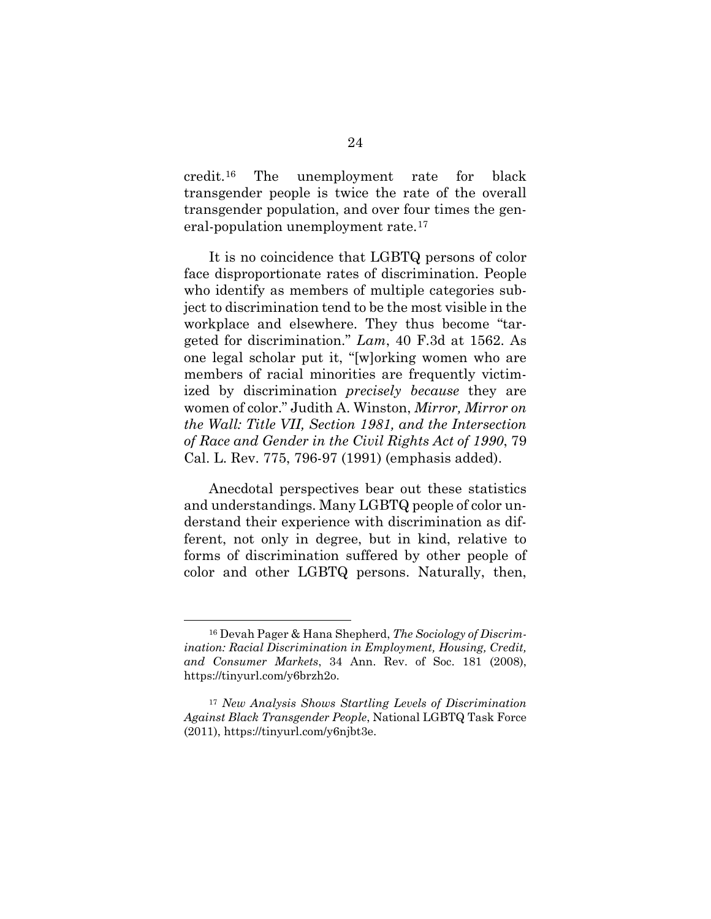credit.[16] The unemployment rate for black transgender people is twice the rate of the overall transgender population, and over four times the general-population unemployment rate.[17]

It is no coincidence that LGBTQ persons of color face disproportionate rates of discrimination. People who identify as members of multiple categories subject to discrimination tend to be the most visible in the workplace and elsewhere. They thus become "targeted for discrimination." *Lam*, 40 F.3d at 1562. As one legal scholar put it, "[w]orking women who are members of racial minorities are frequently victimized by discrimination *precisely because* they are women of color." Judith A. Winston, *Mirror, Mirror on the Wall: Title VII, Section 1981, and the Intersection of Race and Gender in the Civil Rights Act of 1990*, 79 Cal. L. Rev. 775, 796-97 (1991) (emphasis added).

Anecdotal perspectives bear out these statistics and understandings. Many LGBTQ people of color understand their experience with discrimination as different, not only in degree, but in kind, relative to forms of discrimination suffered by other people of color and other LGBTQ persons. Naturally, then,

---

[16] Devah Pager & Hana Shepherd, *The Sociology of Discrimination: Racial Discrimination in Employment, Housing, Credit, and Consumer Markets*, 34 Ann. Rev. of Soc. 181 (2008), https://tinyurl.com/y6brzh2o.

[17] *New Analysis Shows Startling Levels of Discrimination Against Black Transgender People*, National LGBTQ Task Force (2011), https://tinyurl.com/y6njbt3e.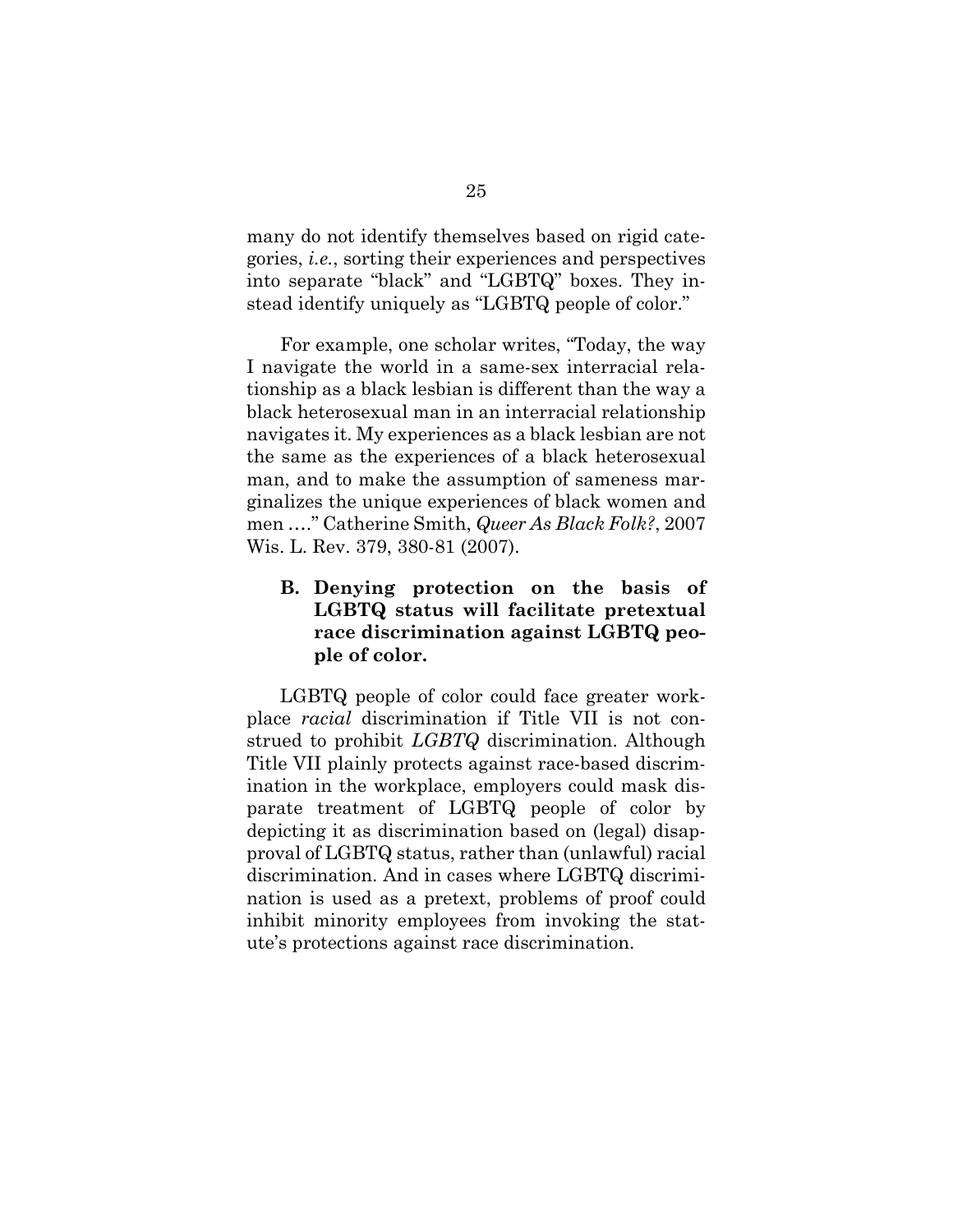many do not identify themselves based on rigid categories, *i.e.*, sorting their experiences and perspectives into separate "black" and "LGBTQ" boxes. They instead identify uniquely as "LGBTQ people of color."

For example, one scholar writes, "Today, the way I navigate the world in a same-sex interracial relationship as a black lesbian is different than the way a black heterosexual man in an interracial relationship navigates it. My experiences as a black lesbian are not the same as the experiences of a black heterosexual man, and to make the assumption of sameness marginalizes the unique experiences of black women and men …." Catherine Smith, *Queer As Black Folk?*, 2007 Wis. L. Rev. 379, 380-81 (2007).

### B. Denying protection on the basis of LGBTQ status will facilitate pretextual race discrimination against LGBTQ people of color.

LGBTQ people of color could face greater workplace *racial* discrimination if Title VII is not construed to prohibit *LGBTQ* discrimination. Although Title VII plainly protects against race-based discrimination in the workplace, employers could mask disparate treatment of LGBTQ people of color by depicting it as discrimination based on (legal) disapproval of LGBTQ status, rather than (unlawful) racial discrimination. And in cases where LGBTQ discrimination is used as a pretext, problems of proof could inhibit minority employees from invoking the statute's protections against race discrimination.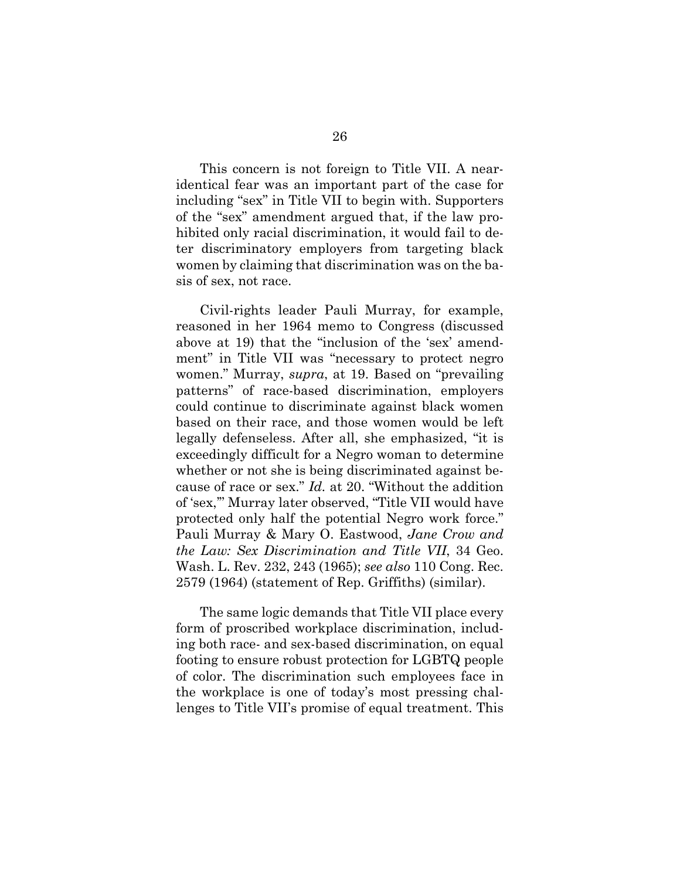This concern is not foreign to Title VII. A near-identical fear was an important part of the case for including "sex" in Title VII to begin with. Supporters of the "sex" amendment argued that, if the law prohibited only racial discrimination, it would fail to deter discriminatory employers from targeting black women by claiming that discrimination was on the basis of sex, not race.

Civil-rights leader Pauli Murray, for example, reasoned in her 1964 memo to Congress (discussed above at 19) that the "inclusion of the 'sex' amendment" in Title VII was "necessary to protect negro women." Murray, *supra*, at 19. Based on "prevailing patterns" of race-based discrimination, employers could continue to discriminate against black women based on their race, and those women would be left legally defenseless. After all, she emphasized, "it is exceedingly difficult for a Negro woman to determine whether or not she is being discriminated against because of race or sex." *Id.* at 20. "Without the addition of 'sex,'" Murray later observed, "Title VII would have protected only half the potential Negro work force." Pauli Murray & Mary O. Eastwood, *Jane Crow and the Law: Sex Discrimination and Title VII*, 34 Geo. Wash. L. Rev. 232, 243 (1965); *see also* 110 Cong. Rec. 2579 (1964) (statement of Rep. Griffiths) (similar).

The same logic demands that Title VII place every form of proscribed workplace discrimination, including both race- and sex-based discrimination, on equal footing to ensure robust protection for LGBTQ people of color. The discrimination such employees face in the workplace is one of today's most pressing challenges to Title VII's promise of equal treatment. This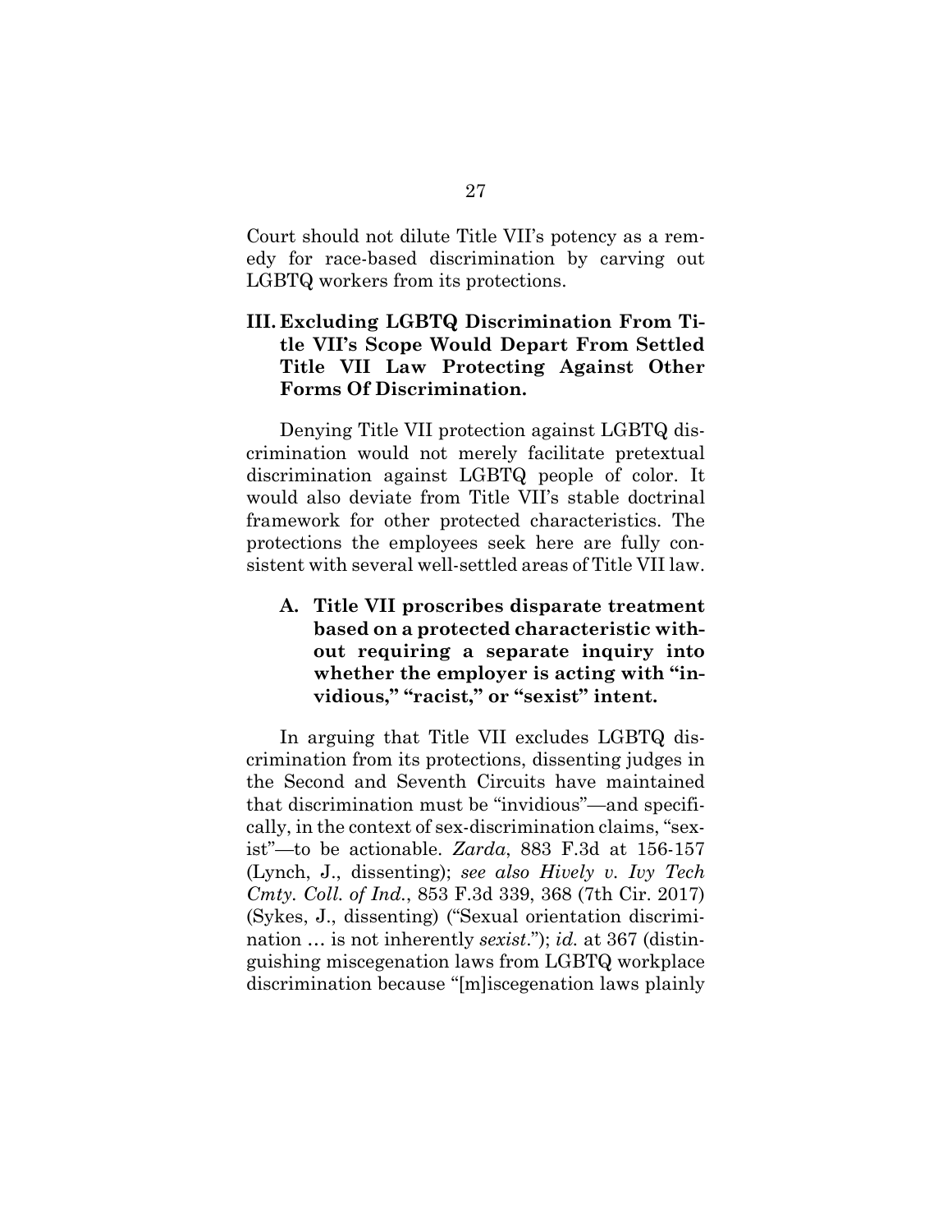Court should not dilute Title VII's potency as a remedy for race-based discrimination by carving out LGBTQ workers from its protections.

## III. Excluding LGBTQ Discrimination From Title VII's Scope Would Depart From Settled Title VII Law Protecting Against Other Forms Of Discrimination.

Denying Title VII protection against LGBTQ discrimination would not merely facilitate pretextual discrimination against LGBTQ people of color. It would also deviate from Title VII's stable doctrinal framework for other protected characteristics. The protections the employees seek here are fully consistent with several well-settled areas of Title VII law.

### A. Title VII proscribes disparate treatment based on a protected characteristic without requiring a separate inquiry into whether the employer is acting with "invidious," "racist," or "sexist" intent.

In arguing that Title VII excludes LGBTQ discrimination from its protections, dissenting judges in the Second and Seventh Circuits have maintained that discrimination must be "invidious"—and specifically, in the context of sex-discrimination claims, "sexist"—to be actionable. *Zarda*, 883 F.3d at 156-157 (Lynch, J., dissenting); *see also Hively v. Ivy Tech Cmty. Coll. of Ind.*, 853 F.3d 339, 368 (7th Cir. 2017) (Sykes, J., dissenting) ("Sexual orientation discrimination … is not inherently *sexist*."); *id.* at 367 (distinguishing miscegenation laws from LGBTQ workplace discrimination because "[m]iscegenation laws plainly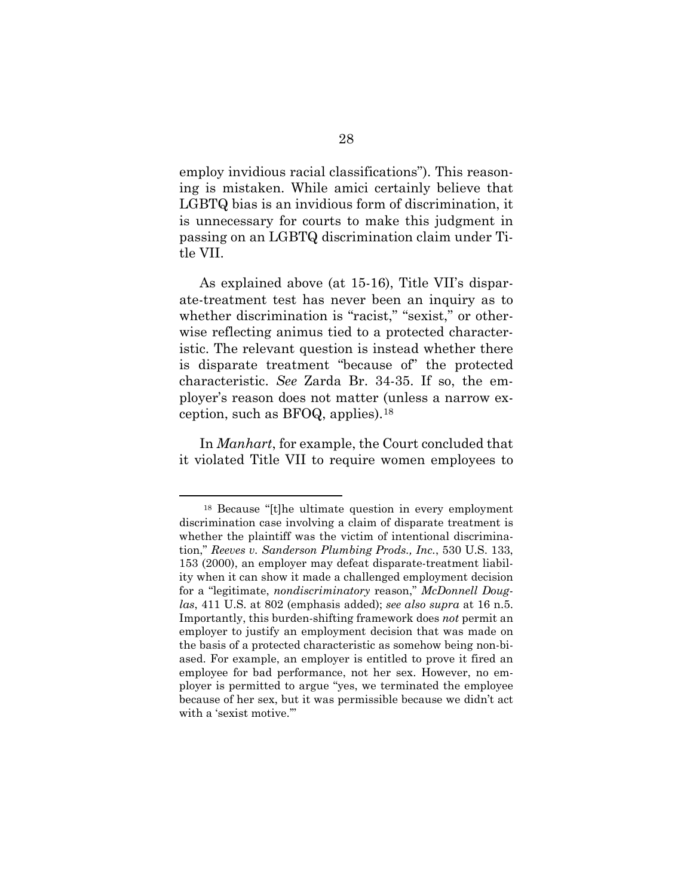employ invidious racial classifications"). This reasoning is mistaken. While amici certainly believe that LGBTQ bias is an invidious form of discrimination, it is unnecessary for courts to make this judgment in passing on an LGBTQ discrimination claim under Title VII.

As explained above (at 15-16), Title VII's disparate-treatment test has never been an inquiry as to whether discrimination is "racist," "sexist," or otherwise reflecting animus tied to a protected characteristic. The relevant question is instead whether there is disparate treatment "because of" the protected characteristic. *See* Zarda Br. 34-35. If so, the employer's reason does not matter (unless a narrow exception, such as BFOQ, applies).[18]

In *Manhart*, for example, the Court concluded that it violated Title VII to require women employees to

---

[18] Because "[t]he ultimate question in every employment discrimination case involving a claim of disparate treatment is whether the plaintiff was the victim of intentional discrimination," *Reeves v. Sanderson Plumbing Prods., Inc.*, 530 U.S. 133, 153 (2000), an employer may defeat disparate-treatment liability when it can show it made a challenged employment decision for a "legitimate, *nondiscriminatory* reason," *McDonnell Douglas*, 411 U.S. at 802 (emphasis added); *see also supra* at 16 n.5. Importantly, this burden-shifting framework does *not* permit an employer to justify an employment decision that was made on the basis of a protected characteristic as somehow being non-biased. For example, an employer is entitled to prove it fired an employee for bad performance, not her sex. However, no employer is permitted to argue "yes, we terminated the employee because of her sex, but it was permissible because we didn't act with a 'sexist motive.'"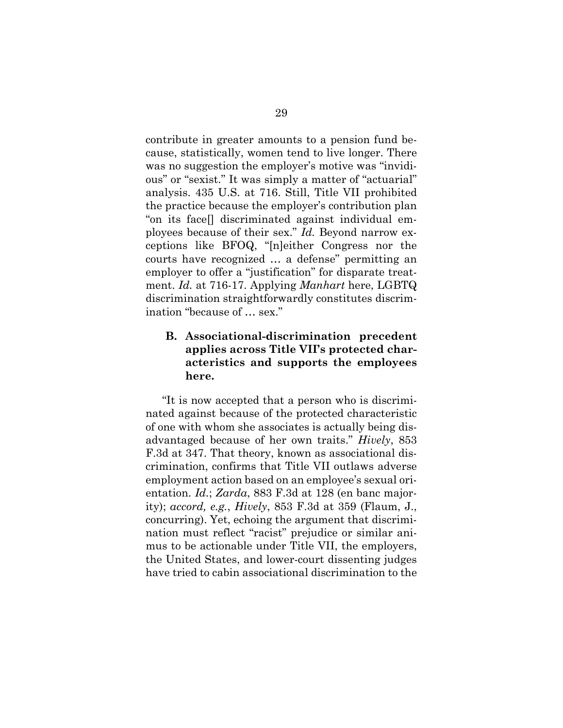contribute in greater amounts to a pension fund because, statistically, women tend to live longer. There was no suggestion the employer's motive was "invidious" or "sexist." It was simply a matter of "actuarial" analysis. 435 U.S. at 716. Still, Title VII prohibited the practice because the employer's contribution plan "on its face[] discriminated against individual employees because of their sex." *Id.* Beyond narrow exceptions like BFOQ, "[n]either Congress nor the courts have recognized … a defense" permitting an employer to offer a "justification" for disparate treatment. *Id.* at 716-17. Applying *Manhart* here, LGBTQ discrimination straightforwardly constitutes discrimination "because of … sex."

### B. Associational-discrimination precedent applies across Title VII's protected characteristics and supports the employees here.

"It is now accepted that a person who is discriminated against because of the protected characteristic of one with whom she associates is actually being disadvantaged because of her own traits." *Hively*, 853 F.3d at 347. That theory, known as associational discrimination, confirms that Title VII outlaws adverse employment action based on an employee's sexual orientation. *Id.*; *Zarda*, 883 F.3d at 128 (en banc majority); *accord, e.g.*, *Hively*, 853 F.3d at 359 (Flaum, J., concurring). Yet, echoing the argument that discrimination must reflect "racist" prejudice or similar animus to be actionable under Title VII, the employers, the United States, and lower-court dissenting judges have tried to cabin associational discrimination to the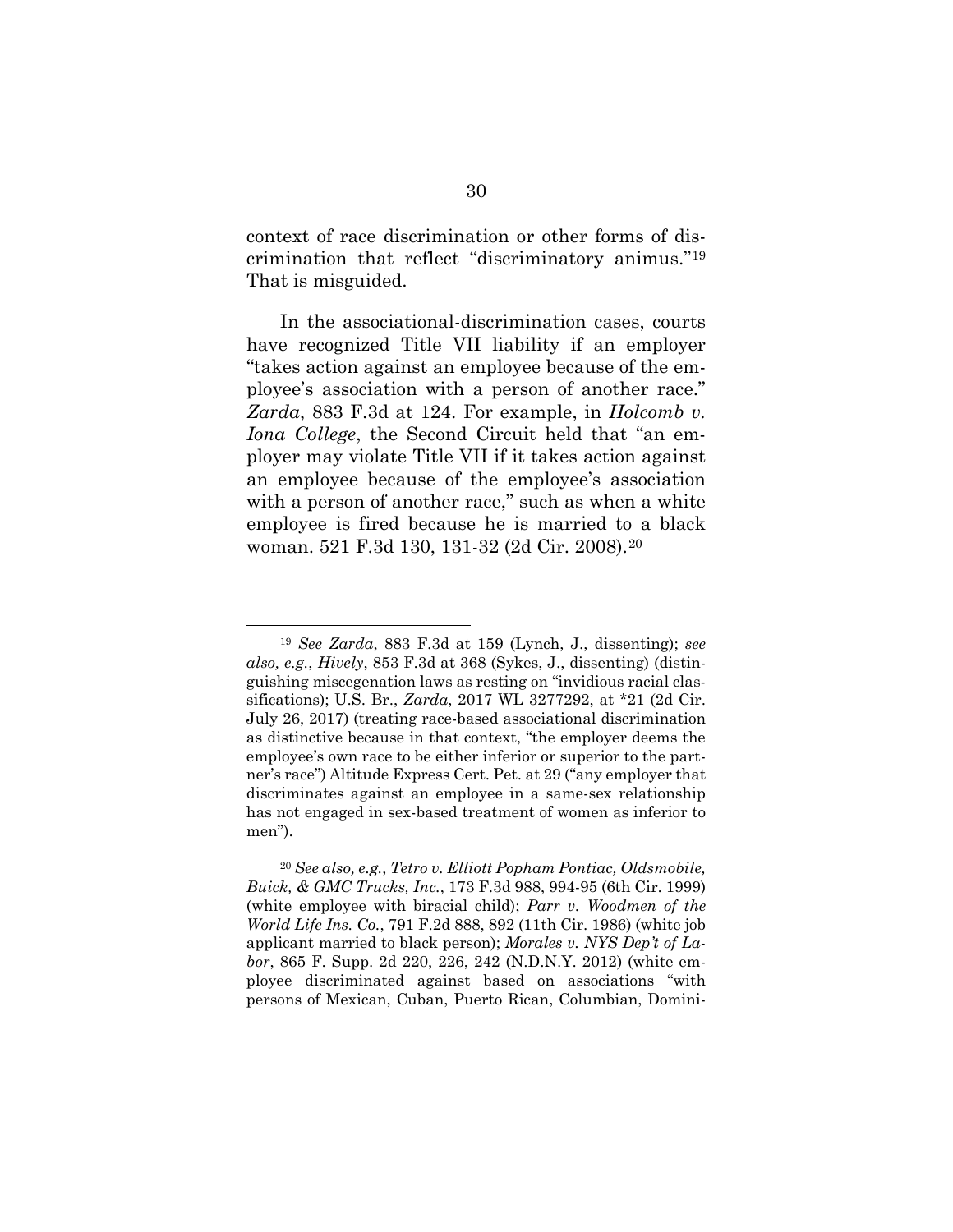context of race discrimination or other forms of discrimination that reflect "discriminatory animus."[19] That is misguided.

In the associational-discrimination cases, courts have recognized Title VII liability if an employer "takes action against an employee because of the employee's association with a person of another race." *Zarda*, 883 F.3d at 124. For example, in *Holcomb v. Iona College*, the Second Circuit held that "an employer may violate Title VII if it takes action against an employee because of the employee's association with a person of another race," such as when a white employee is fired because he is married to a black woman. 521 F.3d 130, 131-32 (2d Cir. 2008).[20]

---

[19] *See Zarda*, 883 F.3d at 159 (Lynch, J., dissenting); *see also, e.g.*, *Hively*, 853 F.3d at 368 (Sykes, J., dissenting) (distinguishing miscegenation laws as resting on "invidious racial classifications); U.S. Br., *Zarda*, 2017 WL 3277292, at *21 (2d Cir. July 26, 2017) (treating race-based associational discrimination as distinctive because in that context, "the employer deems the employee's own race to be either inferior or superior to the partner's race") Altitude Express Cert. Pet. at 29 ("any employer that discriminates against an employee in a same-sex relationship has not engaged in sex-based treatment of women as inferior to men").

[20] *See also, e.g.*, *Tetro v. Elliott Popham Pontiac, Oldsmobile, Buick, & GMC Trucks, Inc.*, 173 F.3d 988, 994-95 (6th Cir. 1999) (white employee with biracial child); *Parr v. Woodmen of the World Life Ins. Co.*, 791 F.2d 888, 892 (11th Cir. 1986) (white job applicant married to black person); *Morales v. NYS Dep't of Labor*, 865 F. Supp. 2d 220, 226, 242 (N.D.N.Y. 2012) (white employee discriminated against based on associations "with persons of Mexican, Cuban, Puerto Rican, Columbian, Domini-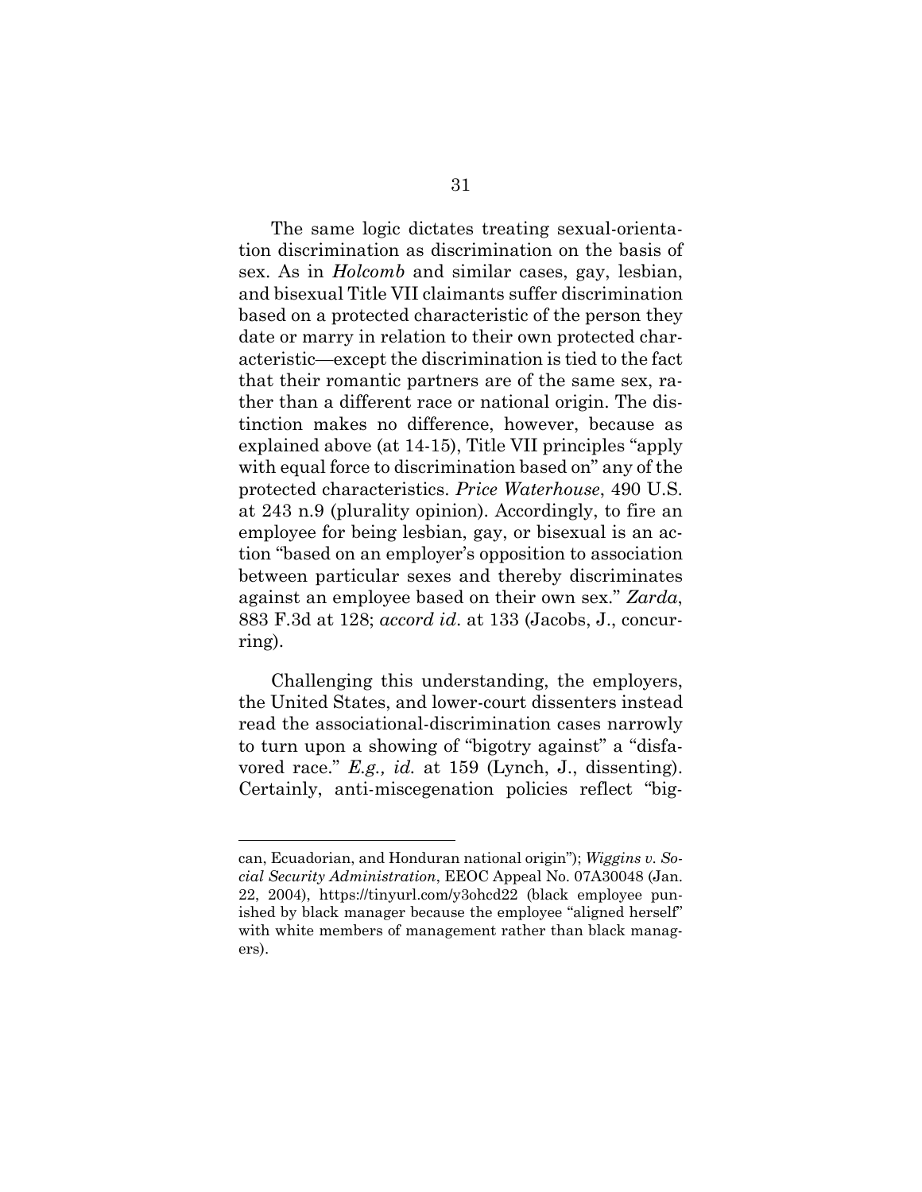The same logic dictates treating sexual-orientation discrimination as discrimination on the basis of sex. As in *Holcomb* and similar cases, gay, lesbian, and bisexual Title VII claimants suffer discrimination based on a protected characteristic of the person they date or marry in relation to their own protected characteristic—except the discrimination is tied to the fact that their romantic partners are of the same sex, rather than a different race or national origin. The distinction makes no difference, however, because as explained above (at 14-15), Title VII principles "apply with equal force to discrimination based on" any of the protected characteristics. *Price Waterhouse*, 490 U.S. at 243 n.9 (plurality opinion). Accordingly, to fire an employee for being lesbian, gay, or bisexual is an action "based on an employer's opposition to association between particular sexes and thereby discriminates against an employee based on their own sex." *Zarda*, 883 F.3d at 128; *accord id*. at 133 (Jacobs, J., concurring).

Challenging this understanding, the employers, the United States, and lower-court dissenters instead read the associational-discrimination cases narrowly to turn upon a showing of "bigotry against" a "disfavored race." *E.g., id.* at 159 (Lynch, J., dissenting). Certainly, anti-miscegenation policies reflect "big-

---

can, Ecuadorian, and Honduran national origin"); *Wiggins v. Social Security Administration*, EEOC Appeal No. 07A30048 (Jan. 22, 2004), https://tinyurl.com/y3ohcd22 (black employee punished by black manager because the employee "aligned herself" with white members of management rather than black managers).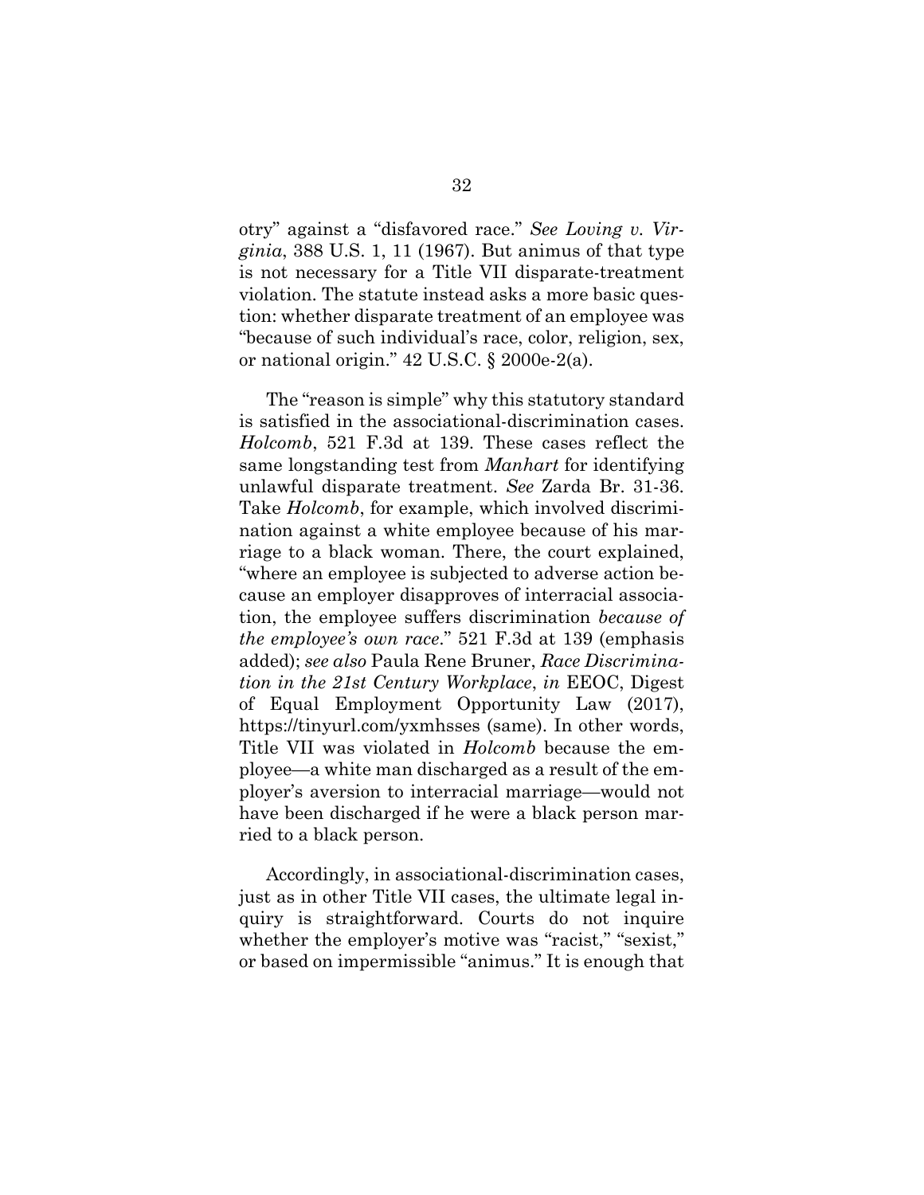otry" against a "disfavored race." *See Loving v. Virginia*, 388 U.S. 1, 11 (1967). But animus of that type is not necessary for a Title VII disparate-treatment violation. The statute instead asks a more basic question: whether disparate treatment of an employee was "because of such individual's race, color, religion, sex, or national origin." 42 U.S.C. § 2000e-2(a).

The "reason is simple" why this statutory standard is satisfied in the associational-discrimination cases. *Holcomb*, 521 F.3d at 139. These cases reflect the same longstanding test from *Manhart* for identifying unlawful disparate treatment. *See* Zarda Br. 31-36. Take *Holcomb*, for example, which involved discrimination against a white employee because of his marriage to a black woman. There, the court explained, "where an employee is subjected to adverse action because an employer disapproves of interracial association, the employee suffers discrimination *because of the employee's own race*." 521 F.3d at 139 (emphasis added); *see also* Paula Rene Bruner, *Race Discrimination in the 21st Century Workplace*, *in* EEOC, Digest of Equal Employment Opportunity Law (2017), https://tinyurl.com/yxmhsses (same). In other words, Title VII was violated in *Holcomb* because the employee—a white man discharged as a result of the employer's aversion to interracial marriage—would not have been discharged if he were a black person married to a black person.

Accordingly, in associational-discrimination cases, just as in other Title VII cases, the ultimate legal inquiry is straightforward. Courts do not inquire whether the employer's motive was "racist," "sexist," or based on impermissible "animus." It is enough that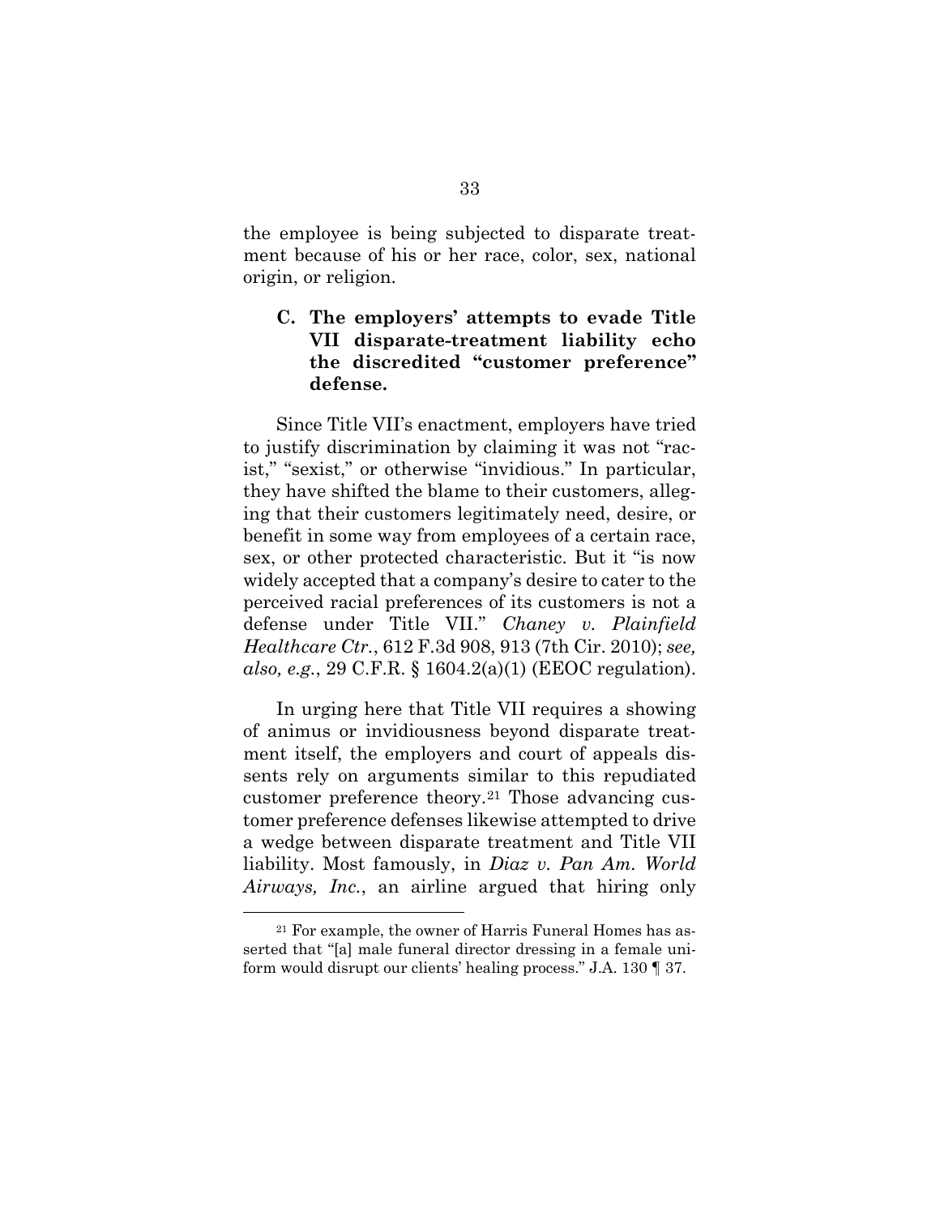the employee is being subjected to disparate treatment because of his or her race, color, sex, national origin, or religion.

### C. The employers' attempts to evade Title VII disparate-treatment liability echo the discredited "customer preference" defense.

Since Title VII's enactment, employers have tried to justify discrimination by claiming it was not "racist," "sexist," or otherwise "invidious." In particular, they have shifted the blame to their customers, alleging that their customers legitimately need, desire, or benefit in some way from employees of a certain race, sex, or other protected characteristic. But it "is now widely accepted that a company's desire to cater to the perceived racial preferences of its customers is not a defense under Title VII." *Chaney v. Plainfield Healthcare Ctr.*, 612 F.3d 908, 913 (7th Cir. 2010); *see, also, e.g.*, 29 C.F.R. § 1604.2(a)(1) (EEOC regulation).

In urging here that Title VII requires a showing of animus or invidiousness beyond disparate treatment itself, the employers and court of appeals dissents rely on arguments similar to this repudiated customer preference theory.[21] Those advancing customer preference defenses likewise attempted to drive a wedge between disparate treatment and Title VII liability. Most famously, in *Diaz v. Pan Am. World Airways, Inc.*, an airline argued that hiring only

[21] For example, the owner of Harris Funeral Homes has asserted that "[a] male funeral director dressing in a female uniform would disrupt our clients' healing process." J.A. 130 ¶ 37.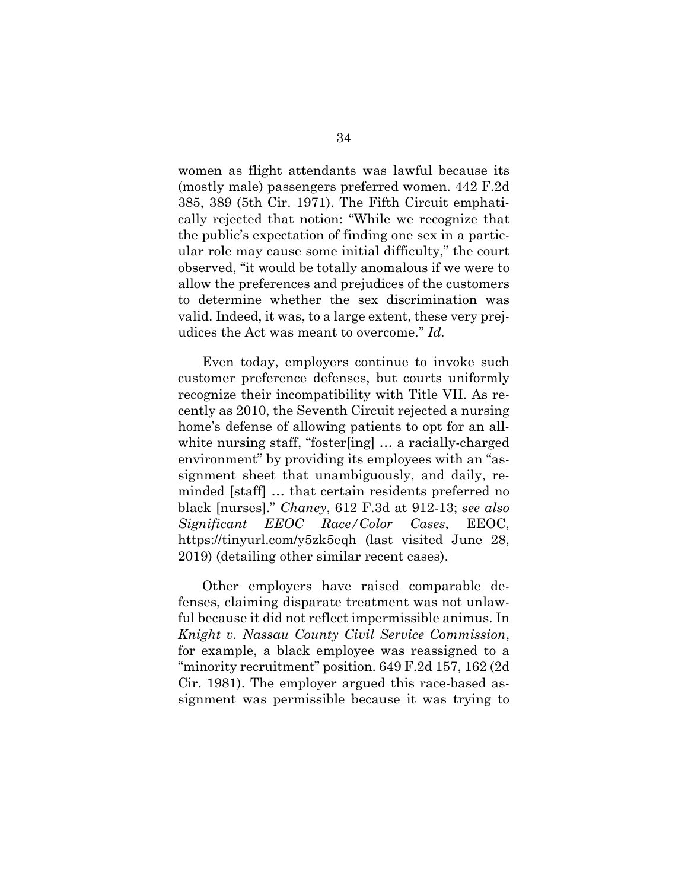women as flight attendants was lawful because its (mostly male) passengers preferred women. 442 F.2d 385, 389 (5th Cir. 1971). The Fifth Circuit emphatically rejected that notion: "While we recognize that the public's expectation of finding one sex in a particular role may cause some initial difficulty," the court observed, "it would be totally anomalous if we were to allow the preferences and prejudices of the customers to determine whether the sex discrimination was valid. Indeed, it was, to a large extent, these very prejudices the Act was meant to overcome." *Id.*

Even today, employers continue to invoke such customer preference defenses, but courts uniformly recognize their incompatibility with Title VII. As recently as 2010, the Seventh Circuit rejected a nursing home's defense of allowing patients to opt for an all-white nursing staff, "foster[ing] … a racially-charged environment" by providing its employees with an "assignment sheet that unambiguously, and daily, reminded [staff] … that certain residents preferred no black [nurses]." *Chaney*, 612 F.3d at 912-13; *see also Significant EEOC Race/Color Cases*, EEOC, https://tinyurl.com/y5zk5eqh (last visited June 28, 2019) (detailing other similar recent cases).

Other employers have raised comparable defenses, claiming disparate treatment was not unlawful because it did not reflect impermissible animus. In *Knight v. Nassau County Civil Service Commission*, for example, a black employee was reassigned to a "minority recruitment" position. 649 F.2d 157, 162 (2d Cir. 1981). The employer argued this race-based assignment was permissible because it was trying to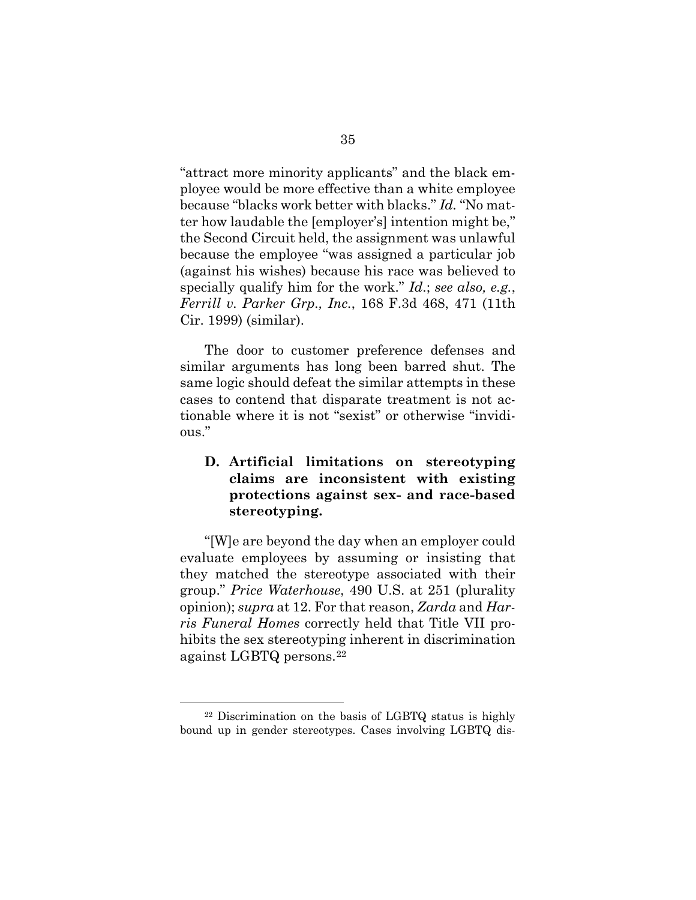"attract more minority applicants" and the black employee would be more effective than a white employee because "blacks work better with blacks." *Id.* "No matter how laudable the [employer's] intention might be," the Second Circuit held, the assignment was unlawful because the employee "was assigned a particular job (against his wishes) because his race was believed to specially qualify him for the work." *Id.*; *see also, e.g.*, *Ferrill v. Parker Grp., Inc.*, 168 F.3d 468, 471 (11th Cir. 1999) (similar).

The door to customer preference defenses and similar arguments has long been barred shut. The same logic should defeat the similar attempts in these cases to contend that disparate treatment is not actionable where it is not "sexist" or otherwise "invidious."

### D. Artificial limitations on stereotyping claims are inconsistent with existing protections against sex- and race-based stereotyping.

"[W]e are beyond the day when an employer could evaluate employees by assuming or insisting that they matched the stereotype associated with their group." *Price Waterhouse*, 490 U.S. at 251 (plurality opinion); *supra* at 12. For that reason, *Zarda* and *Harris Funeral Homes* correctly held that Title VII prohibits the sex stereotyping inherent in discrimination against LGBTQ persons.[22]

---

[22] Discrimination on the basis of LGBTQ status is highly bound up in gender stereotypes. Cases involving LGBTQ dis-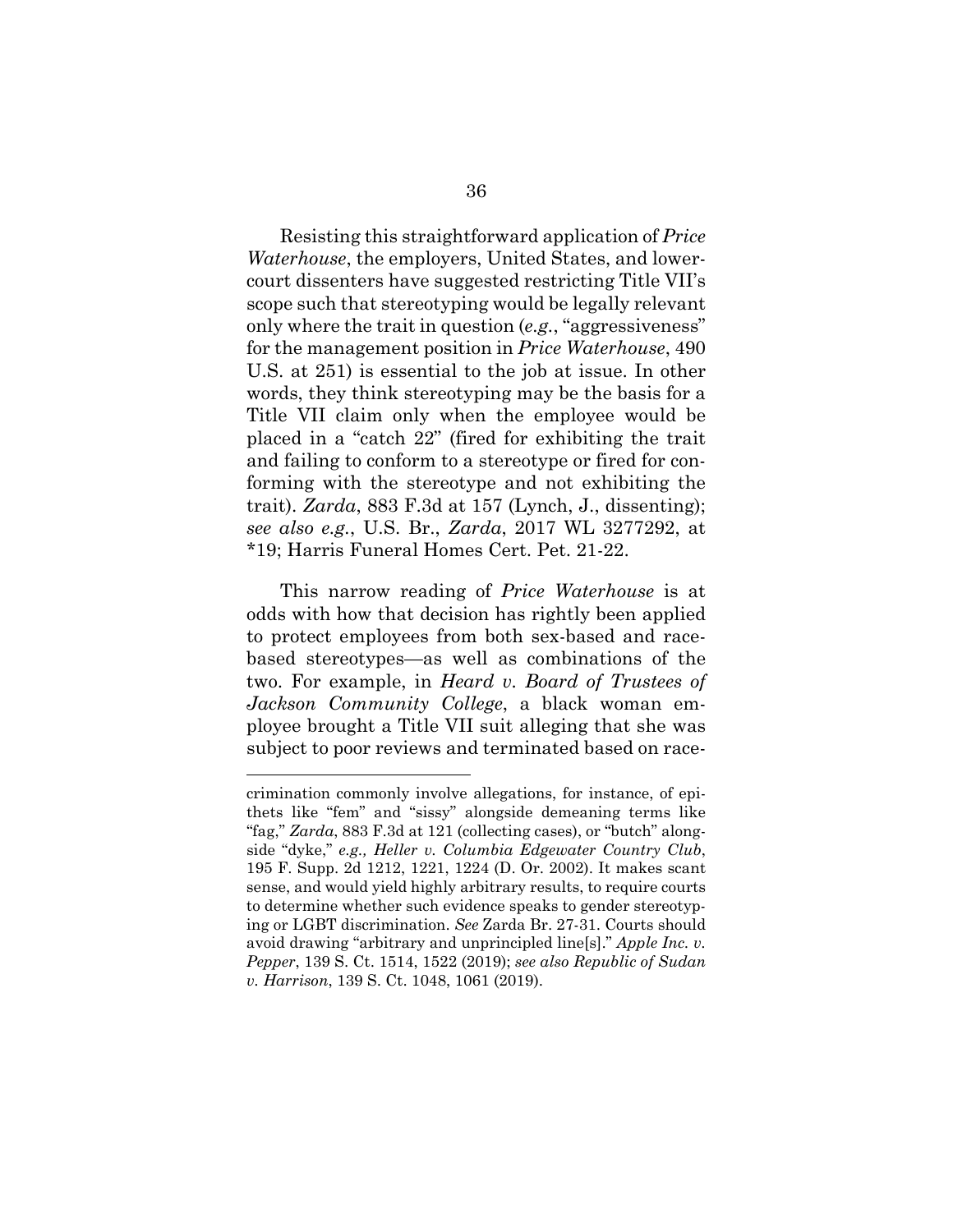Resisting this straightforward application of *Price Waterhouse*, the employers, United States, and lower-court dissenters have suggested restricting Title VII's scope such that stereotyping would be legally relevant only where the trait in question (*e.g.*, "aggressiveness" for the management position in *Price Waterhouse*, 490 U.S. at 251) is essential to the job at issue. In other words, they think stereotyping may be the basis for a Title VII claim only when the employee would be placed in a "catch 22" (fired for exhibiting the trait and failing to conform to a stereotype or fired for conforming with the stereotype and not exhibiting the trait). *Zarda*, 883 F.3d at 157 (Lynch, J., dissenting); *see also e.g.*, U.S. Br., *Zarda*, 2017 WL 3277292, at *19; Harris Funeral Homes Cert. Pet. 21-22.

This narrow reading of *Price Waterhouse* is at odds with how that decision has rightly been applied to protect employees from both sex-based and race-based stereotypes—as well as combinations of the two. For example, in *Heard v. Board of Trustees of Jackson Community College*, a black woman employee brought a Title VII suit alleging that she was subject to poor reviews and terminated based on race-

---

crimination commonly involve allegations, for instance, of epithets like "fem" and "sissy" alongside demeaning terms like "fag," *Zarda*, 883 F.3d at 121 (collecting cases), or "butch" alongside "dyke," *e.g., Heller v. Columbia Edgewater Country Club*, 195 F. Supp. 2d 1212, 1221, 1224 (D. Or. 2002). It makes scant sense, and would yield highly arbitrary results, to require courts to determine whether such evidence speaks to gender stereotyping or LGBT discrimination. *See* Zarda Br. 27-31. Courts should avoid drawing "arbitrary and unprincipled line[s]." *Apple Inc. v. Pepper*, 139 S. Ct. 1514, 1522 (2019); *see also Republic of Sudan v. Harrison*, 139 S. Ct. 1048, 1061 (2019).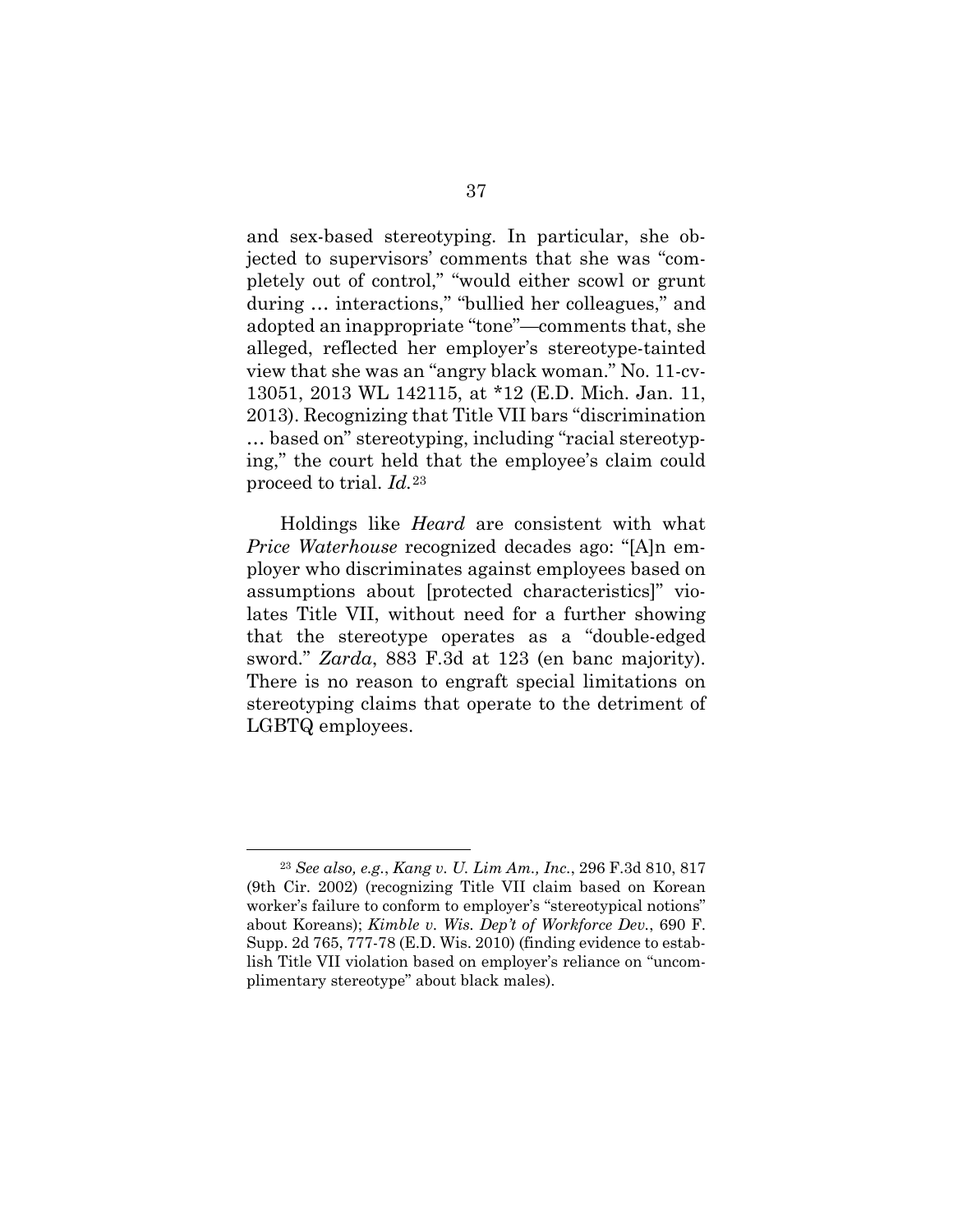and sex-based stereotyping. In particular, she objected to supervisors' comments that she was "completely out of control," "would either scowl or grunt during … interactions," "bullied her colleagues," and adopted an inappropriate "tone"—comments that, she alleged, reflected her employer's stereotype-tainted view that she was an "angry black woman." No. 11-cv-13051, 2013 WL 142115, at *12 (E.D. Mich. Jan. 11, 2013). Recognizing that Title VII bars "discrimination … based on" stereotyping, including "racial stereotyping," the court held that the employee's claim could proceed to trial. *Id.*[23]

Holdings like *Heard* are consistent with what *Price Waterhouse* recognized decades ago: "[A]n employer who discriminates against employees based on assumptions about [protected characteristics]" violates Title VII, without need for a further showing that the stereotype operates as a "double-edged sword." *Zarda*, 883 F.3d at 123 (en banc majority). There is no reason to engraft special limitations on stereotyping claims that operate to the detriment of LGBTQ employees.

---

[23] *See also, e.g.*, *Kang v. U. Lim Am., Inc.*, 296 F.3d 810, 817 (9th Cir. 2002) (recognizing Title VII claim based on Korean worker's failure to conform to employer's "stereotypical notions" about Koreans); *Kimble v. Wis. Dep't of Workforce Dev.*, 690 F. Supp. 2d 765, 777-78 (E.D. Wis. 2010) (finding evidence to establish Title VII violation based on employer's reliance on "uncomplimentary stereotype" about black males).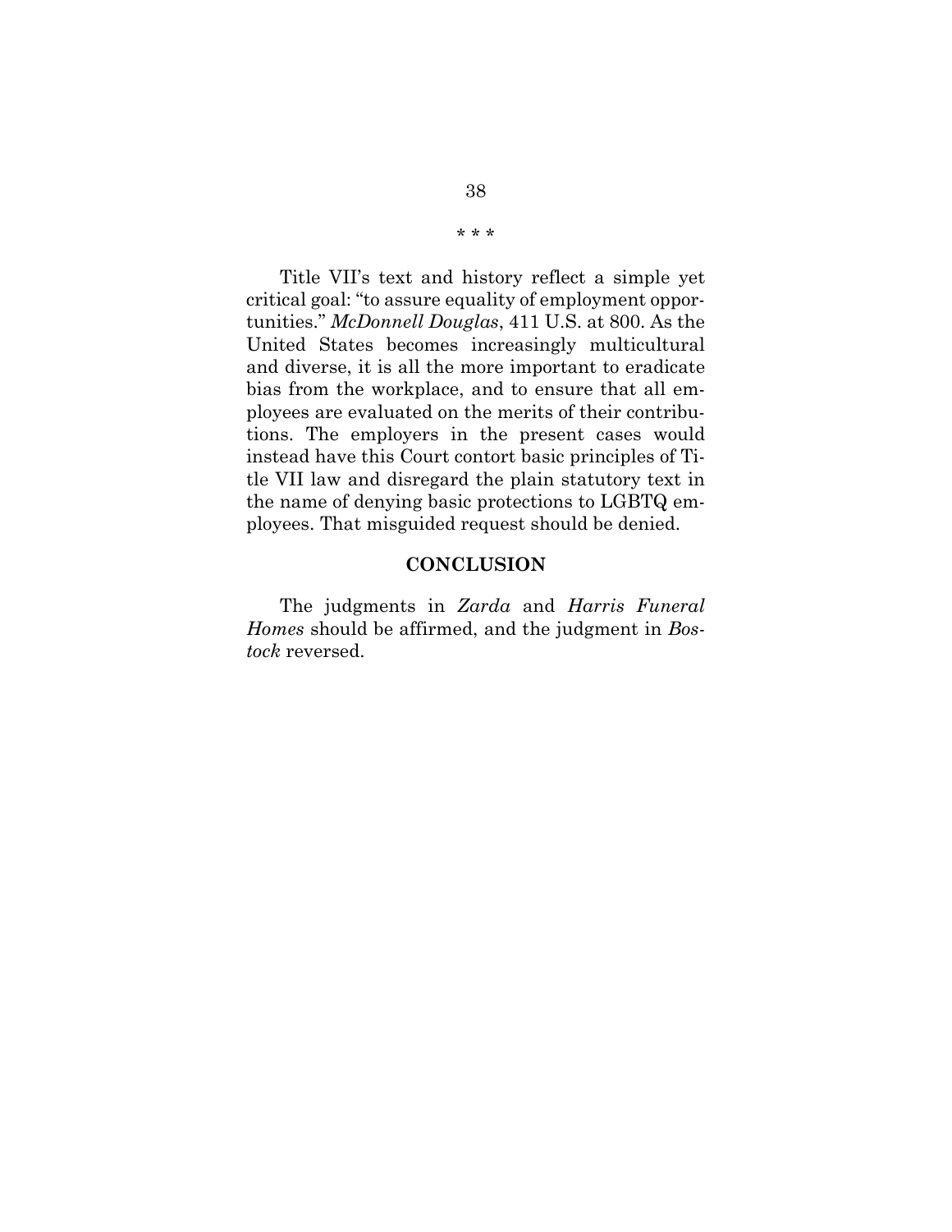\* \* \*

Title VII's text and history reflect a simple yet critical goal: "to assure equality of employment opportunities." *McDonnell Douglas*, 411 U.S. at 800. As the United States becomes increasingly multicultural and diverse, it is all the more important to eradicate bias from the workplace, and to ensure that all employees are evaluated on the merits of their contributions. The employers in the present cases would instead have this Court contort basic principles of Title VII law and disregard the plain statutory text in the name of denying basic protections to LGBTQ employees. That misguided request should be denied.

## CONCLUSION

The judgments in *Zarda* and *Harris Funeral Homes* should be affirmed, and the judgment in *Bostock* reversed.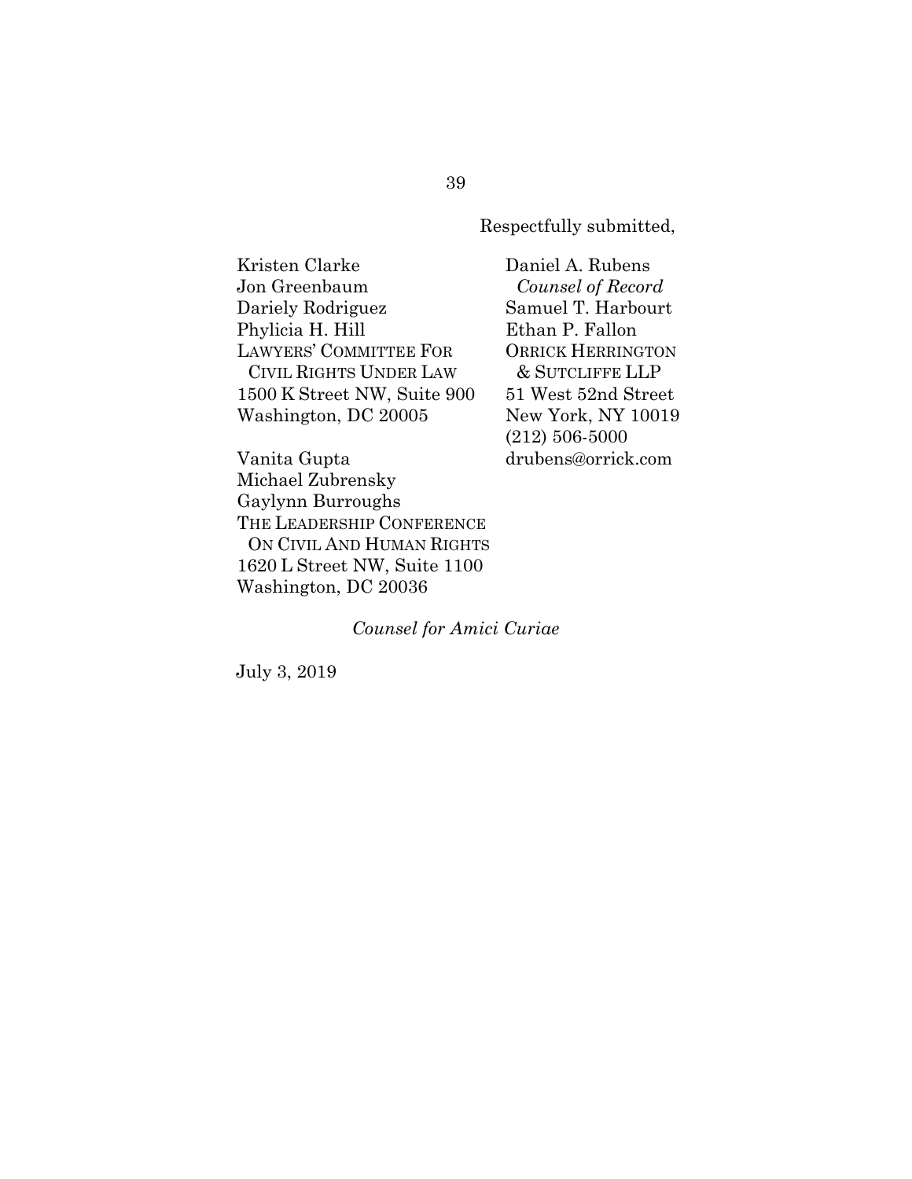Respectfully submitted,

Kristen Clarke
Jon Greenbaum
Dariely Rodriguez
Phylicia H. Hill
LAWYERS' COMMITTEE FOR CIVIL RIGHTS UNDER LAW
1500 K Street NW, Suite 900
Washington, DC 20005

Vanita Gupta
Michael Zubrensky
Gaylynn Burroughs
THE LEADERSHIP CONFERENCE ON CIVIL AND HUMAN RIGHTS
1620 L Street NW, Suite 1100
Washington, DC 20036

Daniel A. Rubens
*Counsel of Record*
Samuel T. Harbourt
Ethan P. Fallon
ORRICK HERRINGTON & SUTCLIFFE LLP
51 West 52nd Street
New York, NY 10019
(212) 506-5000
drubens@orrick.com

*Counsel for Amici Curiae*

July 3, 2019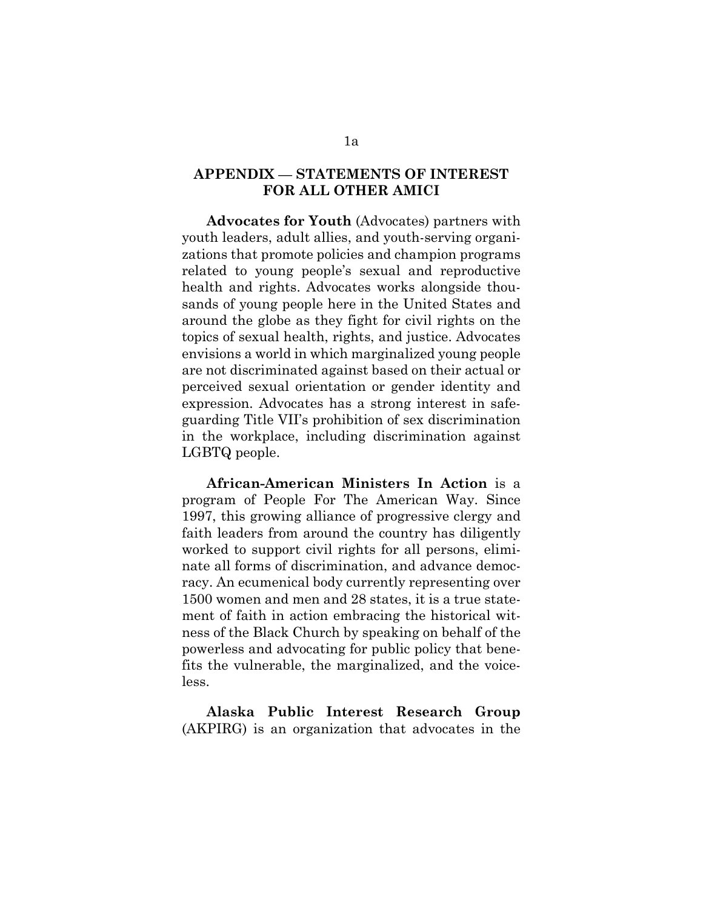## APPENDIX — STATEMENTS OF INTEREST FOR ALL OTHER AMICI

**Advocates for Youth** (Advocates) partners with youth leaders, adult allies, and youth-serving organizations that promote policies and champion programs related to young people's sexual and reproductive health and rights. Advocates works alongside thousands of young people here in the United States and around the globe as they fight for civil rights on the topics of sexual health, rights, and justice. Advocates envisions a world in which marginalized young people are not discriminated against based on their actual or perceived sexual orientation or gender identity and expression. Advocates has a strong interest in safeguarding Title VII's prohibition of sex discrimination in the workplace, including discrimination against LGBTQ people.

**African-American Ministers In Action** is a program of People For The American Way. Since 1997, this growing alliance of progressive clergy and faith leaders from around the country has diligently worked to support civil rights for all persons, eliminate all forms of discrimination, and advance democracy. An ecumenical body currently representing over 1500 women and men and 28 states, it is a true statement of faith in action embracing the historical witness of the Black Church by speaking on behalf of the powerless and advocating for public policy that benefits the vulnerable, the marginalized, and the voiceless.

**Alaska Public Interest Research Group** (AKPIRG) is an organization that advocates in the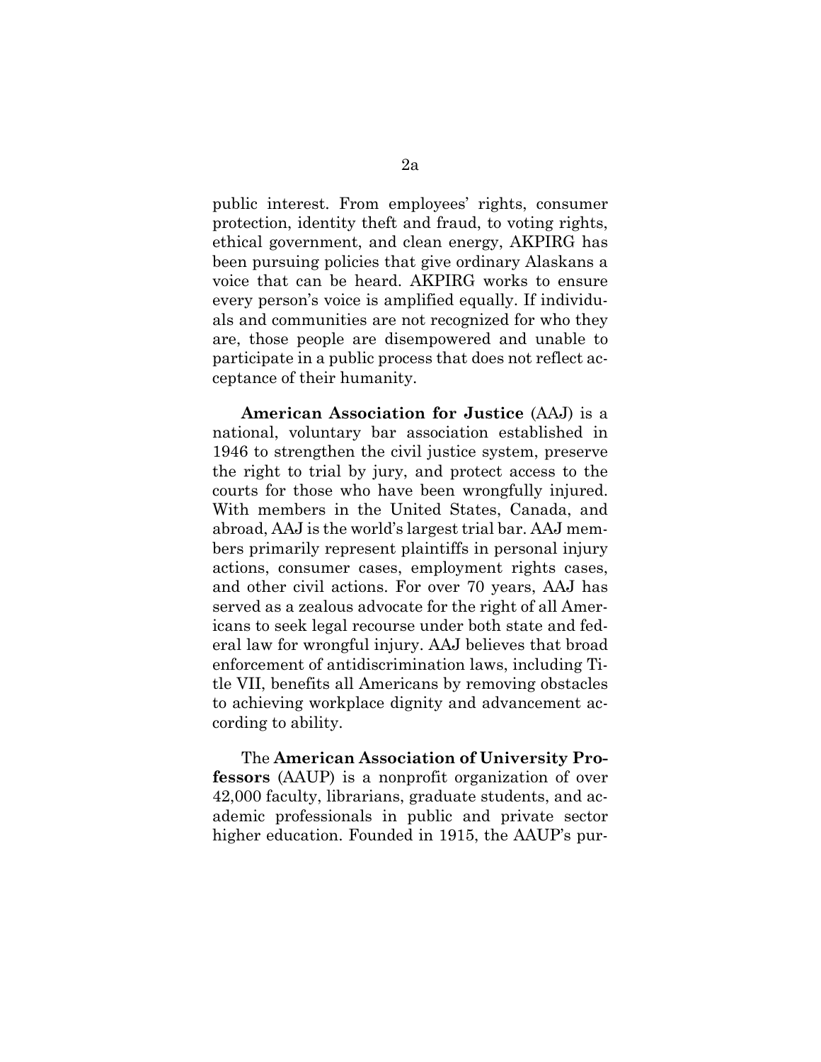public interest. From employees' rights, consumer protection, identity theft and fraud, to voting rights, ethical government, and clean energy, AKPIRG has been pursuing policies that give ordinary Alaskans a voice that can be heard. AKPIRG works to ensure every person's voice is amplified equally. If individuals and communities are not recognized for who they are, those people are disempowered and unable to participate in a public process that does not reflect acceptance of their humanity.

**American Association for Justice** (AAJ) is a national, voluntary bar association established in 1946 to strengthen the civil justice system, preserve the right to trial by jury, and protect access to the courts for those who have been wrongfully injured. With members in the United States, Canada, and abroad, AAJ is the world's largest trial bar. AAJ members primarily represent plaintiffs in personal injury actions, consumer cases, employment rights cases, and other civil actions. For over 70 years, AAJ has served as a zealous advocate for the right of all Americans to seek legal recourse under both state and federal law for wrongful injury. AAJ believes that broad enforcement of antidiscrimination laws, including Title VII, benefits all Americans by removing obstacles to achieving workplace dignity and advancement according to ability.

The **American Association of University Professors** (AAUP) is a nonprofit organization of over 42,000 faculty, librarians, graduate students, and academic professionals in public and private sector higher education. Founded in 1915, the AAUP's pur-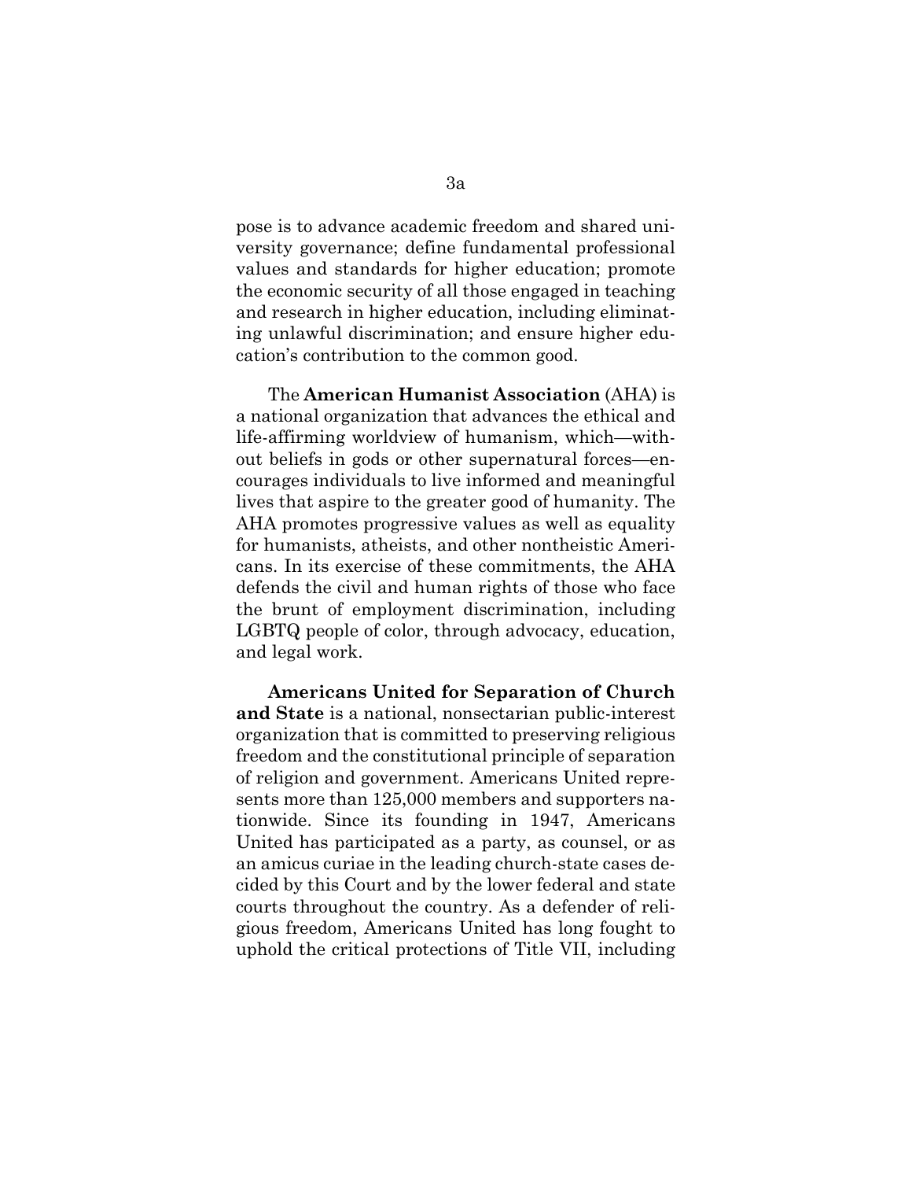pose is to advance academic freedom and shared university governance; define fundamental professional values and standards for higher education; promote the economic security of all those engaged in teaching and research in higher education, including eliminating unlawful discrimination; and ensure higher education's contribution to the common good.

The **American Humanist Association** (AHA) is a national organization that advances the ethical and life-affirming worldview of humanism, which—without beliefs in gods or other supernatural forces—encourages individuals to live informed and meaningful lives that aspire to the greater good of humanity. The AHA promotes progressive values as well as equality for humanists, atheists, and other nontheistic Americans. In its exercise of these commitments, the AHA defends the civil and human rights of those who face the brunt of employment discrimination, including LGBTQ people of color, through advocacy, education, and legal work.

**Americans United for Separation of Church and State** is a national, nonsectarian public-interest organization that is committed to preserving religious freedom and the constitutional principle of separation of religion and government. Americans United represents more than 125,000 members and supporters nationwide. Since its founding in 1947, Americans United has participated as a party, as counsel, or as an amicus curiae in the leading church-state cases decided by this Court and by the lower federal and state courts throughout the country. As a defender of religious freedom, Americans United has long fought to uphold the critical protections of Title VII, including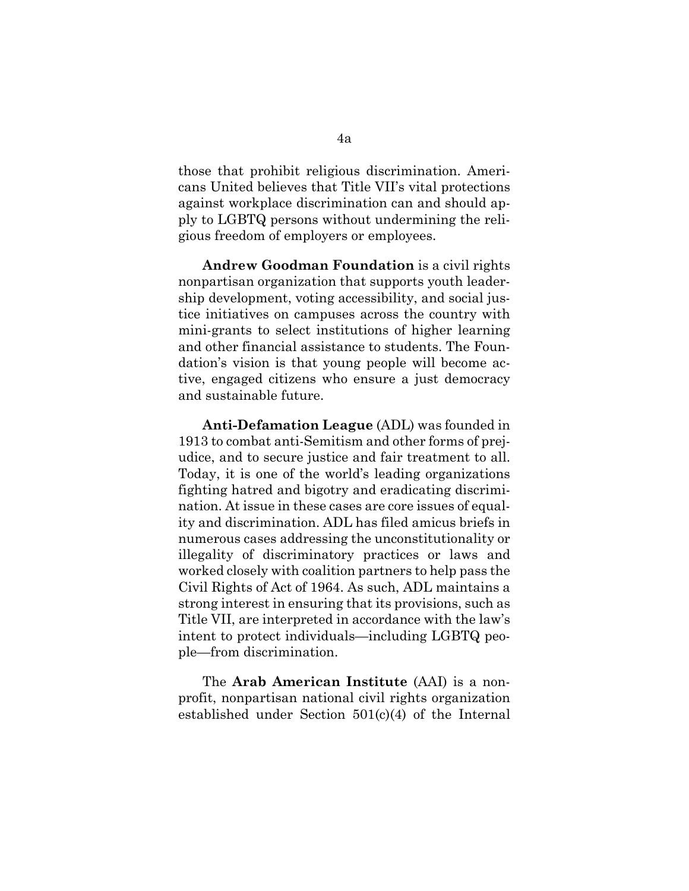those that prohibit religious discrimination. Americans United believes that Title VII's vital protections against workplace discrimination can and should apply to LGBTQ persons without undermining the religious freedom of employers or employees.

**Andrew Goodman Foundation** is a civil rights nonpartisan organization that supports youth leadership development, voting accessibility, and social justice initiatives on campuses across the country with mini-grants to select institutions of higher learning and other financial assistance to students. The Foundation's vision is that young people will become active, engaged citizens who ensure a just democracy and sustainable future.

**Anti-Defamation League** (ADL) was founded in 1913 to combat anti-Semitism and other forms of prejudice, and to secure justice and fair treatment to all. Today, it is one of the world's leading organizations fighting hatred and bigotry and eradicating discrimination. At issue in these cases are core issues of equality and discrimination. ADL has filed amicus briefs in numerous cases addressing the unconstitutionality or illegality of discriminatory practices or laws and worked closely with coalition partners to help pass the Civil Rights of Act of 1964. As such, ADL maintains a strong interest in ensuring that its provisions, such as Title VII, are interpreted in accordance with the law's intent to protect individuals—including LGBTQ people—from discrimination.

The **Arab American Institute** (AAI) is a nonprofit, nonpartisan national civil rights organization established under Section 501(c)(4) of the Internal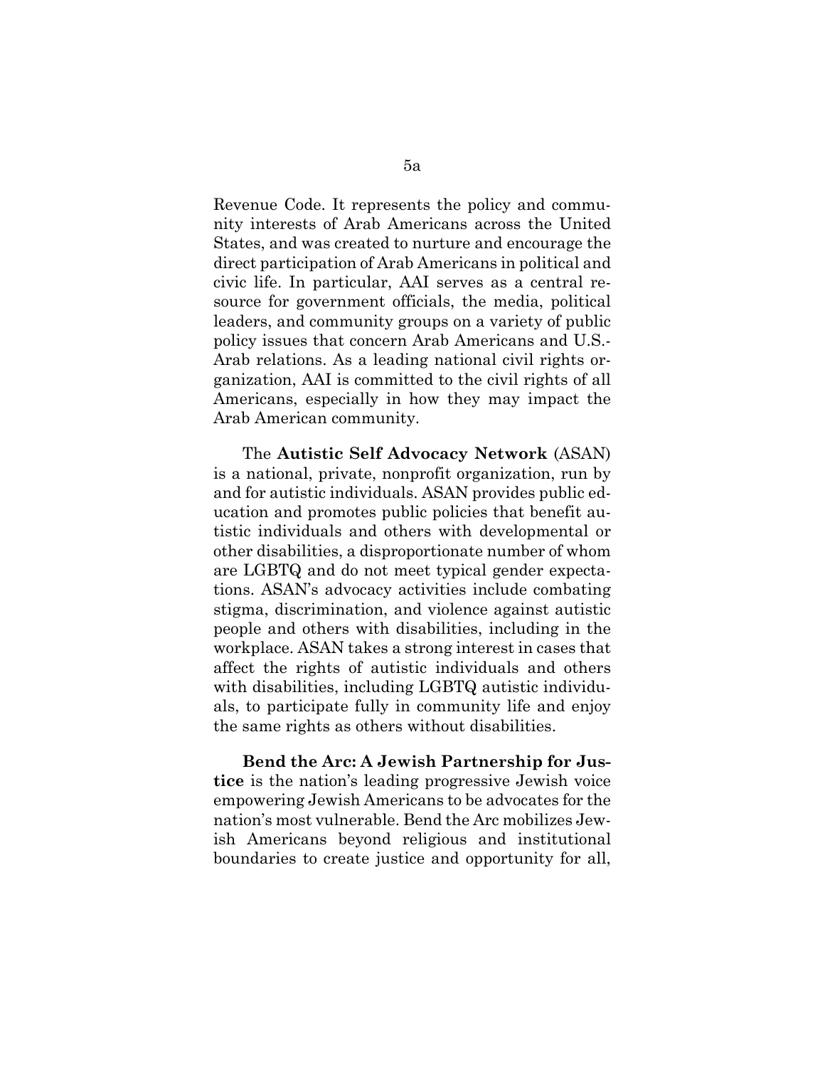Revenue Code. It represents the policy and community interests of Arab Americans across the United States, and was created to nurture and encourage the direct participation of Arab Americans in political and civic life. In particular, AAI serves as a central resource for government officials, the media, political leaders, and community groups on a variety of public policy issues that concern Arab Americans and U.S.-Arab relations. As a leading national civil rights organization, AAI is committed to the civil rights of all Americans, especially in how they may impact the Arab American community.

The **Autistic Self Advocacy Network** (ASAN) is a national, private, nonprofit organization, run by and for autistic individuals. ASAN provides public education and promotes public policies that benefit autistic individuals and others with developmental or other disabilities, a disproportionate number of whom are LGBTQ and do not meet typical gender expectations. ASAN's advocacy activities include combating stigma, discrimination, and violence against autistic people and others with disabilities, including in the workplace. ASAN takes a strong interest in cases that affect the rights of autistic individuals and others with disabilities, including LGBTQ autistic individuals, to participate fully in community life and enjoy the same rights as others without disabilities.

**Bend the Arc: A Jewish Partnership for Justice** is the nation's leading progressive Jewish voice empowering Jewish Americans to be advocates for the nation's most vulnerable. Bend the Arc mobilizes Jewish Americans beyond religious and institutional boundaries to create justice and opportunity for all,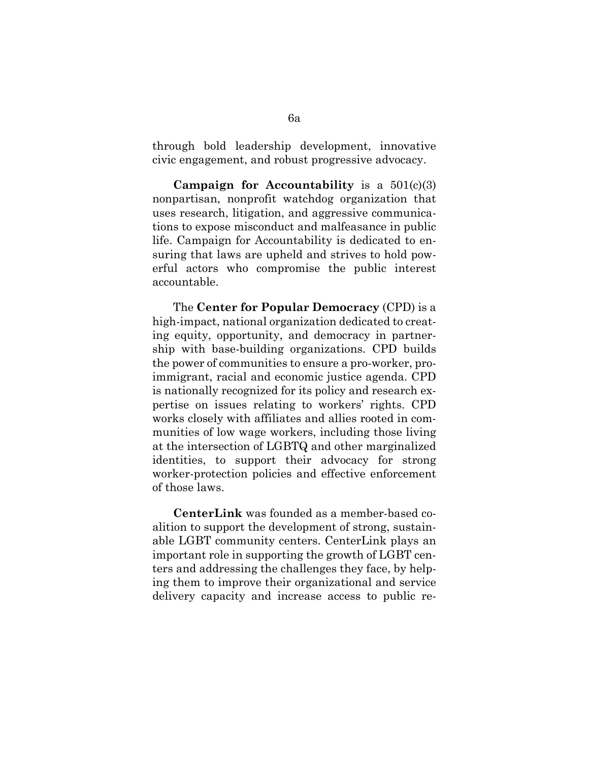through bold leadership development, innovative civic engagement, and robust progressive advocacy.

**Campaign for Accountability** is a 501(c)(3) nonpartisan, nonprofit watchdog organization that uses research, litigation, and aggressive communications to expose misconduct and malfeasance in public life. Campaign for Accountability is dedicated to ensuring that laws are upheld and strives to hold powerful actors who compromise the public interest accountable.

The **Center for Popular Democracy** (CPD) is a high-impact, national organization dedicated to creating equity, opportunity, and democracy in partnership with base-building organizations. CPD builds the power of communities to ensure a pro-worker, pro-immigrant, racial and economic justice agenda. CPD is nationally recognized for its policy and research expertise on issues relating to workers' rights. CPD works closely with affiliates and allies rooted in communities of low wage workers, including those living at the intersection of LGBTQ and other marginalized identities, to support their advocacy for strong worker-protection policies and effective enforcement of those laws.

**CenterLink** was founded as a member-based coalition to support the development of strong, sustainable LGBT community centers. CenterLink plays an important role in supporting the growth of LGBT centers and addressing the challenges they face, by helping them to improve their organizational and service delivery capacity and increase access to public re-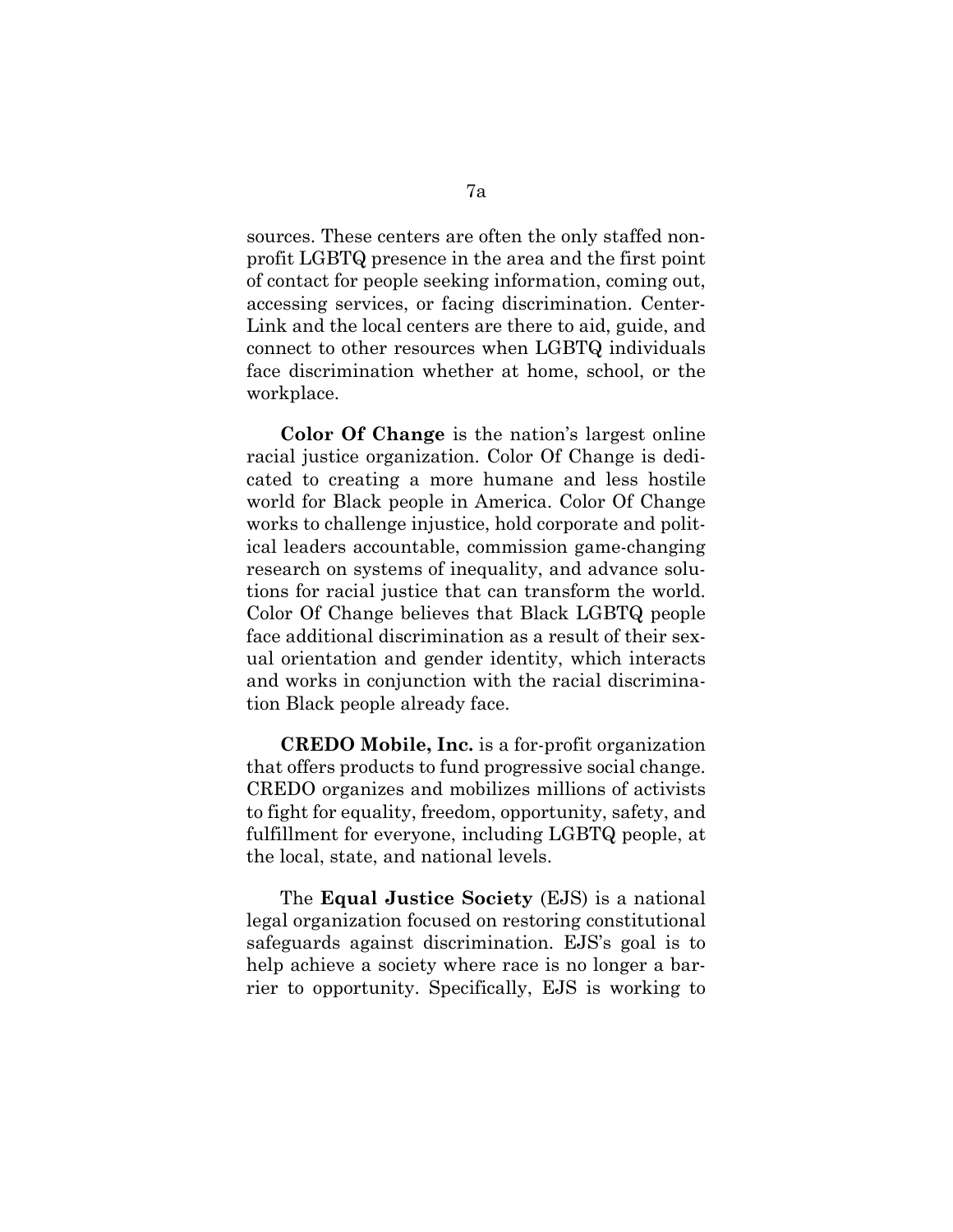sources. These centers are often the only staffed nonprofit LGBTQ presence in the area and the first point of contact for people seeking information, coming out, accessing services, or facing discrimination. CenterLink and the local centers are there to aid, guide, and connect to other resources when LGBTQ individuals face discrimination whether at home, school, or the workplace.

**Color Of Change** is the nation's largest online racial justice organization. Color Of Change is dedicated to creating a more humane and less hostile world for Black people in America. Color Of Change works to challenge injustice, hold corporate and political leaders accountable, commission game-changing research on systems of inequality, and advance solutions for racial justice that can transform the world. Color Of Change believes that Black LGBTQ people face additional discrimination as a result of their sexual orientation and gender identity, which interacts and works in conjunction with the racial discrimination Black people already face.

**CREDO Mobile, Inc.** is a for-profit organization that offers products to fund progressive social change. CREDO organizes and mobilizes millions of activists to fight for equality, freedom, opportunity, safety, and fulfillment for everyone, including LGBTQ people, at the local, state, and national levels.

The **Equal Justice Society** (EJS) is a national legal organization focused on restoring constitutional safeguards against discrimination. EJS's goal is to help achieve a society where race is no longer a barrier to opportunity. Specifically, EJS is working to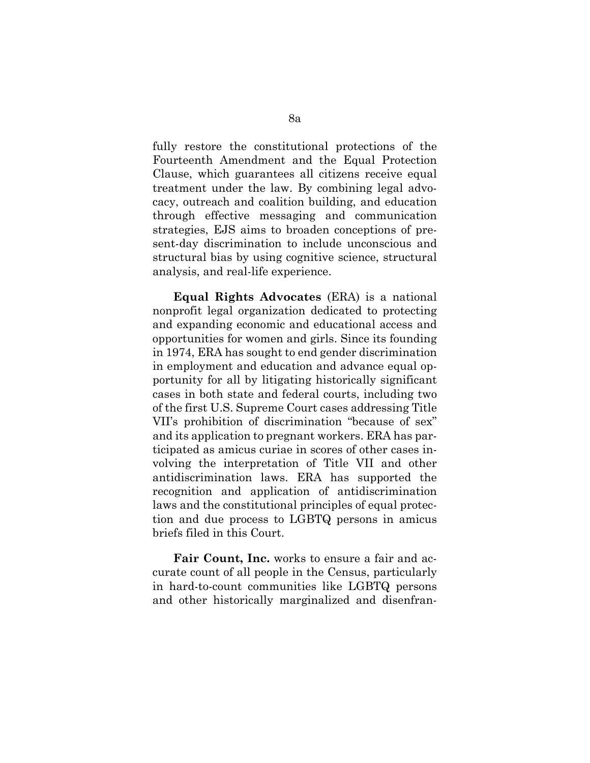fully restore the constitutional protections of the Fourteenth Amendment and the Equal Protection Clause, which guarantees all citizens receive equal treatment under the law. By combining legal advocacy, outreach and coalition building, and education through effective messaging and communication strategies, EJS aims to broaden conceptions of present-day discrimination to include unconscious and structural bias by using cognitive science, structural analysis, and real-life experience.

**Equal Rights Advocates** (ERA) is a national nonprofit legal organization dedicated to protecting and expanding economic and educational access and opportunities for women and girls. Since its founding in 1974, ERA has sought to end gender discrimination in employment and education and advance equal opportunity for all by litigating historically significant cases in both state and federal courts, including two of the first U.S. Supreme Court cases addressing Title VII's prohibition of discrimination "because of sex" and its application to pregnant workers. ERA has participated as amicus curiae in scores of other cases involving the interpretation of Title VII and other antidiscrimination laws. ERA has supported the recognition and application of antidiscrimination laws and the constitutional principles of equal protection and due process to LGBTQ persons in amicus briefs filed in this Court.

**Fair Count, Inc.** works to ensure a fair and accurate count of all people in the Census, particularly in hard-to-count communities like LGBTQ persons and other historically marginalized and disenfran-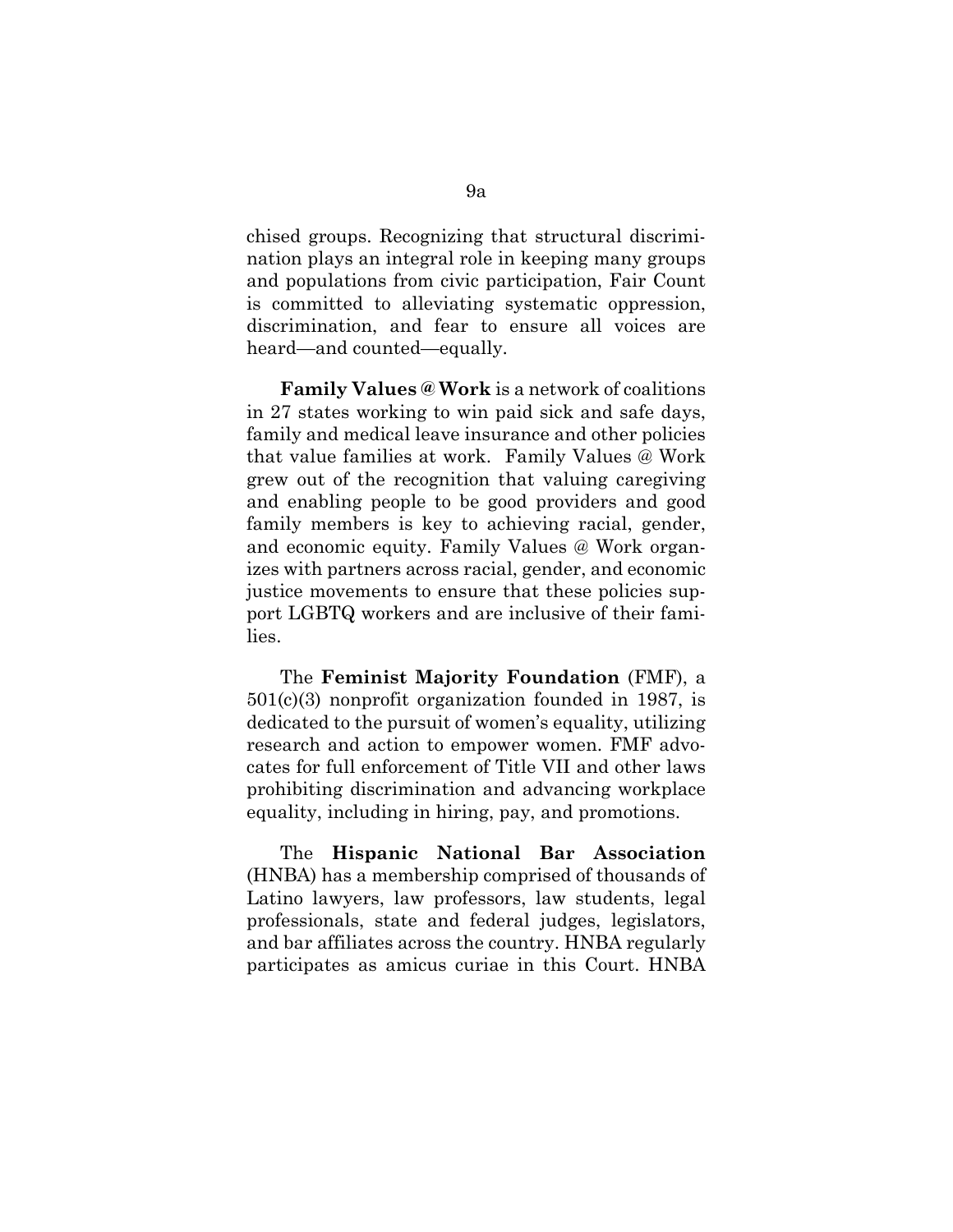chised groups. Recognizing that structural discrimination plays an integral role in keeping many groups and populations from civic participation, Fair Count is committed to alleviating systematic oppression, discrimination, and fear to ensure all voices are heard—and counted—equally.

**Family Values @ Work** is a network of coalitions in 27 states working to win paid sick and safe days, family and medical leave insurance and other policies that value families at work. Family Values @ Work grew out of the recognition that valuing caregiving and enabling people to be good providers and good family members is key to achieving racial, gender, and economic equity. Family Values @ Work organizes with partners across racial, gender, and economic justice movements to ensure that these policies support LGBTQ workers and are inclusive of their families.

The **Feminist Majority Foundation** (FMF), a 501(c)(3) nonprofit organization founded in 1987, is dedicated to the pursuit of women's equality, utilizing research and action to empower women. FMF advocates for full enforcement of Title VII and other laws prohibiting discrimination and advancing workplace equality, including in hiring, pay, and promotions.

The **Hispanic National Bar Association** (HNBA) has a membership comprised of thousands of Latino lawyers, law professors, law students, legal professionals, state and federal judges, legislators, and bar affiliates across the country. HNBA regularly participates as amicus curiae in this Court. HNBA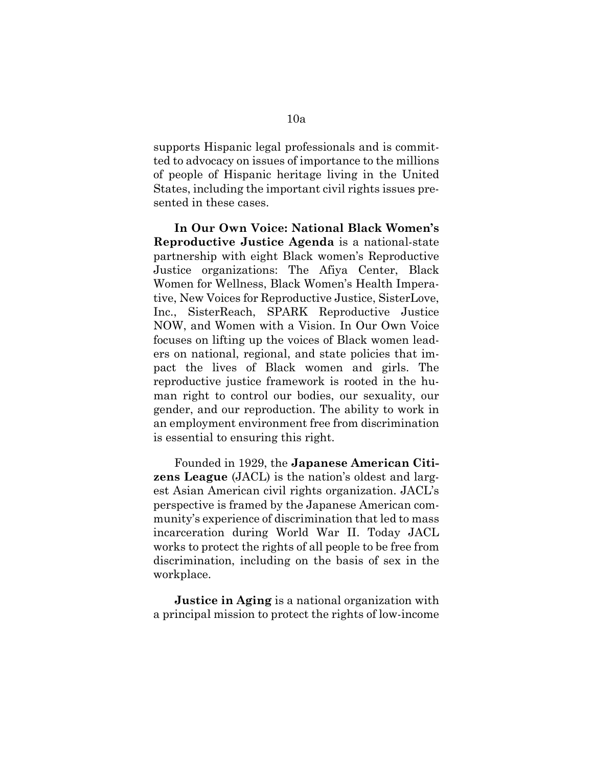supports Hispanic legal professionals and is committed to advocacy on issues of importance to the millions of people of Hispanic heritage living in the United States, including the important civil rights issues presented in these cases.

**In Our Own Voice: National Black Women's Reproductive Justice Agenda** is a national-state partnership with eight Black women's Reproductive Justice organizations: The Afiya Center, Black Women for Wellness, Black Women's Health Imperative, New Voices for Reproductive Justice, SisterLove, Inc., SisterReach, SPARK Reproductive Justice NOW, and Women with a Vision. In Our Own Voice focuses on lifting up the voices of Black women leaders on national, regional, and state policies that impact the lives of Black women and girls. The reproductive justice framework is rooted in the human right to control our bodies, our sexuality, our gender, and our reproduction. The ability to work in an employment environment free from discrimination is essential to ensuring this right.

Founded in 1929, the **Japanese American Citizens League** (JACL) is the nation's oldest and largest Asian American civil rights organization. JACL's perspective is framed by the Japanese American community's experience of discrimination that led to mass incarceration during World War II. Today JACL works to protect the rights of all people to be free from discrimination, including on the basis of sex in the workplace.

**Justice in Aging** is a national organization with a principal mission to protect the rights of low-income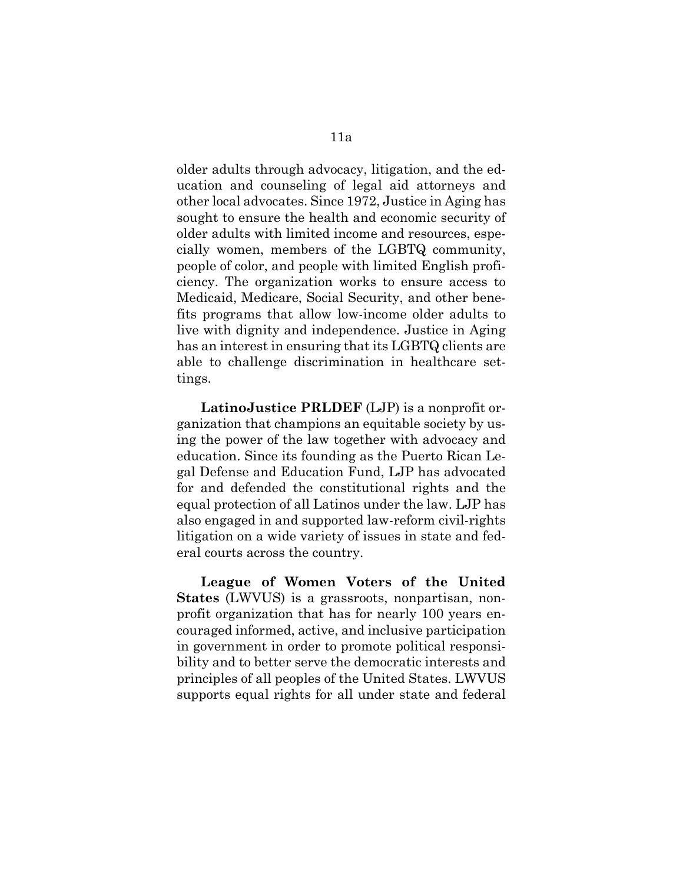older adults through advocacy, litigation, and the education and counseling of legal aid attorneys and other local advocates. Since 1972, Justice in Aging has sought to ensure the health and economic security of older adults with limited income and resources, especially women, members of the LGBTQ community, people of color, and people with limited English proficiency. The organization works to ensure access to Medicaid, Medicare, Social Security, and other benefits programs that allow low-income older adults to live with dignity and independence. Justice in Aging has an interest in ensuring that its LGBTQ clients are able to challenge discrimination in healthcare settings.

**LatinoJustice PRLDEF** (LJP) is a nonprofit organization that champions an equitable society by using the power of the law together with advocacy and education. Since its founding as the Puerto Rican Legal Defense and Education Fund, LJP has advocated for and defended the constitutional rights and the equal protection of all Latinos under the law. LJP has also engaged in and supported law-reform civil-rights litigation on a wide variety of issues in state and federal courts across the country.

**League of Women Voters of the United States** (LWVUS) is a grassroots, nonpartisan, nonprofit organization that has for nearly 100 years encouraged informed, active, and inclusive participation in government in order to promote political responsibility and to better serve the democratic interests and principles of all peoples of the United States. LWVUS supports equal rights for all under state and federal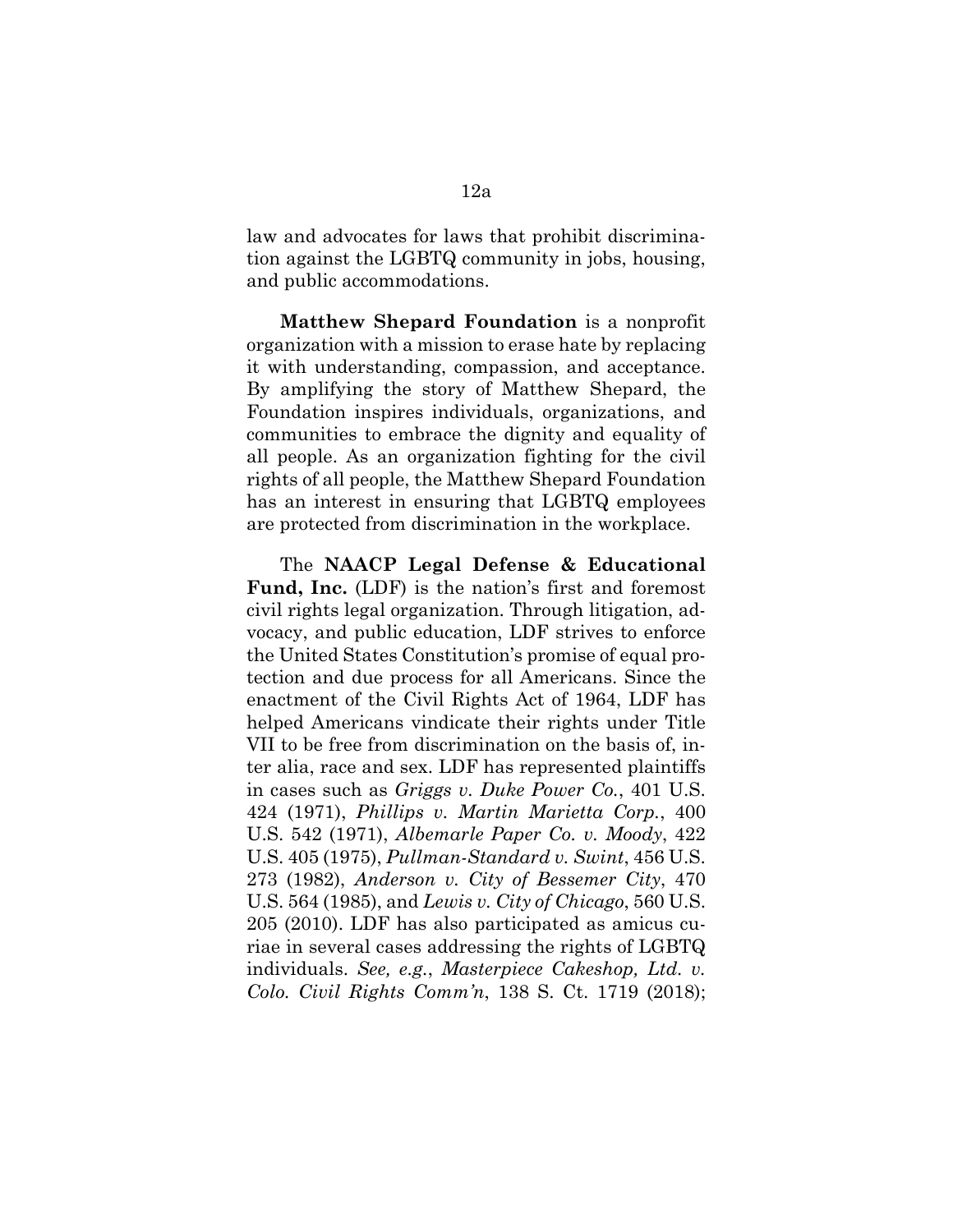law and advocates for laws that prohibit discrimination against the LGBTQ community in jobs, housing, and public accommodations.

**Matthew Shepard Foundation** is a nonprofit organization with a mission to erase hate by replacing it with understanding, compassion, and acceptance. By amplifying the story of Matthew Shepard, the Foundation inspires individuals, organizations, and communities to embrace the dignity and equality of all people. As an organization fighting for the civil rights of all people, the Matthew Shepard Foundation has an interest in ensuring that LGBTQ employees are protected from discrimination in the workplace.

The **NAACP Legal Defense & Educational Fund, Inc.** (LDF) is the nation's first and foremost civil rights legal organization. Through litigation, advocacy, and public education, LDF strives to enforce the United States Constitution's promise of equal protection and due process for all Americans. Since the enactment of the Civil Rights Act of 1964, LDF has helped Americans vindicate their rights under Title VII to be free from discrimination on the basis of, inter alia, race and sex. LDF has represented plaintiffs in cases such as *Griggs v. Duke Power Co.*, 401 U.S. 424 (1971), *Phillips v. Martin Marietta Corp.*, 400 U.S. 542 (1971), *Albemarle Paper Co. v. Moody*, 422 U.S. 405 (1975), *Pullman-Standard v. Swint*, 456 U.S. 273 (1982), *Anderson v. City of Bessemer City*, 470 U.S. 564 (1985), and *Lewis v. City of Chicago*, 560 U.S. 205 (2010). LDF has also participated as amicus curiae in several cases addressing the rights of LGBTQ individuals. *See, e.g.*, *Masterpiece Cakeshop, Ltd. v. Colo. Civil Rights Comm'n*, 138 S. Ct. 1719 (2018);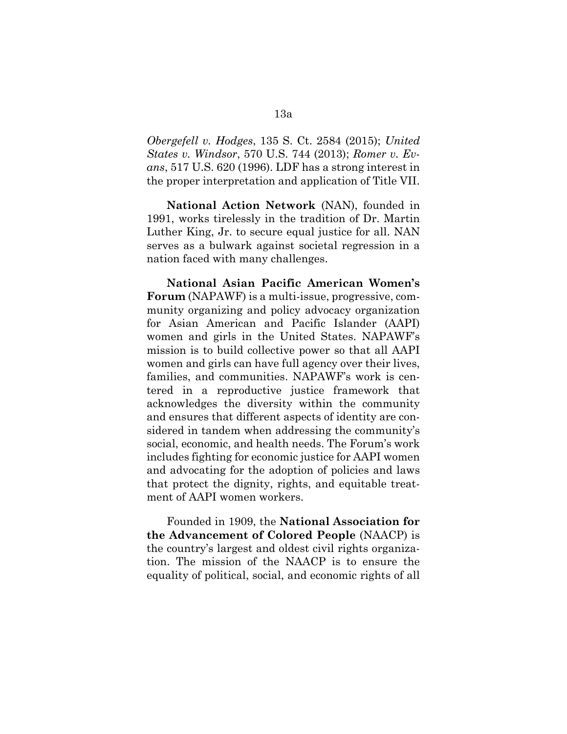*Obergefell v. Hodges*, 135 S. Ct. 2584 (2015); *United States v. Windsor*, 570 U.S. 744 (2013); *Romer v. Evans*, 517 U.S. 620 (1996). LDF has a strong interest in the proper interpretation and application of Title VII.

**National Action Network** (NAN), founded in 1991, works tirelessly in the tradition of Dr. Martin Luther King, Jr. to secure equal justice for all. NAN serves as a bulwark against societal regression in a nation faced with many challenges.

**National Asian Pacific American Women's Forum** (NAPAWF) is a multi-issue, progressive, community organizing and policy advocacy organization for Asian American and Pacific Islander (AAPI) women and girls in the United States. NAPAWF's mission is to build collective power so that all AAPI women and girls can have full agency over their lives, families, and communities. NAPAWF's work is centered in a reproductive justice framework that acknowledges the diversity within the community and ensures that different aspects of identity are considered in tandem when addressing the community's social, economic, and health needs. The Forum's work includes fighting for economic justice for AAPI women and advocating for the adoption of policies and laws that protect the dignity, rights, and equitable treatment of AAPI women workers.

Founded in 1909, the **National Association for the Advancement of Colored People** (NAACP) is the country's largest and oldest civil rights organization. The mission of the NAACP is to ensure the equality of political, social, and economic rights of all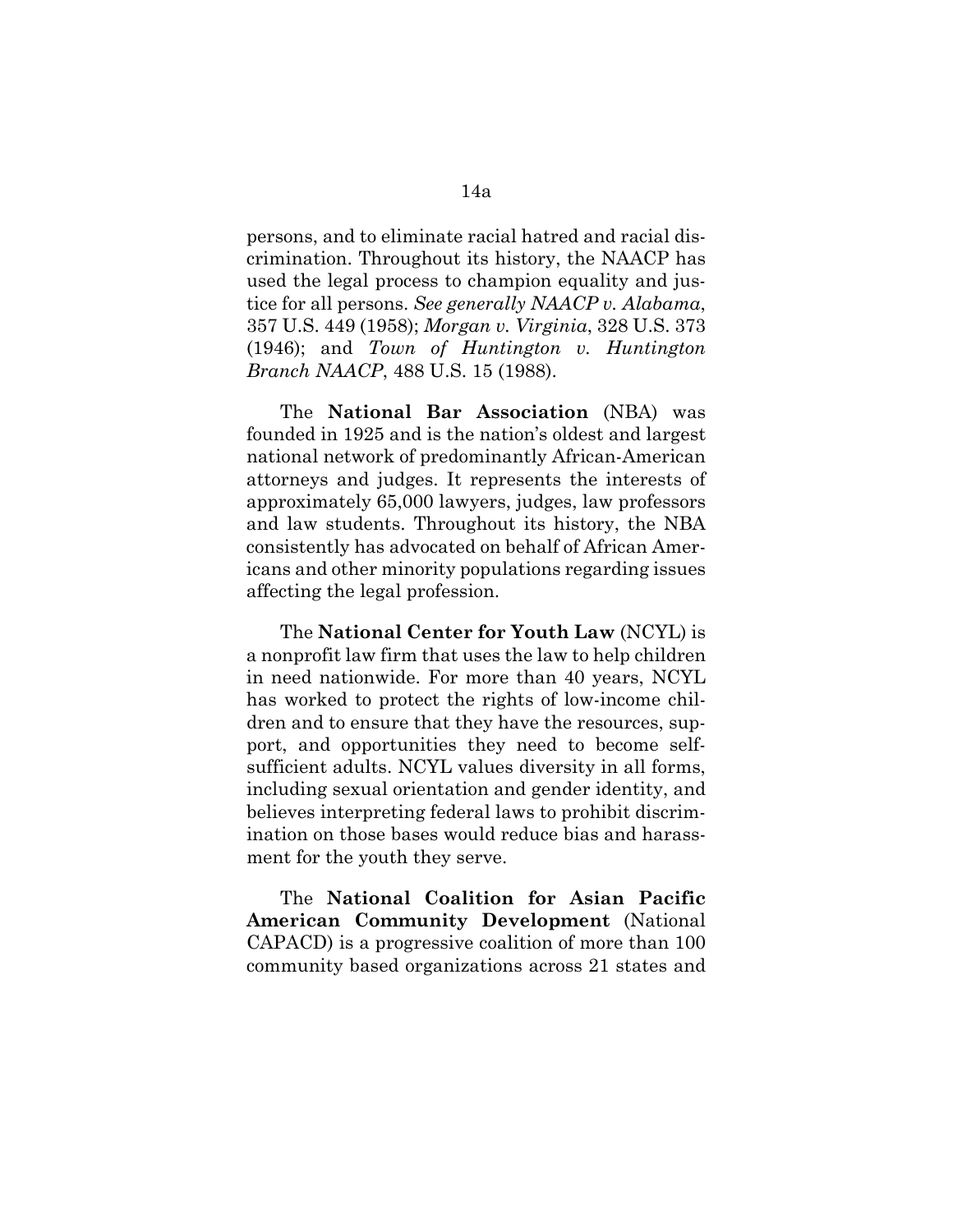persons, and to eliminate racial hatred and racial discrimination. Throughout its history, the NAACP has used the legal process to champion equality and justice for all persons. *See generally NAACP v. Alabama*, 357 U.S. 449 (1958); *Morgan v. Virginia*, 328 U.S. 373 (1946); and *Town of Huntington v. Huntington Branch NAACP*, 488 U.S. 15 (1988).

The **National Bar Association** (NBA) was founded in 1925 and is the nation's oldest and largest national network of predominantly African-American attorneys and judges. It represents the interests of approximately 65,000 lawyers, judges, law professors and law students. Throughout its history, the NBA consistently has advocated on behalf of African Americans and other minority populations regarding issues affecting the legal profession.

The **National Center for Youth Law** (NCYL) is a nonprofit law firm that uses the law to help children in need nationwide. For more than 40 years, NCYL has worked to protect the rights of low-income children and to ensure that they have the resources, support, and opportunities they need to become self-sufficient adults. NCYL values diversity in all forms, including sexual orientation and gender identity, and believes interpreting federal laws to prohibit discrimination on those bases would reduce bias and harassment for the youth they serve.

The **National Coalition for Asian Pacific American Community Development** (National CAPACD) is a progressive coalition of more than 100 community based organizations across 21 states and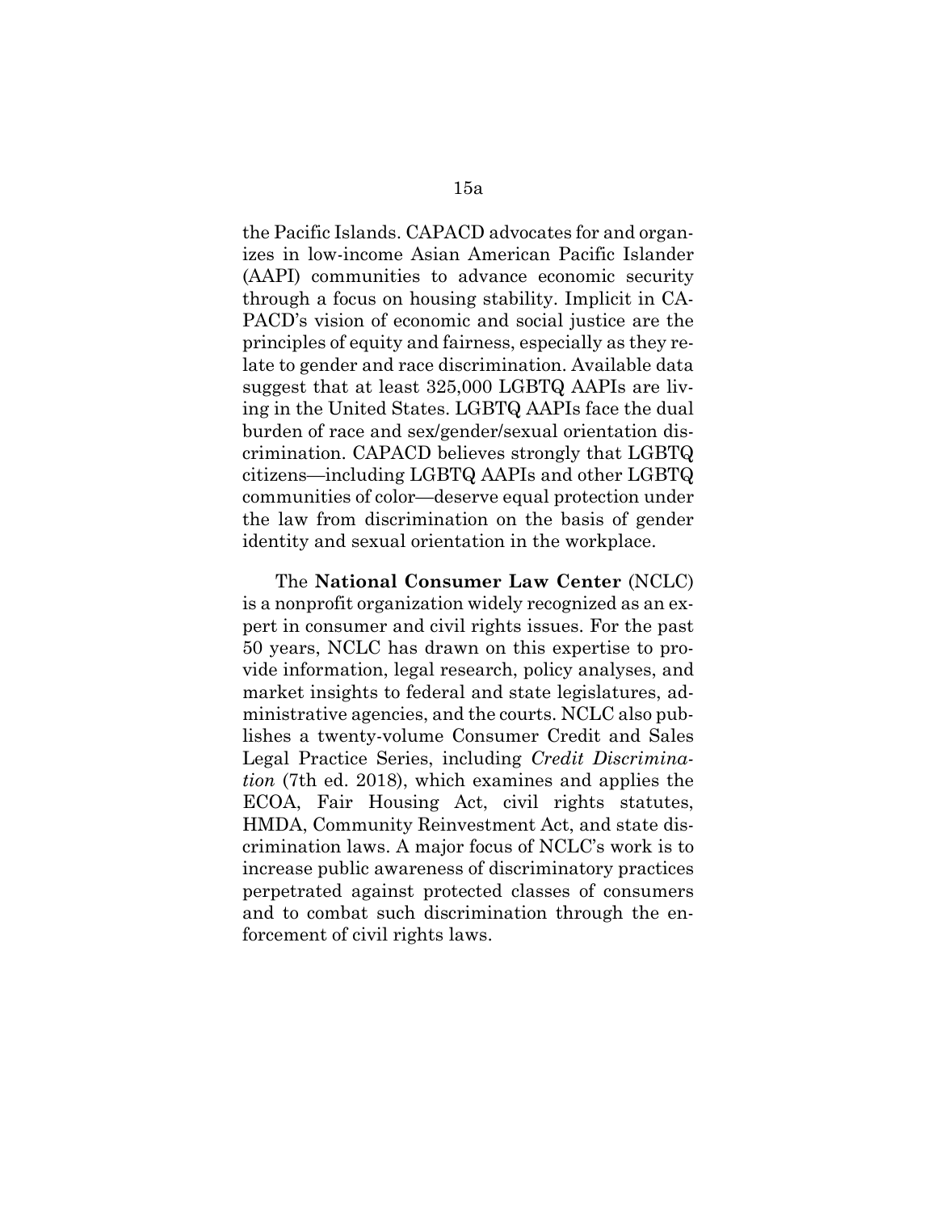the Pacific Islands. CAPACD advocates for and organizes in low-income Asian American Pacific Islander (AAPI) communities to advance economic security through a focus on housing stability. Implicit in CAPACD's vision of economic and social justice are the principles of equity and fairness, especially as they relate to gender and race discrimination. Available data suggest that at least 325,000 LGBTQ AAPIs are living in the United States. LGBTQ AAPIs face the dual burden of race and sex/gender/sexual orientation discrimination. CAPACD believes strongly that LGBTQ citizens—including LGBTQ AAPIs and other LGBTQ communities of color—deserve equal protection under the law from discrimination on the basis of gender identity and sexual orientation in the workplace.

The **National Consumer Law Center** (NCLC) is a nonprofit organization widely recognized as an expert in consumer and civil rights issues. For the past 50 years, NCLC has drawn on this expertise to provide information, legal research, policy analyses, and market insights to federal and state legislatures, administrative agencies, and the courts. NCLC also publishes a twenty-volume Consumer Credit and Sales Legal Practice Series, including *Credit Discrimination* (7th ed. 2018), which examines and applies the ECOA, Fair Housing Act, civil rights statutes, HMDA, Community Reinvestment Act, and state discrimination laws. A major focus of NCLC's work is to increase public awareness of discriminatory practices perpetrated against protected classes of consumers and to combat such discrimination through the enforcement of civil rights laws.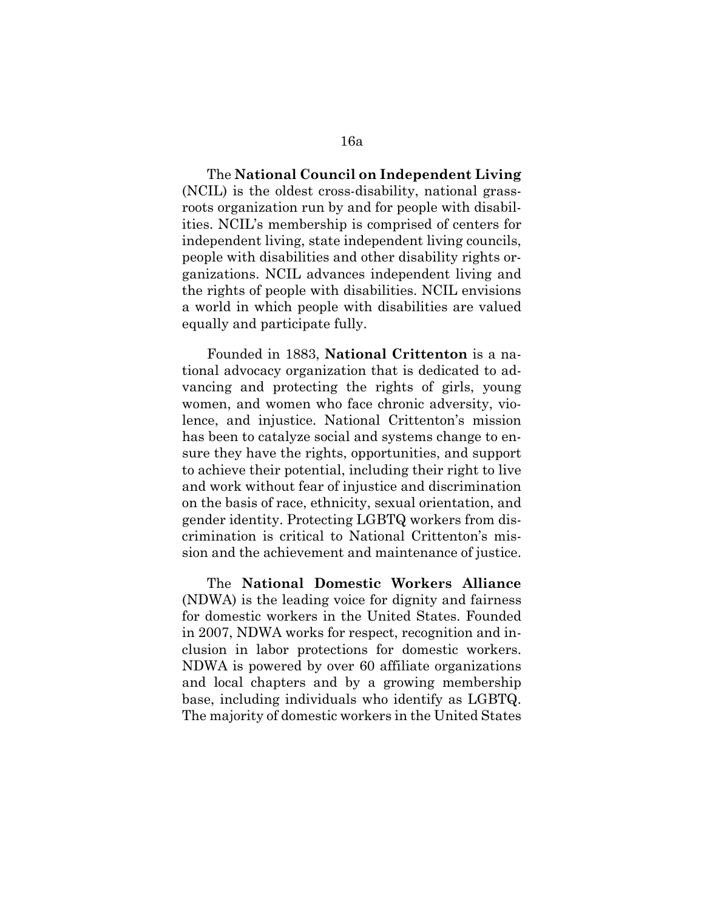The **National Council on Independent Living** (NCIL) is the oldest cross-disability, national grassroots organization run by and for people with disabilities. NCIL's membership is comprised of centers for independent living, state independent living councils, people with disabilities and other disability rights organizations. NCIL advances independent living and the rights of people with disabilities. NCIL envisions a world in which people with disabilities are valued equally and participate fully.

Founded in 1883, **National Crittenton** is a national advocacy organization that is dedicated to advancing and protecting the rights of girls, young women, and women who face chronic adversity, violence, and injustice. National Crittenton's mission has been to catalyze social and systems change to ensure they have the rights, opportunities, and support to achieve their potential, including their right to live and work without fear of injustice and discrimination on the basis of race, ethnicity, sexual orientation, and gender identity. Protecting LGBTQ workers from discrimination is critical to National Crittenton's mission and the achievement and maintenance of justice.

The **National Domestic Workers Alliance** (NDWA) is the leading voice for dignity and fairness for domestic workers in the United States. Founded in 2007, NDWA works for respect, recognition and inclusion in labor protections for domestic workers. NDWA is powered by over 60 affiliate organizations and local chapters and by a growing membership base, including individuals who identify as LGBTQ. The majority of domestic workers in the United States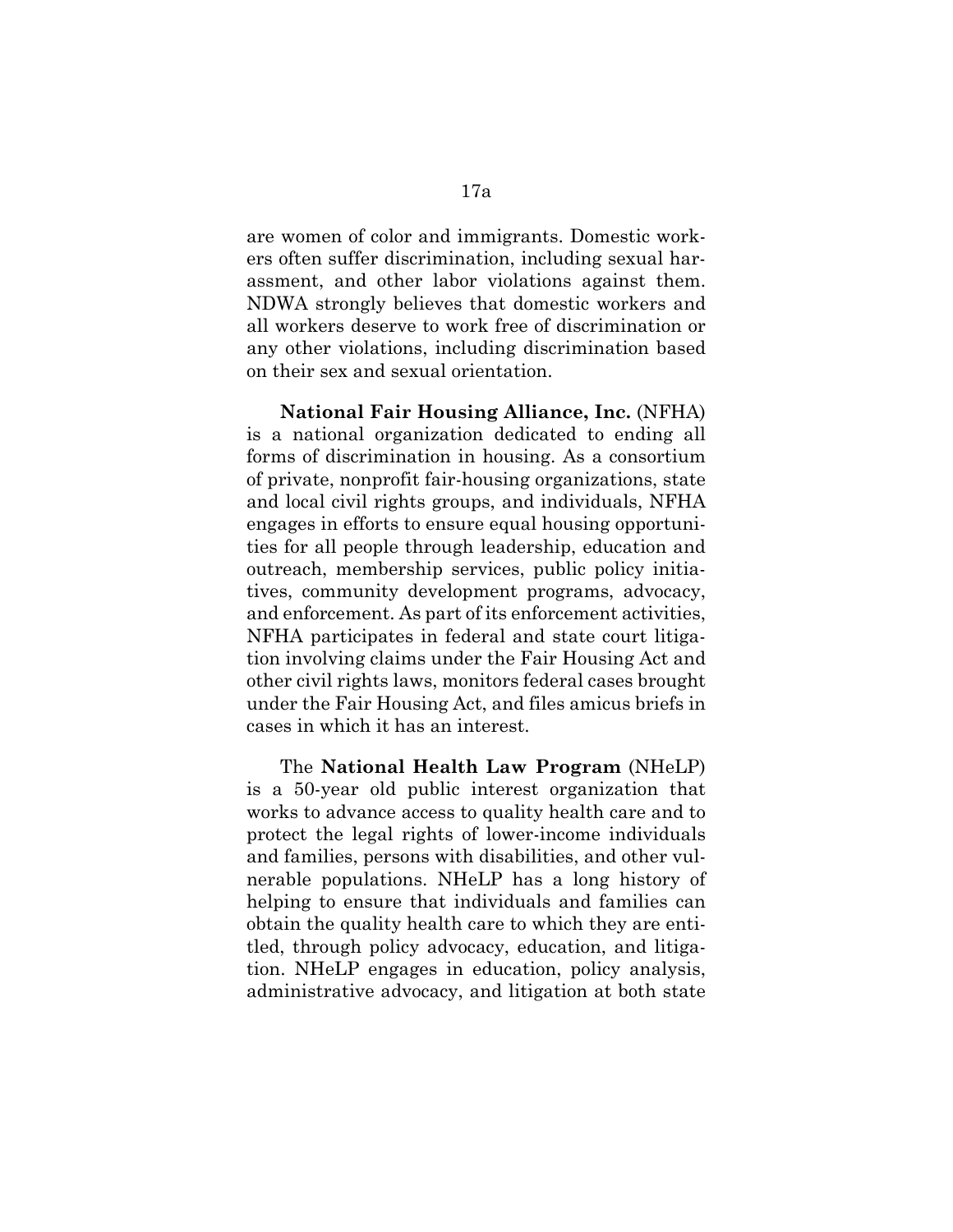are women of color and immigrants. Domestic workers often suffer discrimination, including sexual harassment, and other labor violations against them. NDWA strongly believes that domestic workers and all workers deserve to work free of discrimination or any other violations, including discrimination based on their sex and sexual orientation.

**National Fair Housing Alliance, Inc.** (NFHA) is a national organization dedicated to ending all forms of discrimination in housing. As a consortium of private, nonprofit fair-housing organizations, state and local civil rights groups, and individuals, NFHA engages in efforts to ensure equal housing opportunities for all people through leadership, education and outreach, membership services, public policy initiatives, community development programs, advocacy, and enforcement. As part of its enforcement activities, NFHA participates in federal and state court litigation involving claims under the Fair Housing Act and other civil rights laws, monitors federal cases brought under the Fair Housing Act, and files amicus briefs in cases in which it has an interest.

The **National Health Law Program** (NHeLP) is a 50-year old public interest organization that works to advance access to quality health care and to protect the legal rights of lower-income individuals and families, persons with disabilities, and other vulnerable populations. NHeLP has a long history of helping to ensure that individuals and families can obtain the quality health care to which they are entitled, through policy advocacy, education, and litigation. NHeLP engages in education, policy analysis, administrative advocacy, and litigation at both state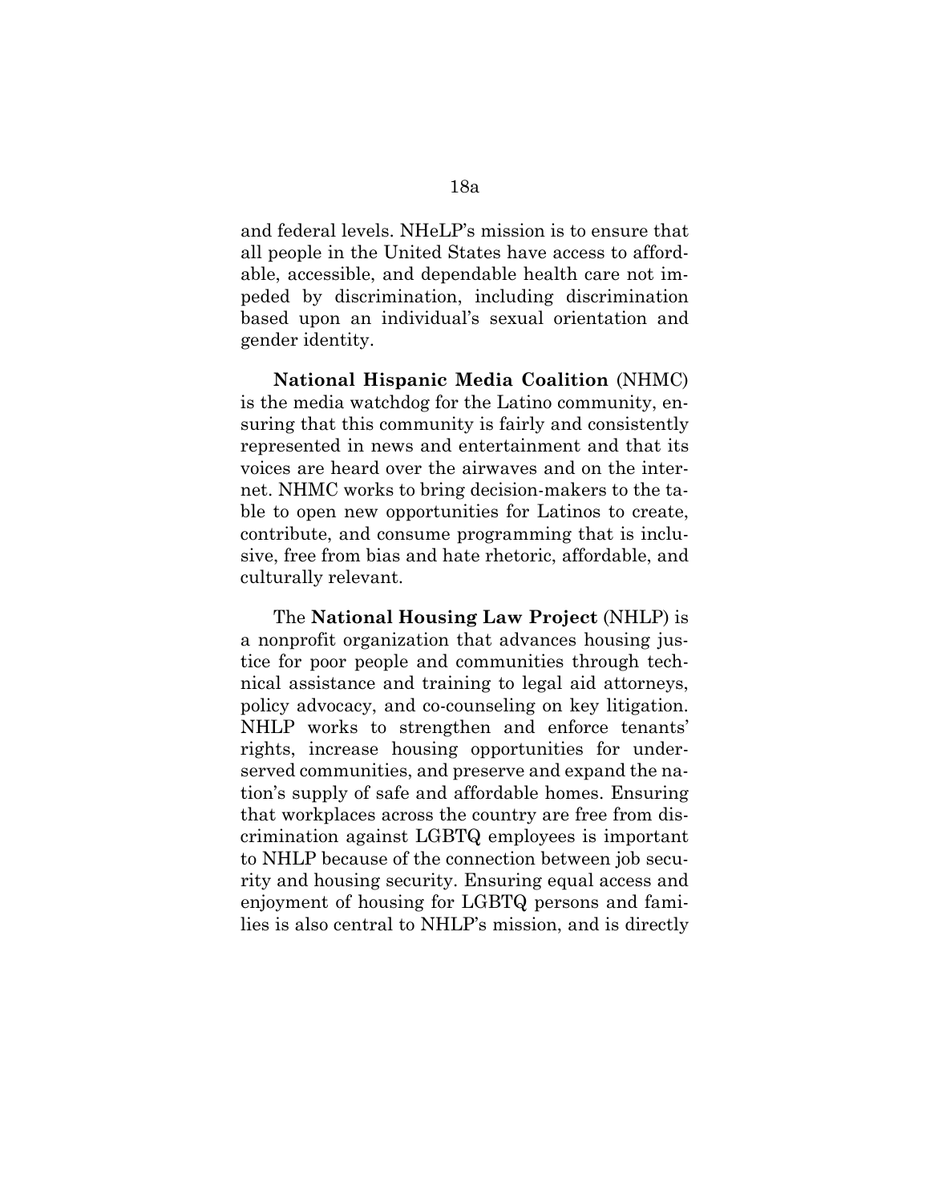and federal levels. NHeLP's mission is to ensure that all people in the United States have access to affordable, accessible, and dependable health care not impeded by discrimination, including discrimination based upon an individual's sexual orientation and gender identity.

**National Hispanic Media Coalition** (NHMC) is the media watchdog for the Latino community, ensuring that this community is fairly and consistently represented in news and entertainment and that its voices are heard over the airwaves and on the internet. NHMC works to bring decision-makers to the table to open new opportunities for Latinos to create, contribute, and consume programming that is inclusive, free from bias and hate rhetoric, affordable, and culturally relevant.

The **National Housing Law Project** (NHLP) is a nonprofit organization that advances housing justice for poor people and communities through technical assistance and training to legal aid attorneys, policy advocacy, and co-counseling on key litigation. NHLP works to strengthen and enforce tenants' rights, increase housing opportunities for underserved communities, and preserve and expand the nation's supply of safe and affordable homes. Ensuring that workplaces across the country are free from discrimination against LGBTQ employees is important to NHLP because of the connection between job security and housing security. Ensuring equal access and enjoyment of housing for LGBTQ persons and families is also central to NHLP's mission, and is directly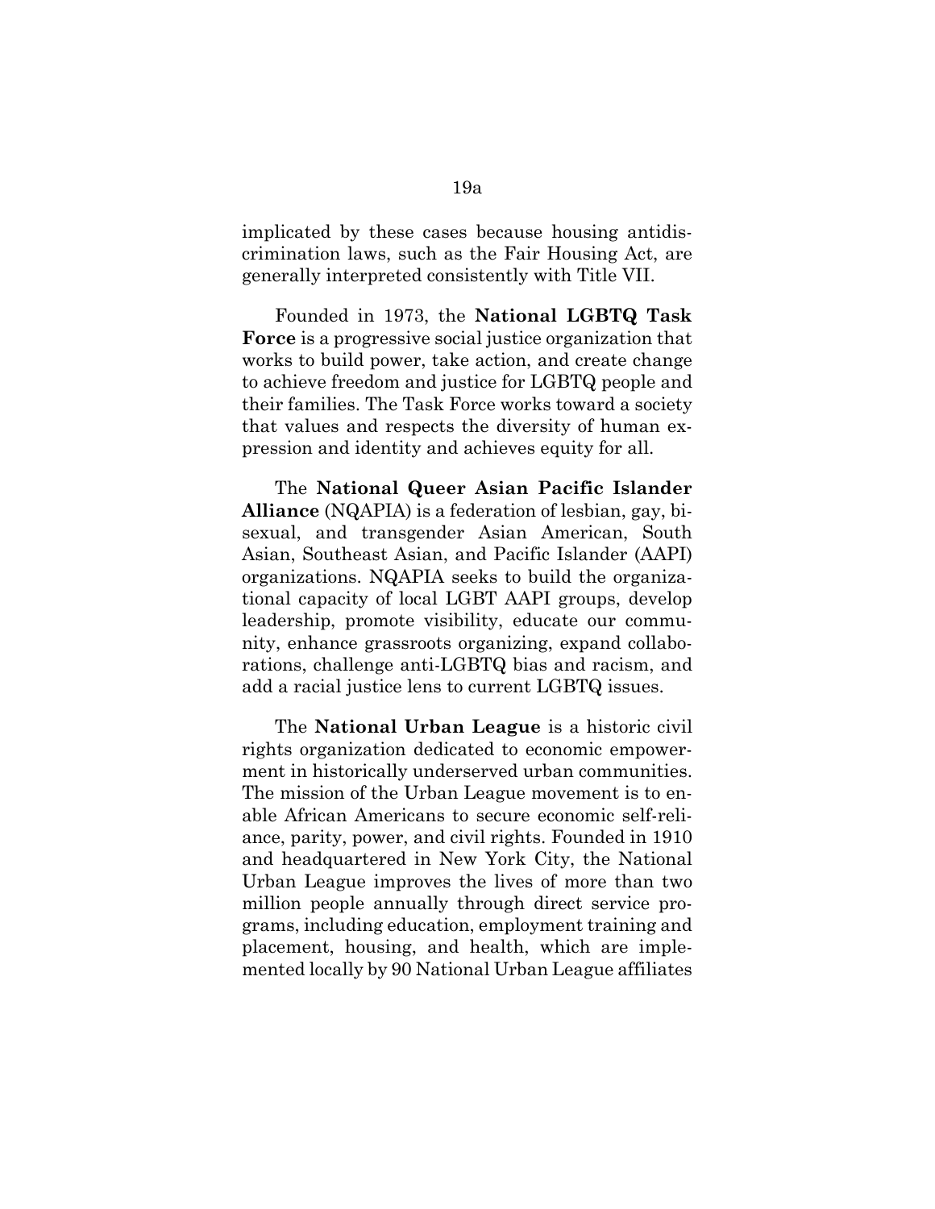implicated by these cases because housing antidiscrimination laws, such as the Fair Housing Act, are generally interpreted consistently with Title VII.

Founded in 1973, the **National LGBTQ Task Force** is a progressive social justice organization that works to build power, take action, and create change to achieve freedom and justice for LGBTQ people and their families. The Task Force works toward a society that values and respects the diversity of human expression and identity and achieves equity for all.

The **National Queer Asian Pacific Islander Alliance** (NQAPIA) is a federation of lesbian, gay, bisexual, and transgender Asian American, South Asian, Southeast Asian, and Pacific Islander (AAPI) organizations. NQAPIA seeks to build the organizational capacity of local LGBT AAPI groups, develop leadership, promote visibility, educate our community, enhance grassroots organizing, expand collaborations, challenge anti-LGBTQ bias and racism, and add a racial justice lens to current LGBTQ issues.

The **National Urban League** is a historic civil rights organization dedicated to economic empowerment in historically underserved urban communities. The mission of the Urban League movement is to enable African Americans to secure economic self-reliance, parity, power, and civil rights. Founded in 1910 and headquartered in New York City, the National Urban League improves the lives of more than two million people annually through direct service programs, including education, employment training and placement, housing, and health, which are implemented locally by 90 National Urban League affiliates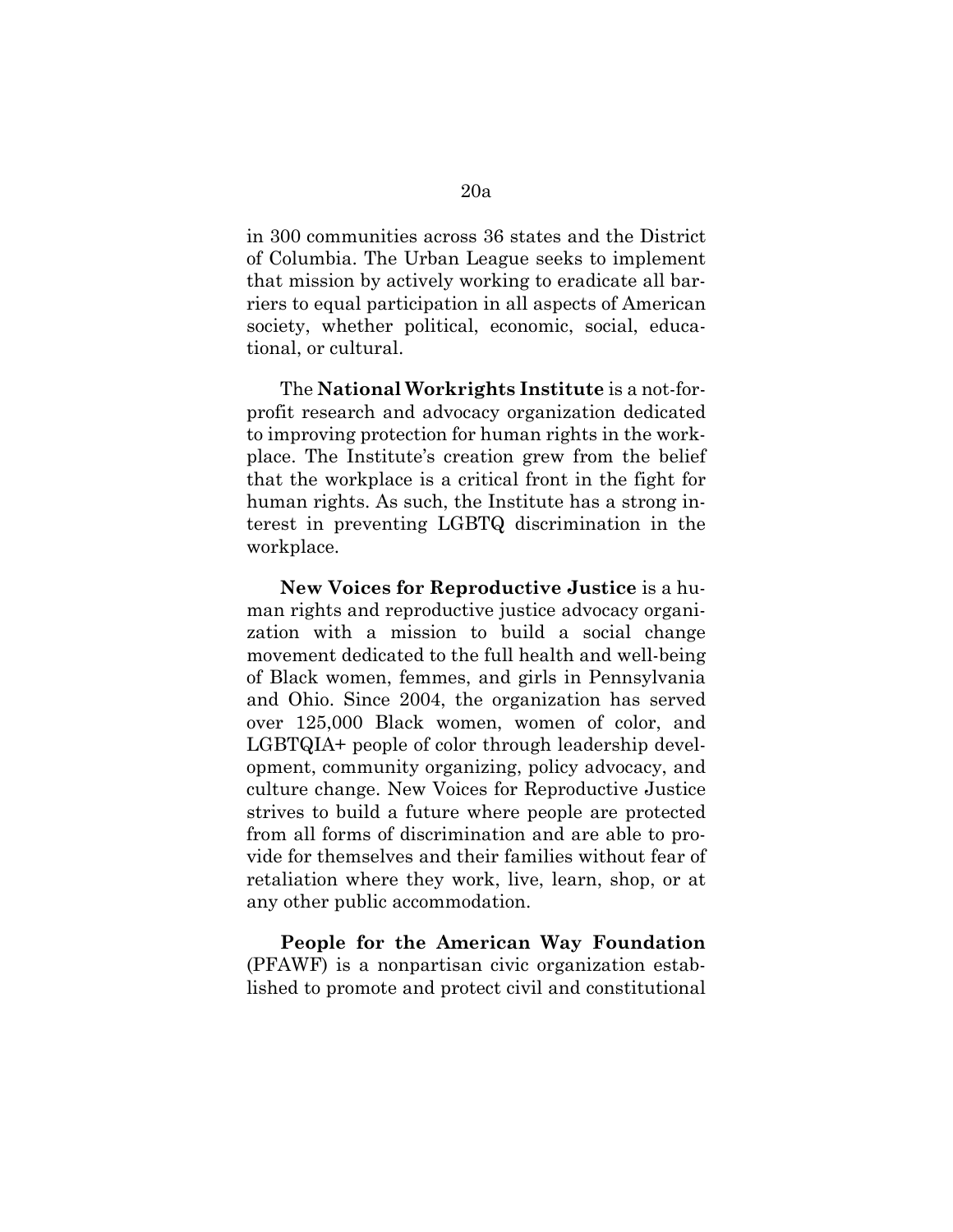in 300 communities across 36 states and the District of Columbia. The Urban League seeks to implement that mission by actively working to eradicate all barriers to equal participation in all aspects of American society, whether political, economic, social, educational, or cultural.

The **National Workrights Institute** is a not-for-profit research and advocacy organization dedicated to improving protection for human rights in the workplace. The Institute's creation grew from the belief that the workplace is a critical front in the fight for human rights. As such, the Institute has a strong interest in preventing LGBTQ discrimination in the workplace.

**New Voices for Reproductive Justice** is a human rights and reproductive justice advocacy organization with a mission to build a social change movement dedicated to the full health and well-being of Black women, femmes, and girls in Pennsylvania and Ohio. Since 2004, the organization has served over 125,000 Black women, women of color, and LGBTQIA+ people of color through leadership development, community organizing, policy advocacy, and culture change. New Voices for Reproductive Justice strives to build a future where people are protected from all forms of discrimination and are able to provide for themselves and their families without fear of retaliation where they work, live, learn, shop, or at any other public accommodation.

**People for the American Way Foundation** (PFAWF) is a nonpartisan civic organization established to promote and protect civil and constitutional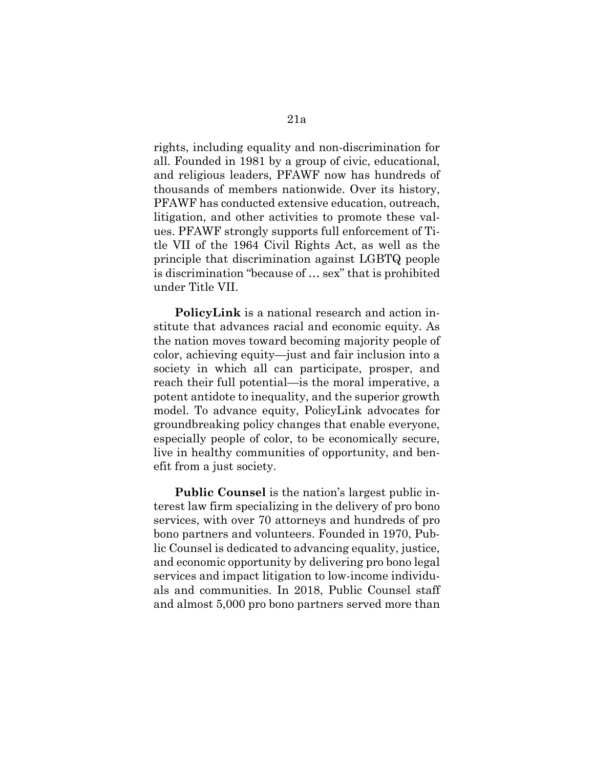rights, including equality and non-discrimination for all. Founded in 1981 by a group of civic, educational, and religious leaders, PFAWF now has hundreds of thousands of members nationwide. Over its history, PFAWF has conducted extensive education, outreach, litigation, and other activities to promote these values. PFAWF strongly supports full enforcement of Title VII of the 1964 Civil Rights Act, as well as the principle that discrimination against LGBTQ people is discrimination "because of … sex" that is prohibited under Title VII.

**PolicyLink** is a national research and action institute that advances racial and economic equity. As the nation moves toward becoming majority people of color, achieving equity—just and fair inclusion into a society in which all can participate, prosper, and reach their full potential—is the moral imperative, a potent antidote to inequality, and the superior growth model. To advance equity, PolicyLink advocates for groundbreaking policy changes that enable everyone, especially people of color, to be economically secure, live in healthy communities of opportunity, and benefit from a just society.

**Public Counsel** is the nation's largest public interest law firm specializing in the delivery of pro bono services, with over 70 attorneys and hundreds of pro bono partners and volunteers. Founded in 1970, Public Counsel is dedicated to advancing equality, justice, and economic opportunity by delivering pro bono legal services and impact litigation to low-income individuals and communities. In 2018, Public Counsel staff and almost 5,000 pro bono partners served more than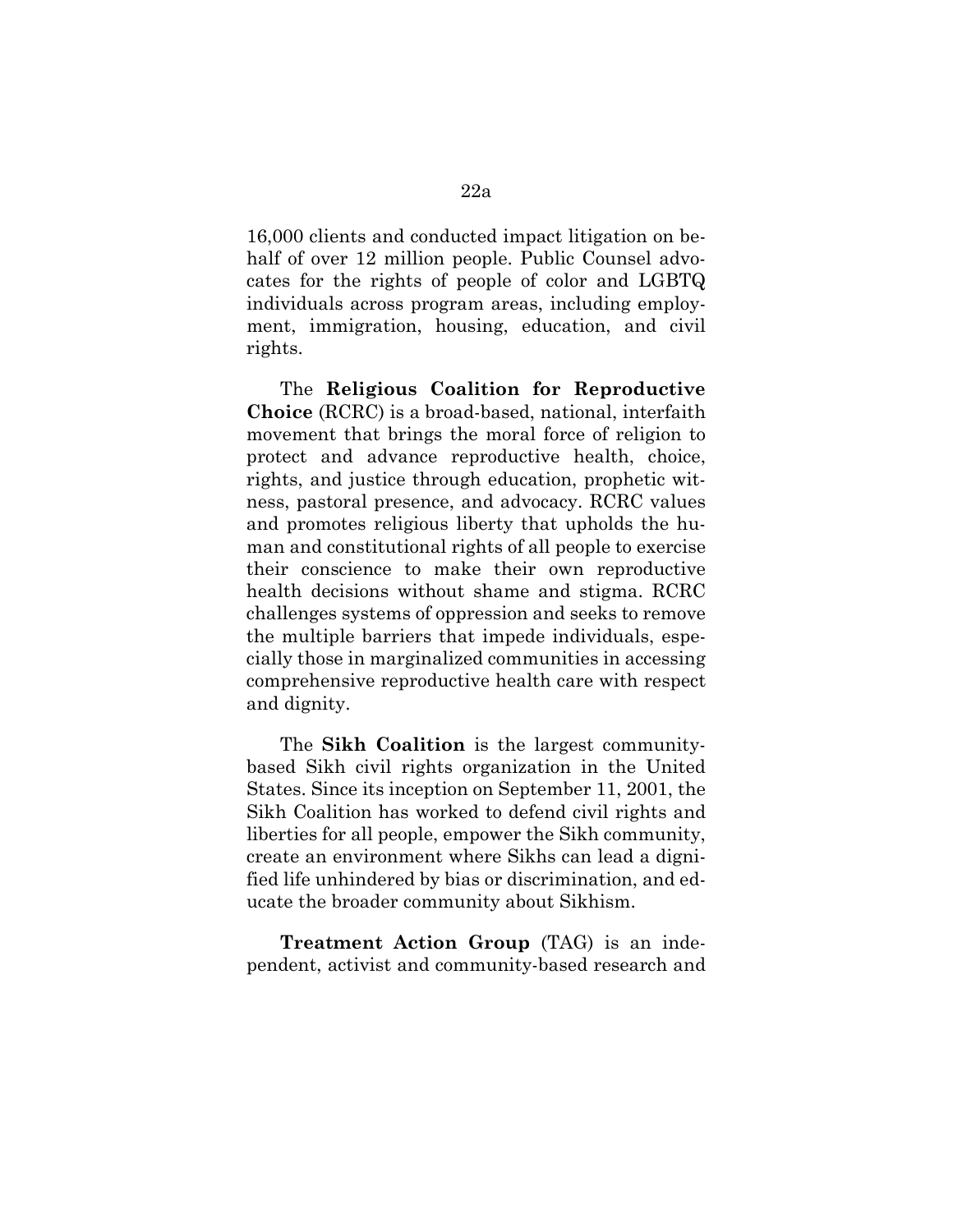16,000 clients and conducted impact litigation on behalf of over 12 million people. Public Counsel advocates for the rights of people of color and LGBTQ individuals across program areas, including employment, immigration, housing, education, and civil rights.

The **Religious Coalition for Reproductive Choice** (RCRC) is a broad-based, national, interfaith movement that brings the moral force of religion to protect and advance reproductive health, choice, rights, and justice through education, prophetic witness, pastoral presence, and advocacy. RCRC values and promotes religious liberty that upholds the human and constitutional rights of all people to exercise their conscience to make their own reproductive health decisions without shame and stigma. RCRC challenges systems of oppression and seeks to remove the multiple barriers that impede individuals, especially those in marginalized communities in accessing comprehensive reproductive health care with respect and dignity.

The **Sikh Coalition** is the largest community-based Sikh civil rights organization in the United States. Since its inception on September 11, 2001, the Sikh Coalition has worked to defend civil rights and liberties for all people, empower the Sikh community, create an environment where Sikhs can lead a dignified life unhindered by bias or discrimination, and educate the broader community about Sikhism.

**Treatment Action Group** (TAG) is an independent, activist and community-based research and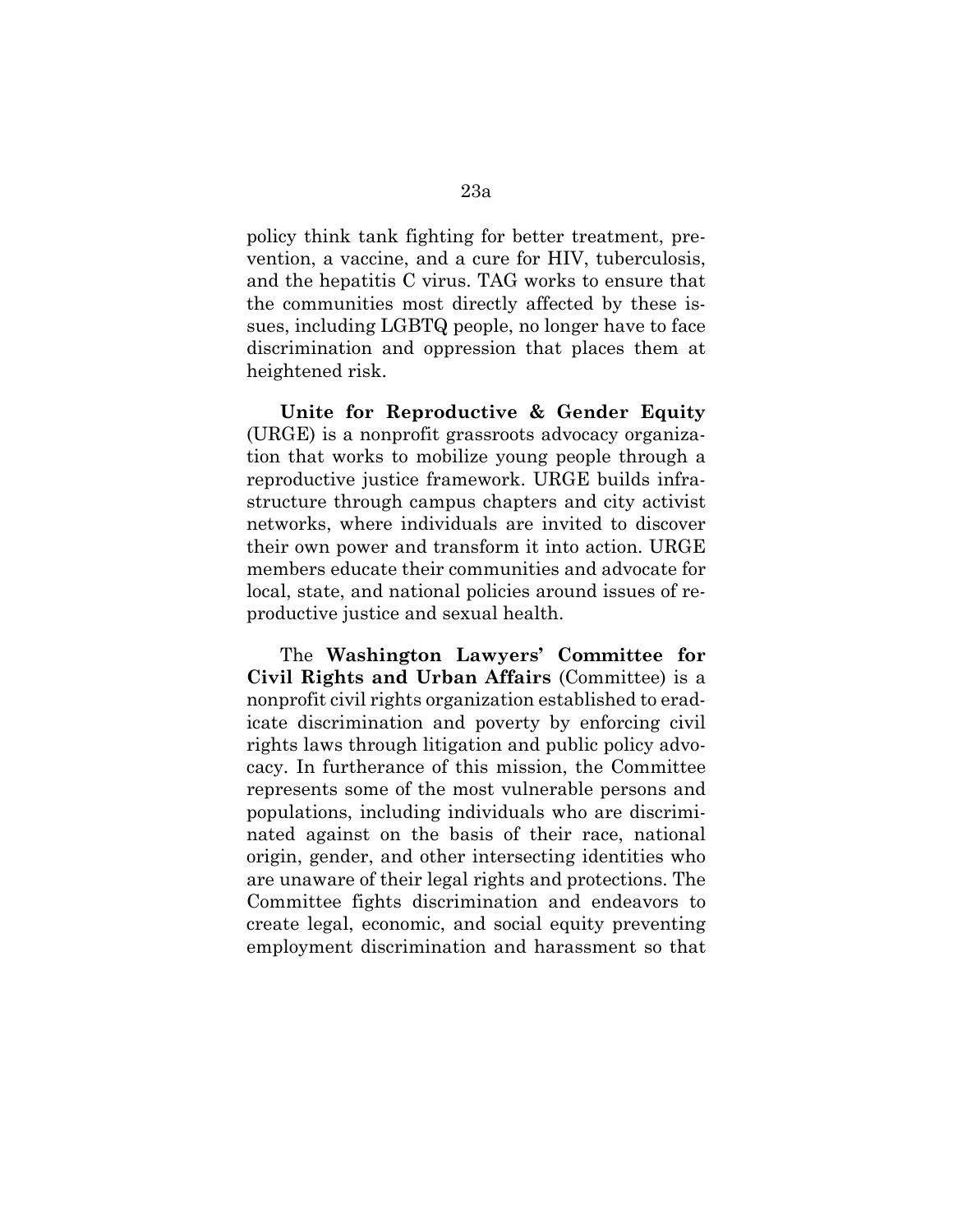policy think tank fighting for better treatment, prevention, a vaccine, and a cure for HIV, tuberculosis, and the hepatitis C virus. TAG works to ensure that the communities most directly affected by these issues, including LGBTQ people, no longer have to face discrimination and oppression that places them at heightened risk.

**Unite for Reproductive & Gender Equity** (URGE) is a nonprofit grassroots advocacy organization that works to mobilize young people through a reproductive justice framework. URGE builds infrastructure through campus chapters and city activist networks, where individuals are invited to discover their own power and transform it into action. URGE members educate their communities and advocate for local, state, and national policies around issues of reproductive justice and sexual health.

The **Washington Lawyers' Committee for Civil Rights and Urban Affairs** (Committee) is a nonprofit civil rights organization established to eradicate discrimination and poverty by enforcing civil rights laws through litigation and public policy advocacy. In furtherance of this mission, the Committee represents some of the most vulnerable persons and populations, including individuals who are discriminated against on the basis of their race, national origin, gender, and other intersecting identities who are unaware of their legal rights and protections. The Committee fights discrimination and endeavors to create legal, economic, and social equity preventing employment discrimination and harassment so that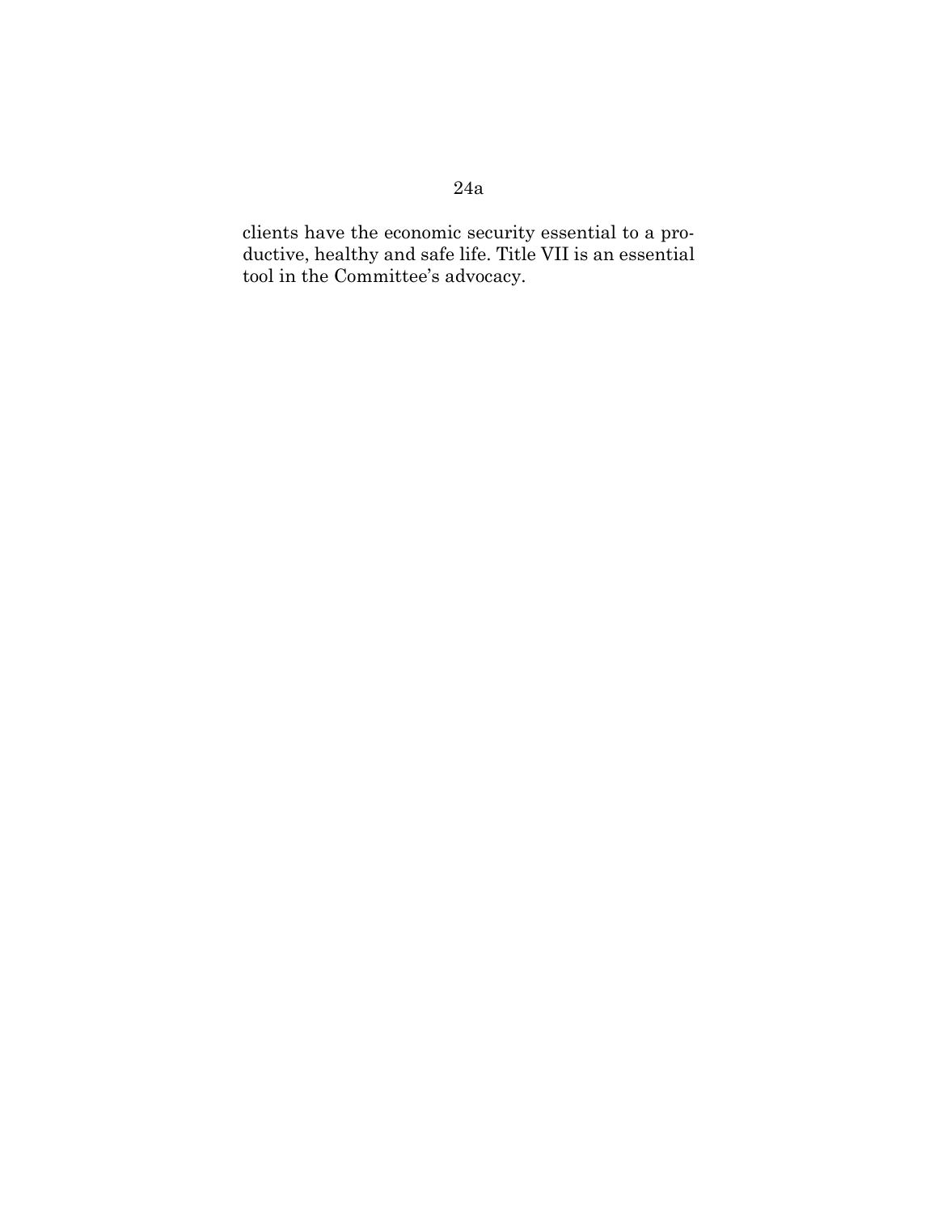clients have the economic security essential to a productive, healthy and safe life. Title VII is an essential tool in the Committee's advocacy.